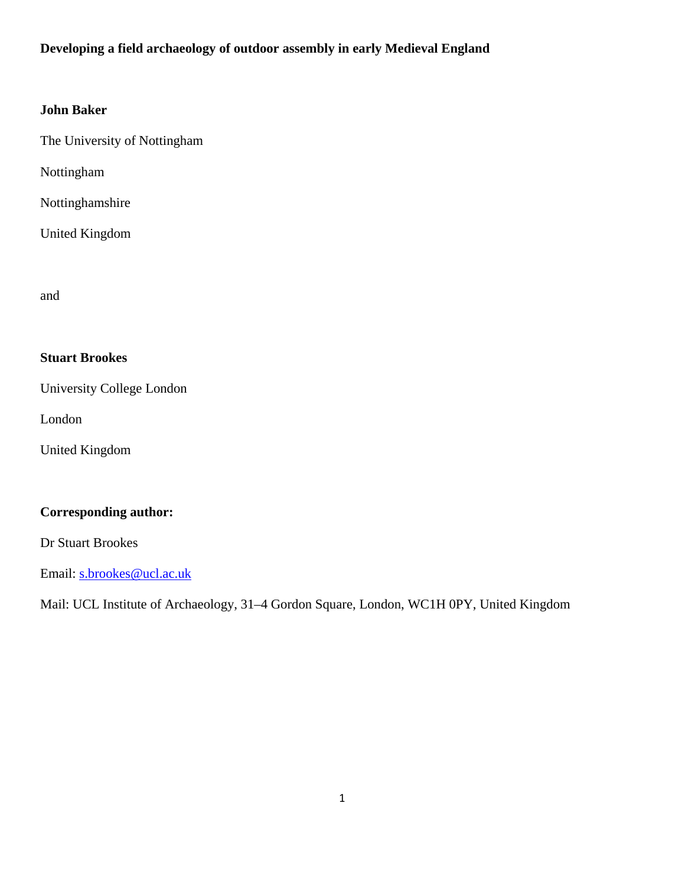# Developing a field archaeology of outdoor assembly in early Medieval England

**John Baker**

The University of Nottingham

Nottingham

Nottinghamshire

United Kingdom

and

**Stuart Brookes**

University College London

London

United Kingdom

**Corresponding author:**

Dr Stuart Brookes

Email: s.brookes@ucl.ac.uk

Mail: UCL Institute of Archaeology, 31–4 Gordon Square, London, WC1H 0PY, United Kingdom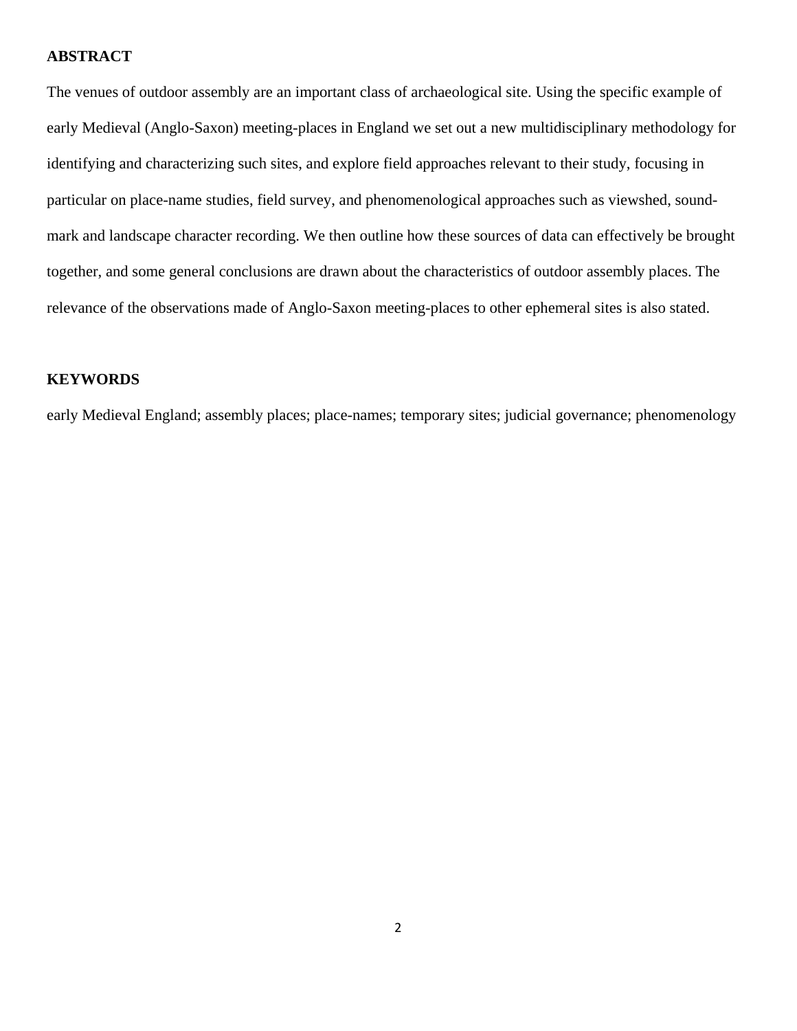**ABSTRACT**

The venues of outdoor assembly are an important class of archaeological site. Using the specific example of early Medieval (Anglo-Saxon) meeting-places in England we set out a new multidisciplinary methodology for identifying and characterizing such sites, and explore field approaches relevant to their study, focusing in particular on place-name studies, field survey, and phenomenological approaches such as viewshed, sound-mark and landscape character recording. We then outline how these sources of data can effectively be brought together, and some general conclusions are drawn about the characteristics of outdoor assembly places. The relevance of the observations made of Anglo-Saxon meeting-places to other ephemeral sites is also stated.

**KEYWORDS**

early Medieval England; assembly places; place-names; temporary sites; judicial governance; phenomenology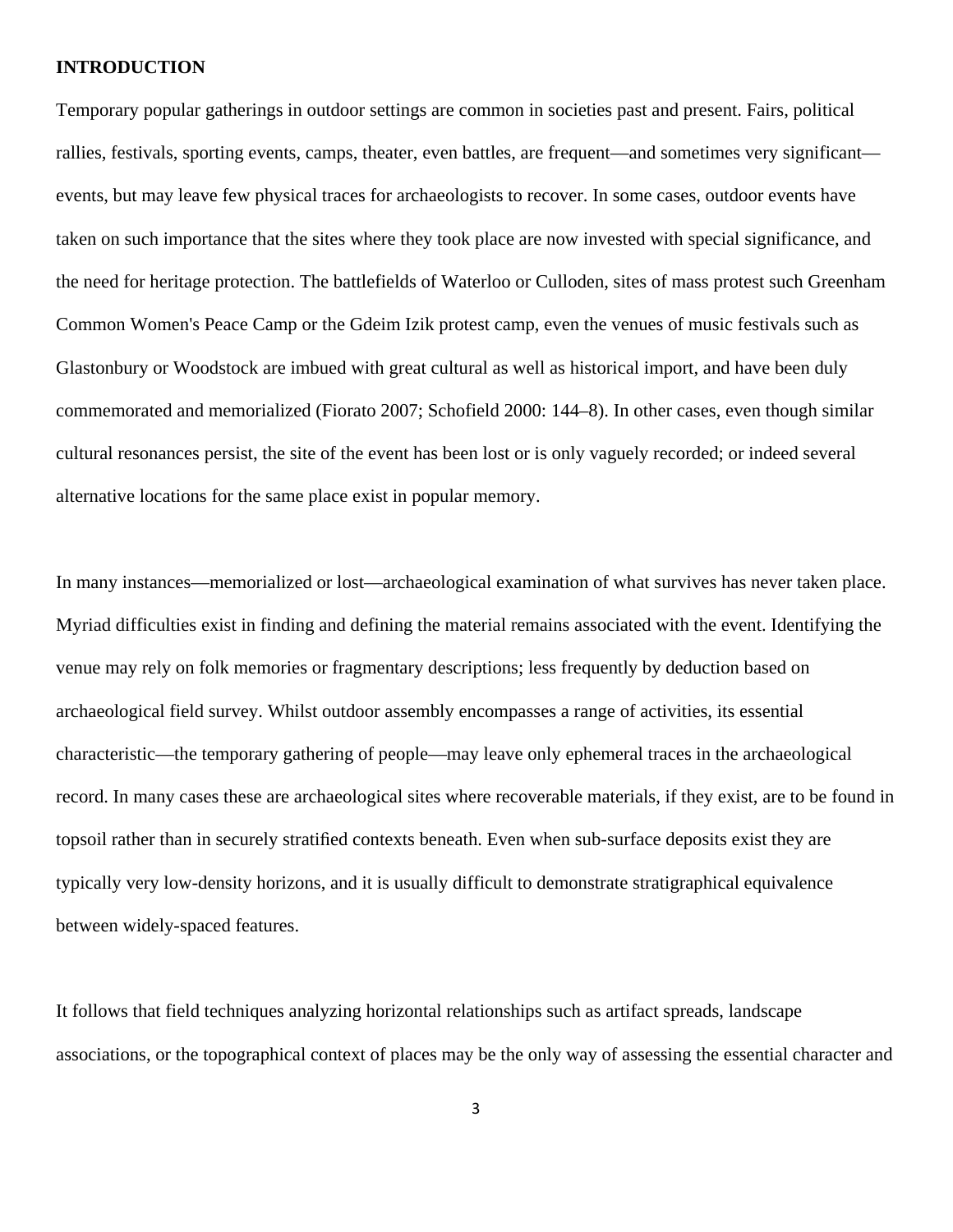**INTRODUCTION**

Temporary popular gatherings in outdoor settings are common in societies past and present. Fairs, political rallies, festivals, sporting events, camps, theater, even battles, are frequent—and sometimes very significant—events, but may leave few physical traces for archaeologists to recover. In some cases, outdoor events have taken on such importance that the sites where they took place are now invested with special significance, and the need for heritage protection. The battlefields of Waterloo or Culloden, sites of mass protest such Greenham Common Women's Peace Camp or the Gdeim Izik protest camp, even the venues of music festivals such as Glastonbury or Woodstock are imbued with great cultural as well as historical import, and have been duly commemorated and memorialized (Fiorato 2007; Schofield 2000: 144–8). In other cases, even though similar cultural resonances persist, the site of the event has been lost or is only vaguely recorded; or indeed several alternative locations for the same place exist in popular memory.

In many instances—memorialized or lost—archaeological examination of what survives has never taken place. Myriad difficulties exist in finding and defining the material remains associated with the event. Identifying the venue may rely on folk memories or fragmentary descriptions; less frequently by deduction based on archaeological field survey. Whilst outdoor assembly encompasses a range of activities, its essential characteristic—the temporary gathering of people—may leave only ephemeral traces in the archaeological record. In many cases these are archaeological sites where recoverable materials, if they exist, are to be found in topsoil rather than in securely stratified contexts beneath. Even when sub-surface deposits exist they are typically very low-density horizons, and it is usually difficult to demonstrate stratigraphical equivalence between widely-spaced features.

It follows that field techniques analyzing horizontal relationships such as artifact spreads, landscape associations, or the topographical context of places may be the only way of assessing the essential character and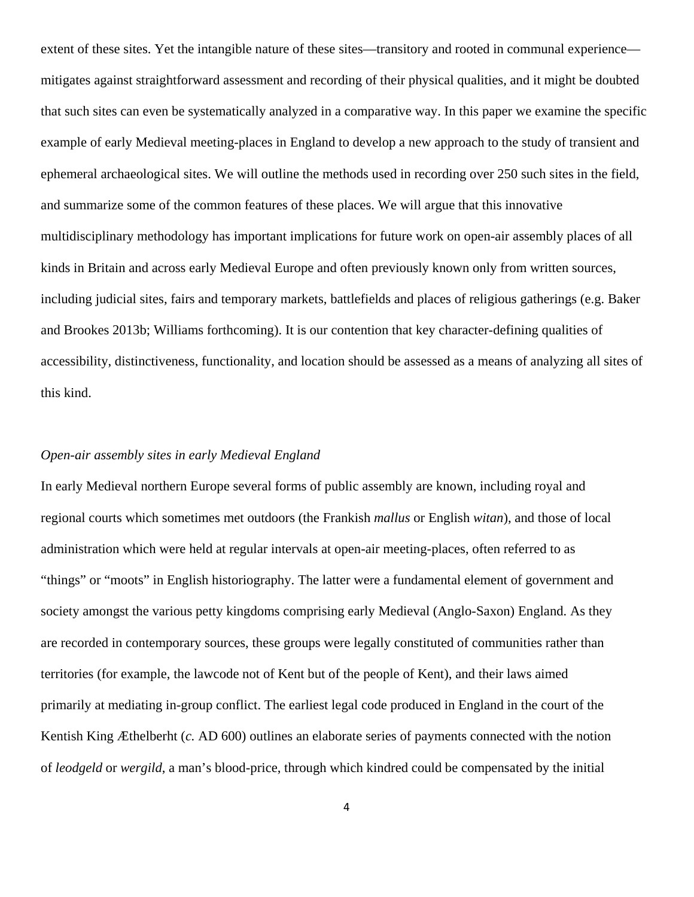extent of these sites. Yet the intangible nature of these sites—transitory and rooted in communal experience—mitigates against straightforward assessment and recording of their physical qualities, and it might be doubted that such sites can even be systematically analyzed in a comparative way. In this paper we examine the specific example of early Medieval meeting-places in England to develop a new approach to the study of transient and ephemeral archaeological sites. We will outline the methods used in recording over 250 such sites in the field, and summarize some of the common features of these places. We will argue that this innovative multidisciplinary methodology has important implications for future work on open-air assembly places of all kinds in Britain and across early Medieval Europe and often previously known only from written sources, including judicial sites, fairs and temporary markets, battlefields and places of religious gatherings (e.g. Baker and Brookes 2013b; Williams forthcoming). It is our contention that key character-defining qualities of accessibility, distinctiveness, functionality, and location should be assessed as a means of analyzing all sites of this kind.

*Open-air assembly sites in early Medieval England*

In early Medieval northern Europe several forms of public assembly are known, including royal and regional courts which sometimes met outdoors (the Frankish *mallus* or English *witan*), and those of local administration which were held at regular intervals at open-air meeting-places, often referred to as "things" or "moots" in English historiography. The latter were a fundamental element of government and society amongst the various petty kingdoms comprising early Medieval (Anglo-Saxon) England. As they are recorded in contemporary sources, these groups were legally constituted of communities rather than territories (for example, the lawcode not of Kent but of the people of Kent), and their laws aimed primarily at mediating in-group conflict. The earliest legal code produced in England in the court of the Kentish King Æthelberht (*c.* AD 600) outlines an elaborate series of payments connected with the notion of *leodgeld* or *wergild*, a man's blood-price, through which kindred could be compensated by the initial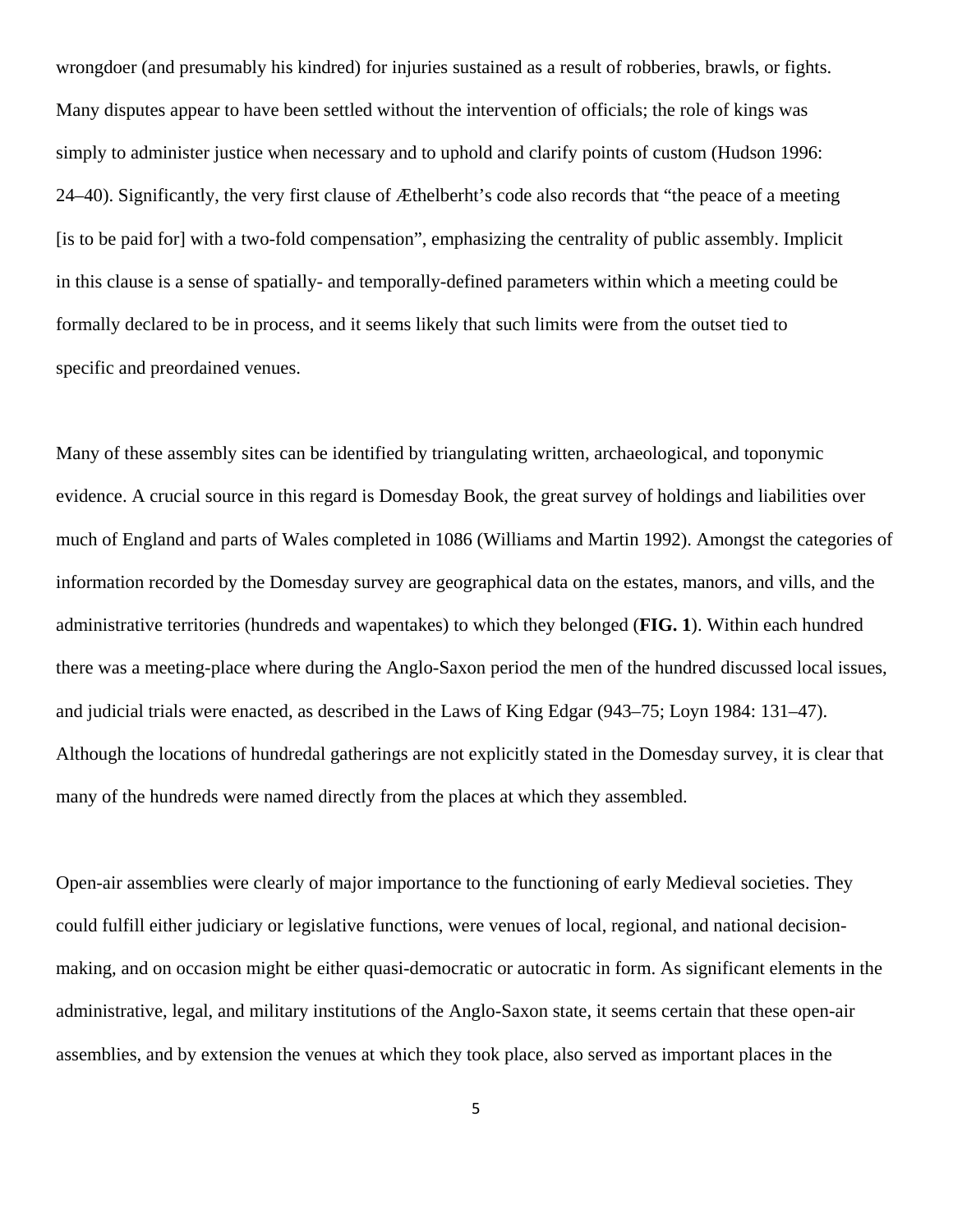wrongdoer (and presumably his kindred) for injuries sustained as a result of robberies, brawls, or fights. Many disputes appear to have been settled without the intervention of officials; the role of kings was simply to administer justice when necessary and to uphold and clarify points of custom (Hudson 1996: 24–40). Significantly, the very first clause of Æthelberht's code also records that "the peace of a meeting [is to be paid for] with a two-fold compensation", emphasizing the centrality of public assembly. Implicit in this clause is a sense of spatially- and temporally-defined parameters within which a meeting could be formally declared to be in process, and it seems likely that such limits were from the outset tied to specific and preordained venues.

Many of these assembly sites can be identified by triangulating written, archaeological, and toponymic evidence. A crucial source in this regard is Domesday Book, the great survey of holdings and liabilities over much of England and parts of Wales completed in 1086 (Williams and Martin 1992). Amongst the categories of information recorded by the Domesday survey are geographical data on the estates, manors, and vills, and the administrative territories (hundreds and wapentakes) to which they belonged (**FIG. 1**). Within each hundred there was a meeting-place where during the Anglo-Saxon period the men of the hundred discussed local issues, and judicial trials were enacted, as described in the Laws of King Edgar (943–75; Loyn 1984: 131–47). Although the locations of hundredal gatherings are not explicitly stated in the Domesday survey, it is clear that many of the hundreds were named directly from the places at which they assembled.

Open-air assemblies were clearly of major importance to the functioning of early Medieval societies. They could fulfill either judiciary or legislative functions, were venues of local, regional, and national decision-making, and on occasion might be either quasi-democratic or autocratic in form. As significant elements in the administrative, legal, and military institutions of the Anglo-Saxon state, it seems certain that these open-air assemblies, and by extension the venues at which they took place, also served as important places in the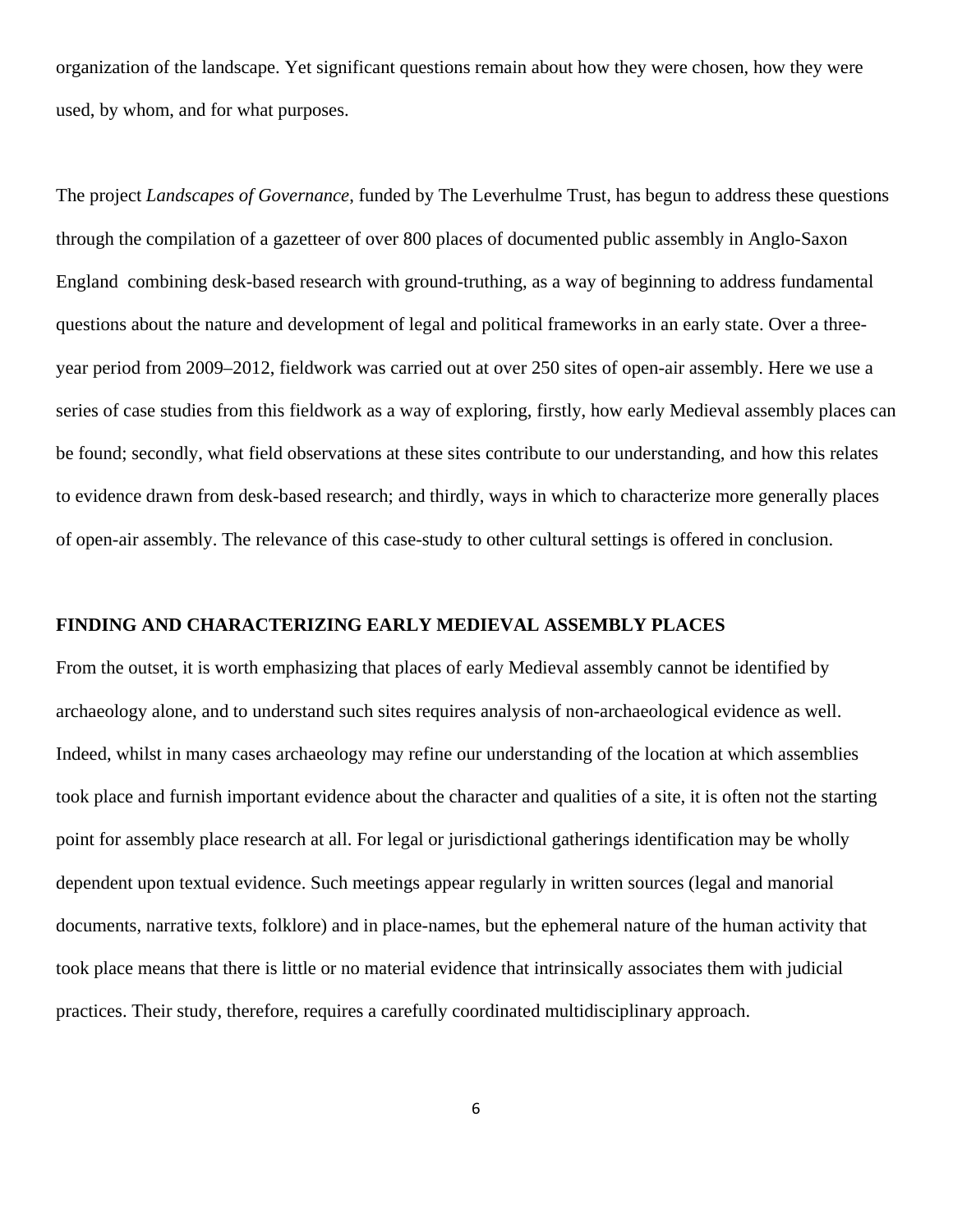organization of the landscape. Yet significant questions remain about how they were chosen, how they were used, by whom, and for what purposes.

The project *Landscapes of Governance*, funded by The Leverhulme Trust, has begun to address these questions through the compilation of a gazetteer of over 800 places of documented public assembly in Anglo-Saxon England  combining desk-based research with ground-truthing, as a way of beginning to address fundamental questions about the nature and development of legal and political frameworks in an early state. Over a three-year period from 2009–2012, fieldwork was carried out at over 250 sites of open-air assembly. Here we use a series of case studies from this fieldwork as a way of exploring, firstly, how early Medieval assembly places can be found; secondly, what field observations at these sites contribute to our understanding, and how this relates to evidence drawn from desk-based research; and thirdly, ways in which to characterize more generally places of open-air assembly. The relevance of this case-study to other cultural settings is offered in conclusion.

## FINDING AND CHARACTERIZING EARLY MEDIEVAL ASSEMBLY PLACES

From the outset, it is worth emphasizing that places of early Medieval assembly cannot be identified by archaeology alone, and to understand such sites requires analysis of non-archaeological evidence as well. Indeed, whilst in many cases archaeology may refine our understanding of the location at which assemblies took place and furnish important evidence about the character and qualities of a site, it is often not the starting point for assembly place research at all. For legal or jurisdictional gatherings identification may be wholly dependent upon textual evidence. Such meetings appear regularly in written sources (legal and manorial documents, narrative texts, folklore) and in place-names, but the ephemeral nature of the human activity that took place means that there is little or no material evidence that intrinsically associates them with judicial practices. Their study, therefore, requires a carefully coordinated multidisciplinary approach.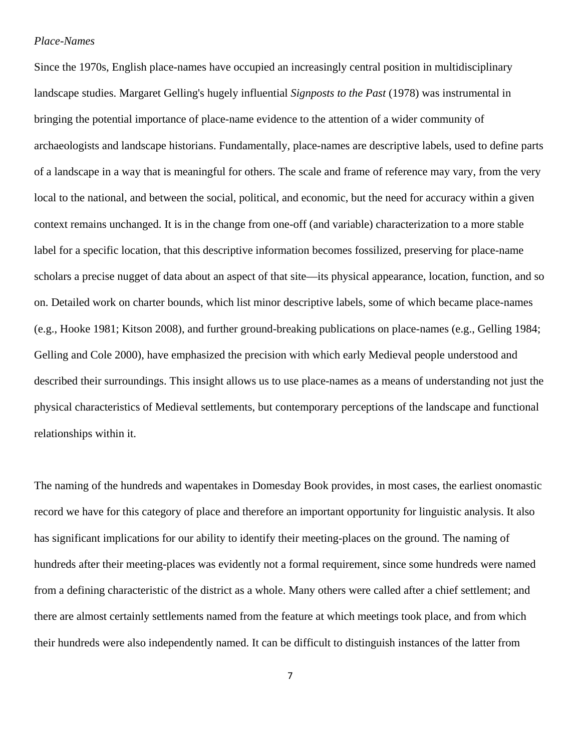*Place-Names*

Since the 1970s, English place-names have occupied an increasingly central position in multidisciplinary landscape studies. Margaret Gelling's hugely influential *Signposts to the Past* (1978) was instrumental in bringing the potential importance of place-name evidence to the attention of a wider community of archaeologists and landscape historians. Fundamentally, place-names are descriptive labels, used to define parts of a landscape in a way that is meaningful for others. The scale and frame of reference may vary, from the very local to the national, and between the social, political, and economic, but the need for accuracy within a given context remains unchanged. It is in the change from one-off (and variable) characterization to a more stable label for a specific location, that this descriptive information becomes fossilized, preserving for place-name scholars a precise nugget of data about an aspect of that site—its physical appearance, location, function, and so on. Detailed work on charter bounds, which list minor descriptive labels, some of which became place-names (e.g., Hooke 1981; Kitson 2008), and further ground-breaking publications on place-names (e.g., Gelling 1984; Gelling and Cole 2000), have emphasized the precision with which early Medieval people understood and described their surroundings. This insight allows us to use place-names as a means of understanding not just the physical characteristics of Medieval settlements, but contemporary perceptions of the landscape and functional relationships within it.

The naming of the hundreds and wapentakes in Domesday Book provides, in most cases, the earliest onomastic record we have for this category of place and therefore an important opportunity for linguistic analysis. It also has significant implications for our ability to identify their meeting-places on the ground. The naming of hundreds after their meeting-places was evidently not a formal requirement, since some hundreds were named from a defining characteristic of the district as a whole. Many others were called after a chief settlement; and there are almost certainly settlements named from the feature at which meetings took place, and from which their hundreds were also independently named. It can be difficult to distinguish instances of the latter from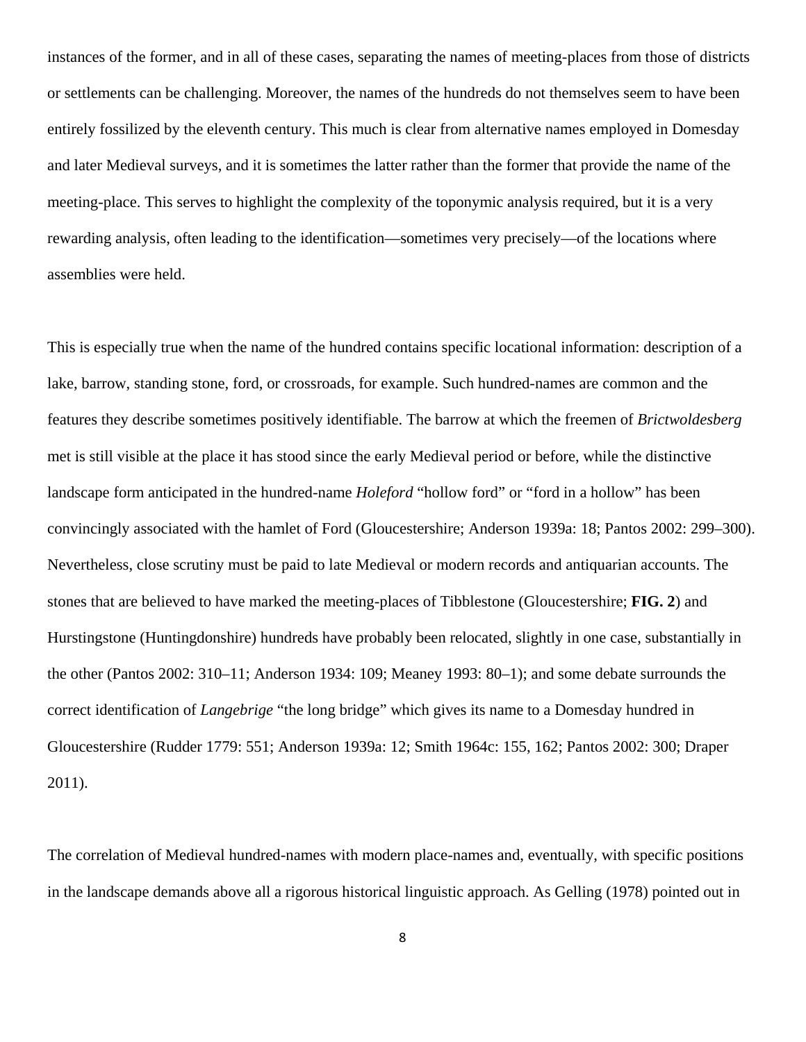instances of the former, and in all of these cases, separating the names of meeting-places from those of districts or settlements can be challenging. Moreover, the names of the hundreds do not themselves seem to have been entirely fossilized by the eleventh century. This much is clear from alternative names employed in Domesday and later Medieval surveys, and it is sometimes the latter rather than the former that provide the name of the meeting-place. This serves to highlight the complexity of the toponymic analysis required, but it is a very rewarding analysis, often leading to the identification—sometimes very precisely—of the locations where assemblies were held.

This is especially true when the name of the hundred contains specific locational information: description of a lake, barrow, standing stone, ford, or crossroads, for example. Such hundred-names are common and the features they describe sometimes positively identifiable. The barrow at which the freemen of *Brictwoldesberg* met is still visible at the place it has stood since the early Medieval period or before, while the distinctive landscape form anticipated in the hundred-name *Holeford* "hollow ford" or "ford in a hollow" has been convincingly associated with the hamlet of Ford (Gloucestershire; Anderson 1939a: 18; Pantos 2002: 299–300). Nevertheless, close scrutiny must be paid to late Medieval or modern records and antiquarian accounts. The stones that are believed to have marked the meeting-places of Tibblestone (Gloucestershire; **FIG. 2**) and Hurstingstone (Huntingdonshire) hundreds have probably been relocated, slightly in one case, substantially in the other (Pantos 2002: 310–11; Anderson 1934: 109; Meaney 1993: 80–1); and some debate surrounds the correct identification of *Langebrige* "the long bridge" which gives its name to a Domesday hundred in Gloucestershire (Rudder 1779: 551; Anderson 1939a: 12; Smith 1964c: 155, 162; Pantos 2002: 300; Draper 2011).

The correlation of Medieval hundred-names with modern place-names and, eventually, with specific positions in the landscape demands above all a rigorous historical linguistic approach. As Gelling (1978) pointed out in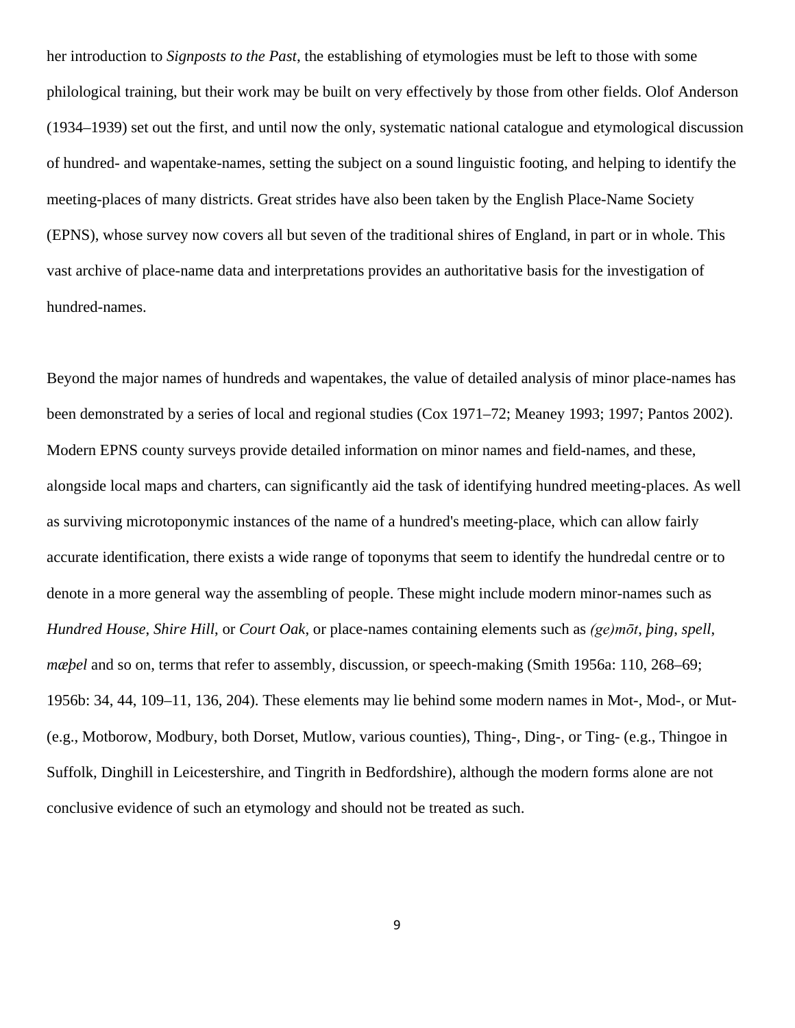her introduction to *Signposts to the Past*, the establishing of etymologies must be left to those with some philological training, but their work may be built on very effectively by those from other fields. Olof Anderson (1934–1939) set out the first, and until now the only, systematic national catalogue and etymological discussion of hundred- and wapentake-names, setting the subject on a sound linguistic footing, and helping to identify the meeting-places of many districts. Great strides have also been taken by the English Place-Name Society (EPNS), whose survey now covers all but seven of the traditional shires of England, in part or in whole. This vast archive of place-name data and interpretations provides an authoritative basis for the investigation of hundred-names.

Beyond the major names of hundreds and wapentakes, the value of detailed analysis of minor place-names has been demonstrated by a series of local and regional studies (Cox 1971–72; Meaney 1993; 1997; Pantos 2002). Modern EPNS county surveys provide detailed information on minor names and field-names, and these, alongside local maps and charters, can significantly aid the task of identifying hundred meeting-places. As well as surviving microtoponymic instances of the name of a hundred's meeting-place, which can allow fairly accurate identification, there exists a wide range of toponyms that seem to identify the hundredal centre or to denote in a more general way the assembling of people. These might include modern minor-names such as *Hundred House*, *Shire Hill*, or *Court Oak*, or place-names containing elements such as *(ge)mōt*, *þing*, *spell*, *mæþel* and so on, terms that refer to assembly, discussion, or speech-making (Smith 1956a: 110, 268–69; 1956b: 34, 44, 109–11, 136, 204). These elements may lie behind some modern names in Mot-, Mod-, or Mut- (e.g., Motborow, Modbury, both Dorset, Mutlow, various counties), Thing-, Ding-, or Ting- (e.g., Thingoe in Suffolk, Dinghill in Leicestershire, and Tingrith in Bedfordshire), although the modern forms alone are not conclusive evidence of such an etymology and should not be treated as such.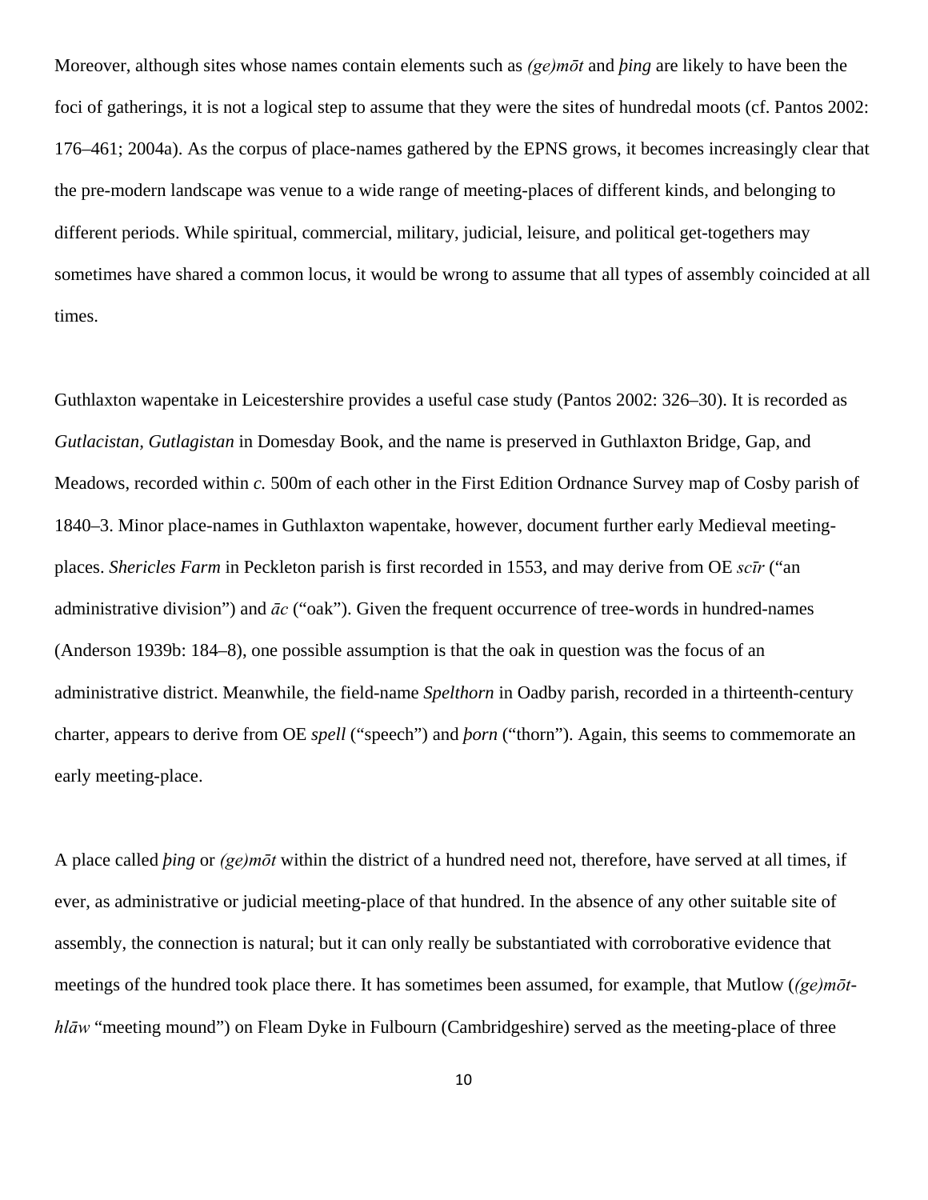Moreover, although sites whose names contain elements such as *(ge)mōt* and *þing* are likely to have been the foci of gatherings, it is not a logical step to assume that they were the sites of hundredal moots (cf. Pantos 2002: 176–461; 2004a). As the corpus of place-names gathered by the EPNS grows, it becomes increasingly clear that the pre-modern landscape was venue to a wide range of meeting-places of different kinds, and belonging to different periods. While spiritual, commercial, military, judicial, leisure, and political get-togethers may sometimes have shared a common locus, it would be wrong to assume that all types of assembly coincided at all times.

Guthlaxton wapentake in Leicestershire provides a useful case study (Pantos 2002: 326–30). It is recorded as *Gutlacistan, Gutlagistan* in Domesday Book, and the name is preserved in Guthlaxton Bridge, Gap, and Meadows, recorded within *c.* 500m of each other in the First Edition Ordnance Survey map of Cosby parish of 1840–3. Minor place-names in Guthlaxton wapentake, however, document further early Medieval meeting-places. *Shericles Farm* in Peckleton parish is first recorded in 1553, and may derive from OE *scīr* ("an administrative division") and *āc* ("oak"). Given the frequent occurrence of tree-words in hundred-names (Anderson 1939b: 184–8), one possible assumption is that the oak in question was the focus of an administrative district. Meanwhile, the field-name *Spelthorn* in Oadby parish, recorded in a thirteenth-century charter, appears to derive from OE *spell* ("speech") and *þorn* ("thorn"). Again, this seems to commemorate an early meeting-place.

A place called *þing* or *(ge)mōt* within the district of a hundred need not, therefore, have served at all times, if ever, as administrative or judicial meeting-place of that hundred. In the absence of any other suitable site of assembly, the connection is natural; but it can only really be substantiated with corroborative evidence that meetings of the hundred took place there. It has sometimes been assumed, for example, that Mutlow (*(ge)mōt-hlāw* "meeting mound") on Fleam Dyke in Fulbourn (Cambridgeshire) served as the meeting-place of three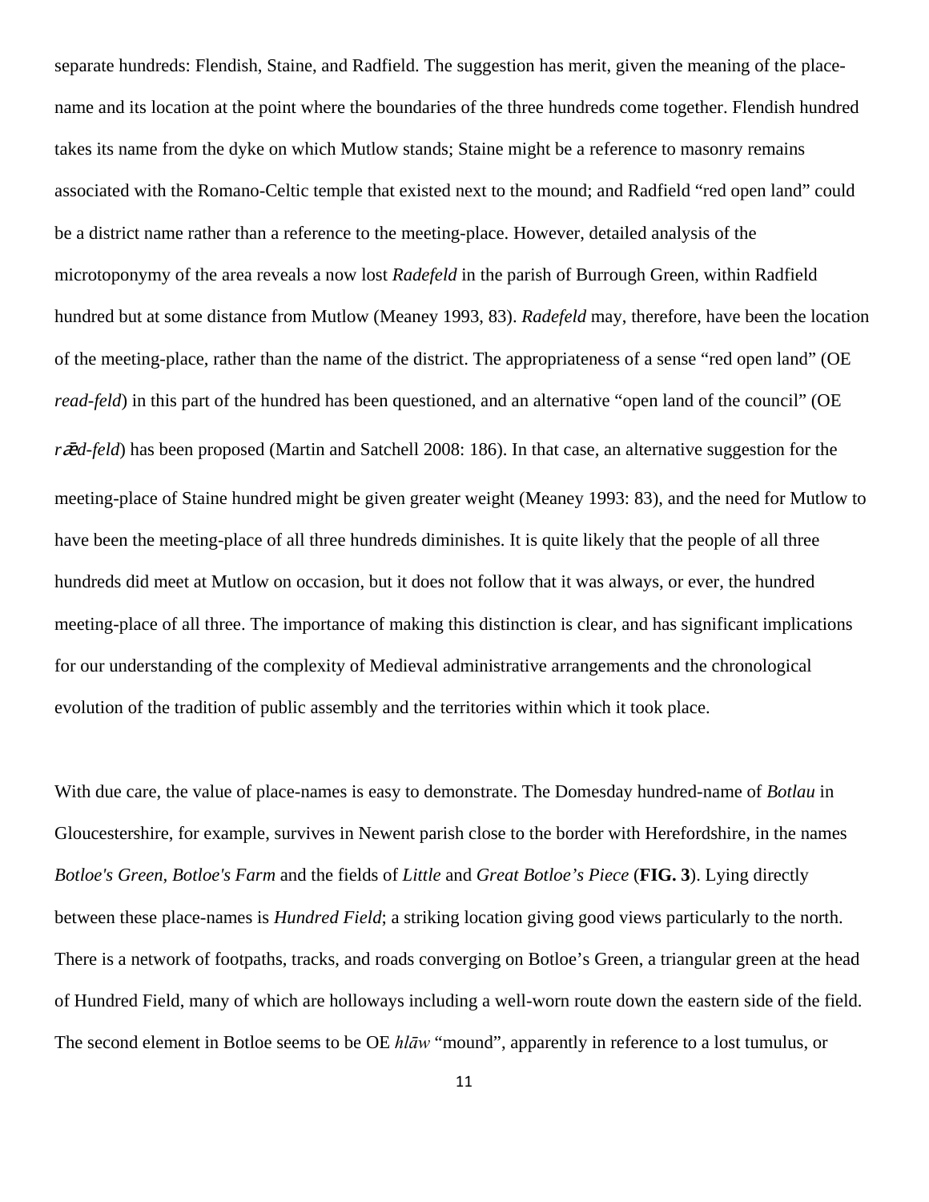separate hundreds: Flendish, Staine, and Radfield. The suggestion has merit, given the meaning of the place-name and its location at the point where the boundaries of the three hundreds come together. Flendish hundred takes its name from the dyke on which Mutlow stands; Staine might be a reference to masonry remains associated with the Romano-Celtic temple that existed next to the mound; and Radfield "red open land" could be a district name rather than a reference to the meeting-place. However, detailed analysis of the microtoponymy of the area reveals a now lost *Radefeld* in the parish of Burrough Green, within Radfield hundred but at some distance from Mutlow (Meaney 1993, 83). *Radefeld* may, therefore, have been the location of the meeting-place, rather than the name of the district. The appropriateness of a sense "red open land" (OE *read-feld*) in this part of the hundred has been questioned, and an alternative "open land of the council" (OE *rǣd-feld*) has been proposed (Martin and Satchell 2008: 186). In that case, an alternative suggestion for the meeting-place of Staine hundred might be given greater weight (Meaney 1993: 83), and the need for Mutlow to have been the meeting-place of all three hundreds diminishes. It is quite likely that the people of all three hundreds did meet at Mutlow on occasion, but it does not follow that it was always, or ever, the hundred meeting-place of all three. The importance of making this distinction is clear, and has significant implications for our understanding of the complexity of Medieval administrative arrangements and the chronological evolution of the tradition of public assembly and the territories within which it took place.

With due care, the value of place-names is easy to demonstrate. The Domesday hundred-name of *Botlau* in Gloucestershire, for example, survives in Newent parish close to the border with Herefordshire, in the names *Botloe's Green, Botloe's Farm* and the fields of *Little* and *Great Botloe's Piece* (**FIG. 3**). Lying directly between these place-names is *Hundred Field*; a striking location giving good views particularly to the north. There is a network of footpaths, tracks, and roads converging on Botloe's Green, a triangular green at the head of Hundred Field, many of which are holloways including a well-worn route down the eastern side of the field. The second element in Botloe seems to be OE *hlāw* "mound", apparently in reference to a lost tumulus, or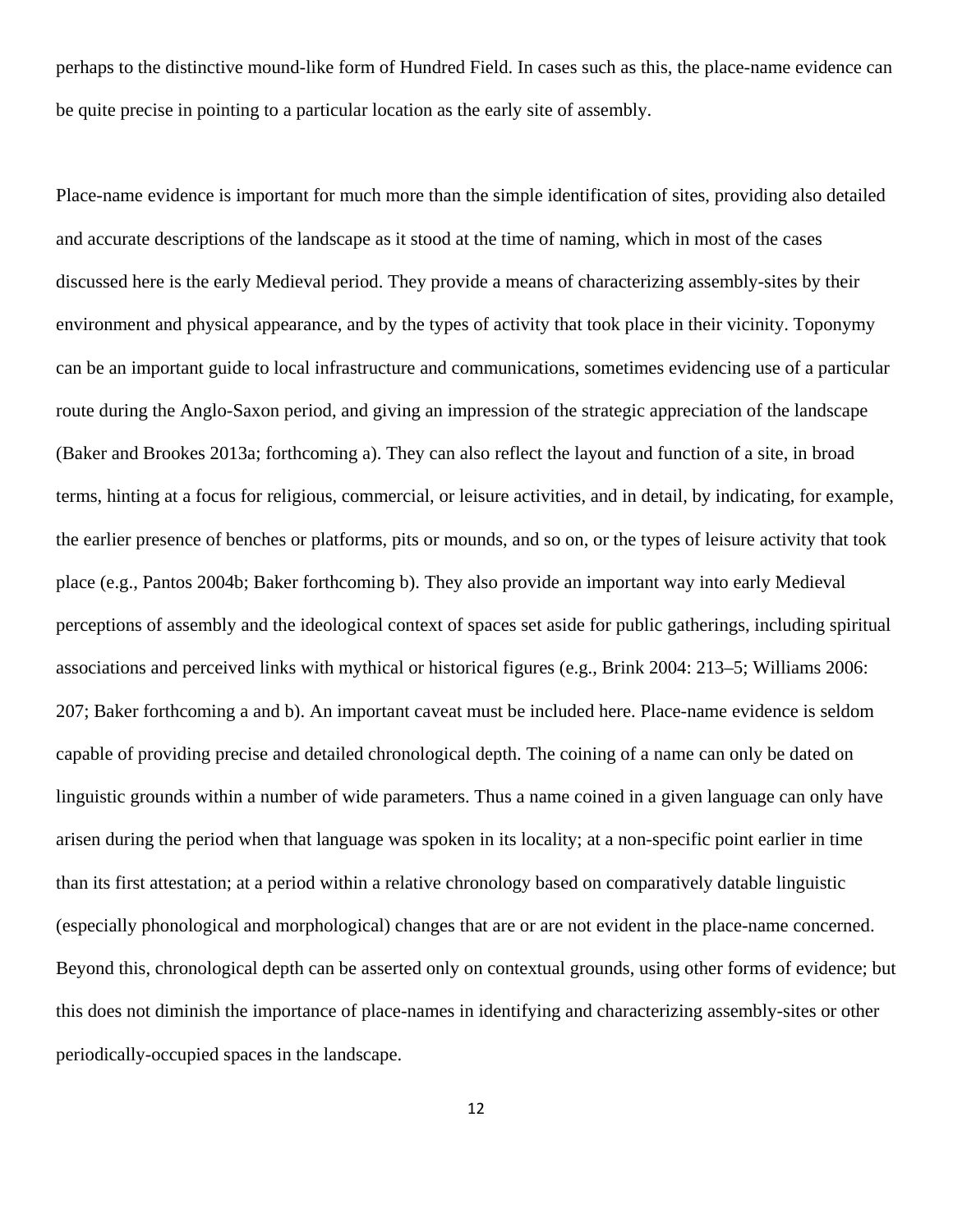perhaps to the distinctive mound-like form of Hundred Field. In cases such as this, the place-name evidence can be quite precise in pointing to a particular location as the early site of assembly.

Place-name evidence is important for much more than the simple identification of sites, providing also detailed and accurate descriptions of the landscape as it stood at the time of naming, which in most of the cases discussed here is the early Medieval period. They provide a means of characterizing assembly-sites by their environment and physical appearance, and by the types of activity that took place in their vicinity. Toponymy can be an important guide to local infrastructure and communications, sometimes evidencing use of a particular route during the Anglo-Saxon period, and giving an impression of the strategic appreciation of the landscape (Baker and Brookes 2013a; forthcoming a). They can also reflect the layout and function of a site, in broad terms, hinting at a focus for religious, commercial, or leisure activities, and in detail, by indicating, for example, the earlier presence of benches or platforms, pits or mounds, and so on, or the types of leisure activity that took place (e.g., Pantos 2004b; Baker forthcoming b). They also provide an important way into early Medieval perceptions of assembly and the ideological context of spaces set aside for public gatherings, including spiritual associations and perceived links with mythical or historical figures (e.g., Brink 2004: 213–5; Williams 2006: 207; Baker forthcoming a and b). An important caveat must be included here. Place-name evidence is seldom capable of providing precise and detailed chronological depth. The coining of a name can only be dated on linguistic grounds within a number of wide parameters. Thus a name coined in a given language can only have arisen during the period when that language was spoken in its locality; at a non-specific point earlier in time than its first attestation; at a period within a relative chronology based on comparatively datable linguistic (especially phonological and morphological) changes that are or are not evident in the place-name concerned. Beyond this, chronological depth can be asserted only on contextual grounds, using other forms of evidence; but this does not diminish the importance of place-names in identifying and characterizing assembly-sites or other periodically-occupied spaces in the landscape.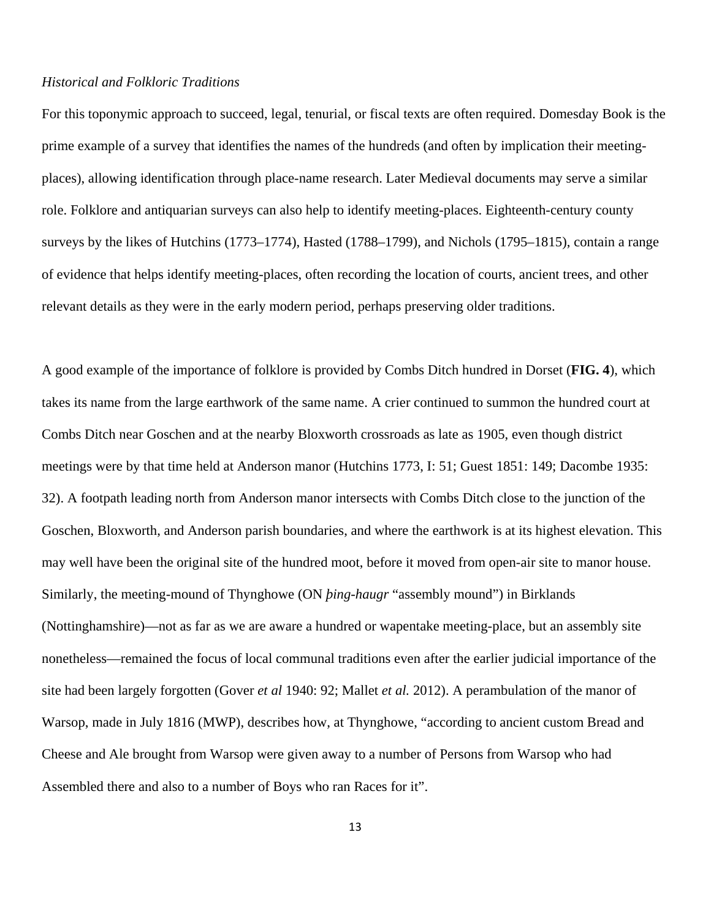*Historical and Folkloric Traditions*

For this toponymic approach to succeed, legal, tenurial, or fiscal texts are often required. Domesday Book is the prime example of a survey that identifies the names of the hundreds (and often by implication their meeting-places), allowing identification through place-name research. Later Medieval documents may serve a similar role. Folklore and antiquarian surveys can also help to identify meeting-places. Eighteenth-century county surveys by the likes of Hutchins (1773–1774), Hasted (1788–1799), and Nichols (1795–1815), contain a range of evidence that helps identify meeting-places, often recording the location of courts, ancient trees, and other relevant details as they were in the early modern period, perhaps preserving older traditions.

A good example of the importance of folklore is provided by Combs Ditch hundred in Dorset (**FIG. 4**), which takes its name from the large earthwork of the same name. A crier continued to summon the hundred court at Combs Ditch near Goschen and at the nearby Bloxworth crossroads as late as 1905, even though district meetings were by that time held at Anderson manor (Hutchins 1773, I: 51; Guest 1851: 149; Dacombe 1935: 32). A footpath leading north from Anderson manor intersects with Combs Ditch close to the junction of the Goschen, Bloxworth, and Anderson parish boundaries, and where the earthwork is at its highest elevation. This may well have been the original site of the hundred moot, before it moved from open-air site to manor house. Similarly, the meeting-mound of Thynghowe (ON *þing-haugr* "assembly mound") in Birklands (Nottinghamshire)—not as far as we are aware a hundred or wapentake meeting-place, but an assembly site nonetheless—remained the focus of local communal traditions even after the earlier judicial importance of the site had been largely forgotten (Gover *et al* 1940: 92; Mallet *et al.* 2012). A perambulation of the manor of Warsop, made in July 1816 (MWP), describes how, at Thynghowe, "according to ancient custom Bread and Cheese and Ale brought from Warsop were given away to a number of Persons from Warsop who had Assembled there and also to a number of Boys who ran Races for it".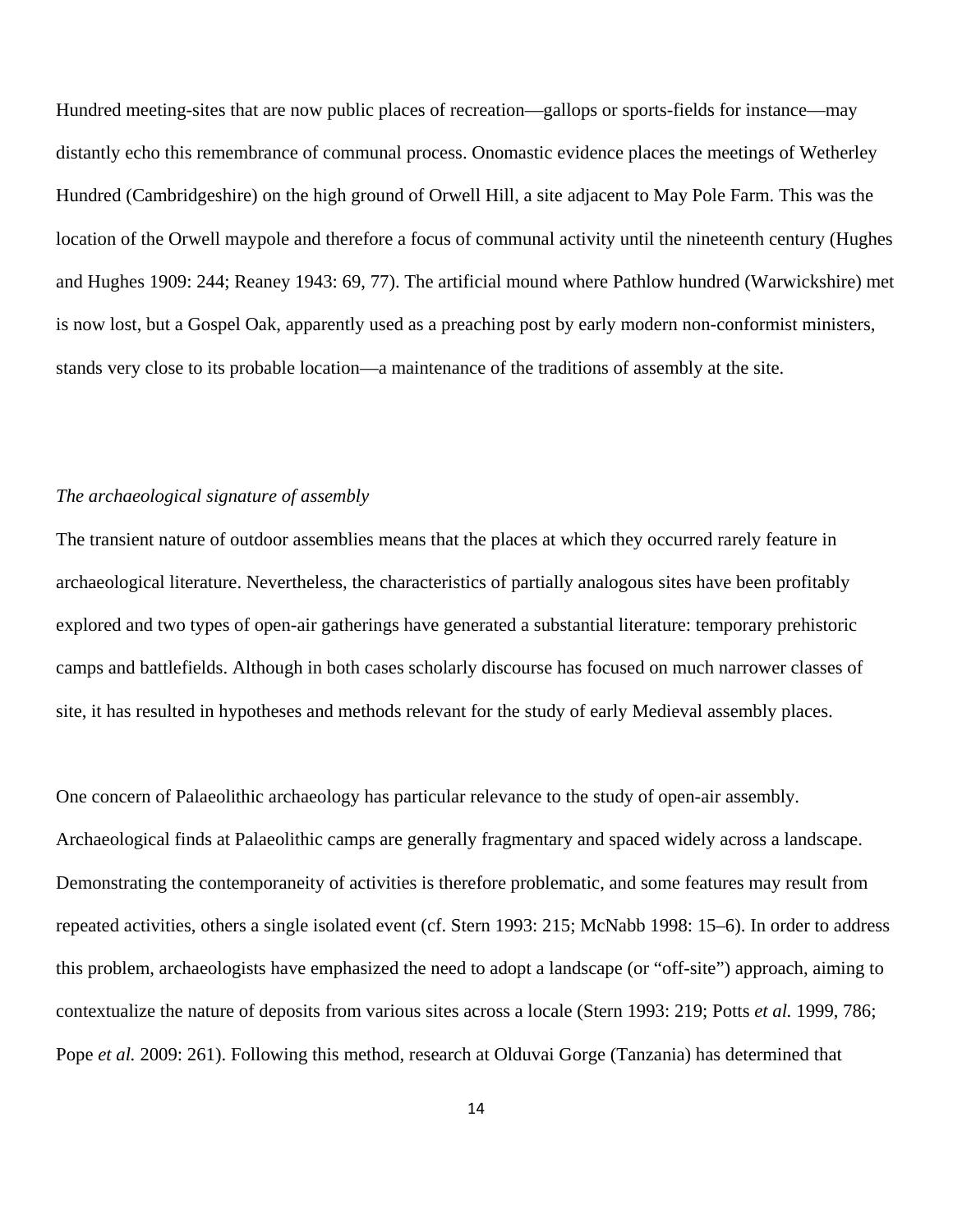Hundred meeting-sites that are now public places of recreation—gallops or sports-fields for instance—may distantly echo this remembrance of communal process. Onomastic evidence places the meetings of Wetherley Hundred (Cambridgeshire) on the high ground of Orwell Hill, a site adjacent to May Pole Farm. This was the location of the Orwell maypole and therefore a focus of communal activity until the nineteenth century (Hughes and Hughes 1909: 244; Reaney 1943: 69, 77). The artificial mound where Pathlow hundred (Warwickshire) met is now lost, but a Gospel Oak, apparently used as a preaching post by early modern non-conformist ministers, stands very close to its probable location—a maintenance of the traditions of assembly at the site.

### *The archaeological signature of assembly*

The transient nature of outdoor assemblies means that the places at which they occurred rarely feature in archaeological literature. Nevertheless, the characteristics of partially analogous sites have been profitably explored and two types of open-air gatherings have generated a substantial literature: temporary prehistoric camps and battlefields. Although in both cases scholarly discourse has focused on much narrower classes of site, it has resulted in hypotheses and methods relevant for the study of early Medieval assembly places.

One concern of Palaeolithic archaeology has particular relevance to the study of open-air assembly. Archaeological finds at Palaeolithic camps are generally fragmentary and spaced widely across a landscape. Demonstrating the contemporaneity of activities is therefore problematic, and some features may result from repeated activities, others a single isolated event (cf. Stern 1993: 215; McNabb 1998: 15–6). In order to address this problem, archaeologists have emphasized the need to adopt a landscape (or "off-site") approach, aiming to contextualize the nature of deposits from various sites across a locale (Stern 1993: 219; Potts *et al.* 1999, 786; Pope *et al.* 2009: 261). Following this method, research at Olduvai Gorge (Tanzania) has determined that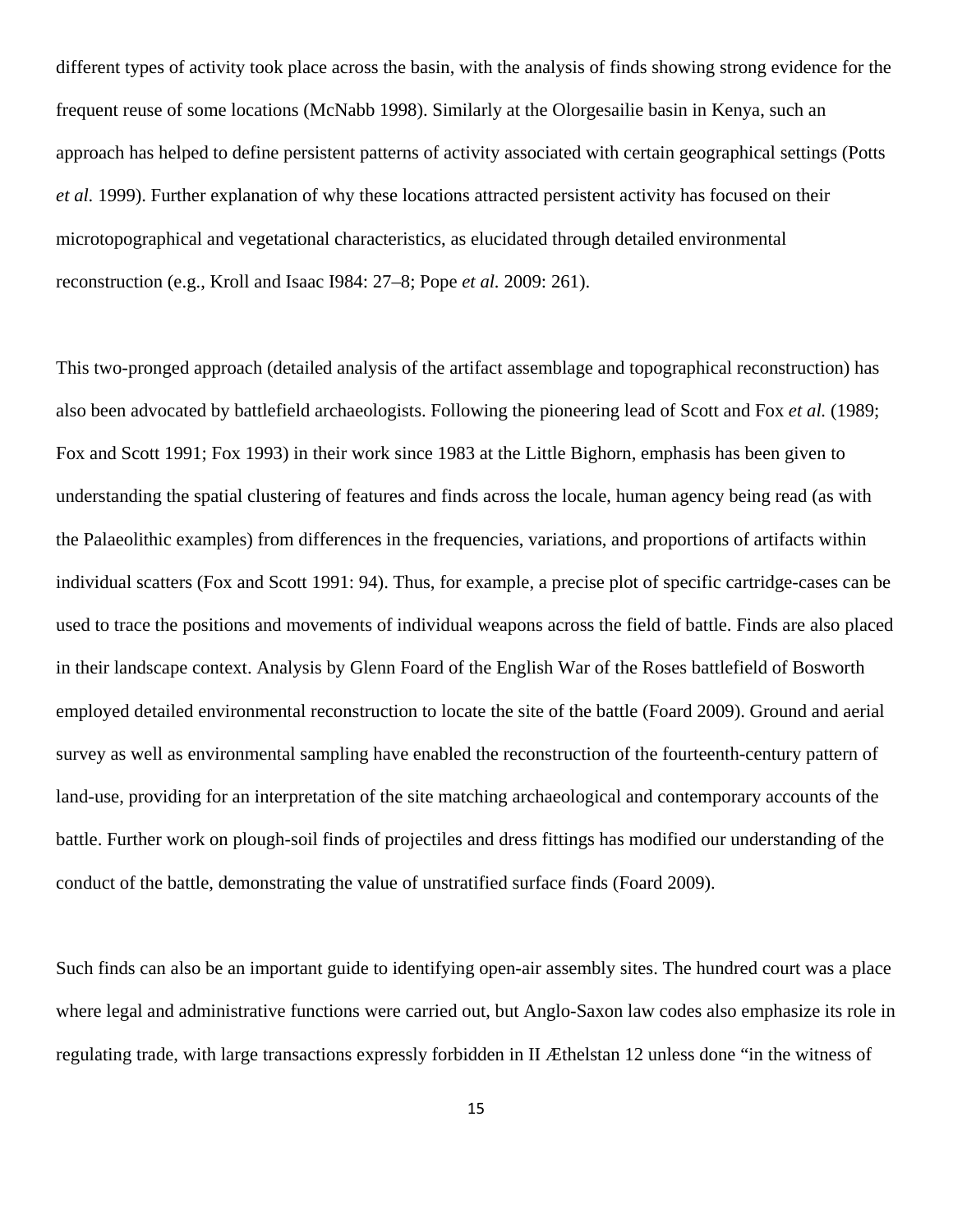different types of activity took place across the basin, with the analysis of finds showing strong evidence for the frequent reuse of some locations (McNabb 1998). Similarly at the Olorgesailie basin in Kenya, such an approach has helped to define persistent patterns of activity associated with certain geographical settings (Potts *et al.* 1999). Further explanation of why these locations attracted persistent activity has focused on their microtopographical and vegetational characteristics, as elucidated through detailed environmental reconstruction (e.g., Kroll and Isaac I984: 27–8; Pope *et al.* 2009: 261).

This two-pronged approach (detailed analysis of the artifact assemblage and topographical reconstruction) has also been advocated by battlefield archaeologists. Following the pioneering lead of Scott and Fox *et al.* (1989; Fox and Scott 1991; Fox 1993) in their work since 1983 at the Little Bighorn, emphasis has been given to understanding the spatial clustering of features and finds across the locale, human agency being read (as with the Palaeolithic examples) from differences in the frequencies, variations, and proportions of artifacts within individual scatters (Fox and Scott 1991: 94). Thus, for example, a precise plot of specific cartridge-cases can be used to trace the positions and movements of individual weapons across the field of battle. Finds are also placed in their landscape context. Analysis by Glenn Foard of the English War of the Roses battlefield of Bosworth employed detailed environmental reconstruction to locate the site of the battle (Foard 2009). Ground and aerial survey as well as environmental sampling have enabled the reconstruction of the fourteenth-century pattern of land-use, providing for an interpretation of the site matching archaeological and contemporary accounts of the battle. Further work on plough-soil finds of projectiles and dress fittings has modified our understanding of the conduct of the battle, demonstrating the value of unstratified surface finds (Foard 2009).

Such finds can also be an important guide to identifying open-air assembly sites. The hundred court was a place where legal and administrative functions were carried out, but Anglo-Saxon law codes also emphasize its role in regulating trade, with large transactions expressly forbidden in II Æthelstan 12 unless done "in the witness of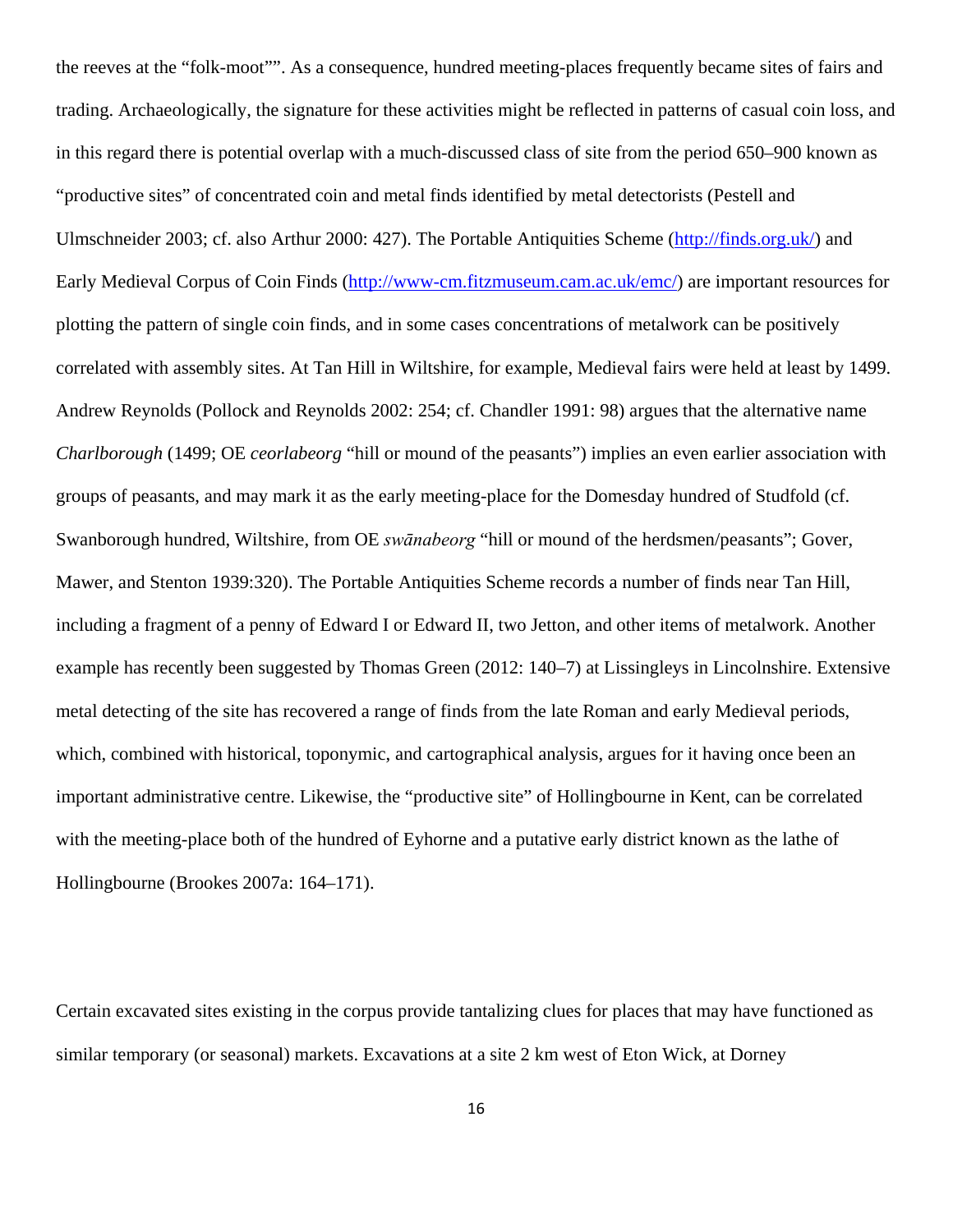the reeves at the "folk-moot"". As a consequence, hundred meeting-places frequently became sites of fairs and trading. Archaeologically, the signature for these activities might be reflected in patterns of casual coin loss, and in this regard there is potential overlap with a much-discussed class of site from the period 650–900 known as "productive sites" of concentrated coin and metal finds identified by metal detectorists (Pestell and Ulmschneider 2003; cf. also Arthur 2000: 427). The Portable Antiquities Scheme (http://finds.org.uk/) and Early Medieval Corpus of Coin Finds (http://www-cm.fitzmuseum.cam.ac.uk/emc/) are important resources for plotting the pattern of single coin finds, and in some cases concentrations of metalwork can be positively correlated with assembly sites. At Tan Hill in Wiltshire, for example, Medieval fairs were held at least by 1499. Andrew Reynolds (Pollock and Reynolds 2002: 254; cf. Chandler 1991: 98) argues that the alternative name *Charlborough* (1499; OE *ceorlabeorg* "hill or mound of the peasants") implies an even earlier association with groups of peasants, and may mark it as the early meeting-place for the Domesday hundred of Studfold (cf. Swanborough hundred, Wiltshire, from OE *swānabeorg* "hill or mound of the herdsmen/peasants"; Gover, Mawer, and Stenton 1939:320). The Portable Antiquities Scheme records a number of finds near Tan Hill, including a fragment of a penny of Edward I or Edward II, two Jetton, and other items of metalwork. Another example has recently been suggested by Thomas Green (2012: 140–7) at Lissingleys in Lincolnshire. Extensive metal detecting of the site has recovered a range of finds from the late Roman and early Medieval periods, which, combined with historical, toponymic, and cartographical analysis, argues for it having once been an important administrative centre. Likewise, the "productive site" of Hollingbourne in Kent, can be correlated with the meeting-place both of the hundred of Eyhorne and a putative early district known as the lathe of Hollingbourne (Brookes 2007a: 164–171).

Certain excavated sites existing in the corpus provide tantalizing clues for places that may have functioned as similar temporary (or seasonal) markets. Excavations at a site 2 km west of Eton Wick, at Dorney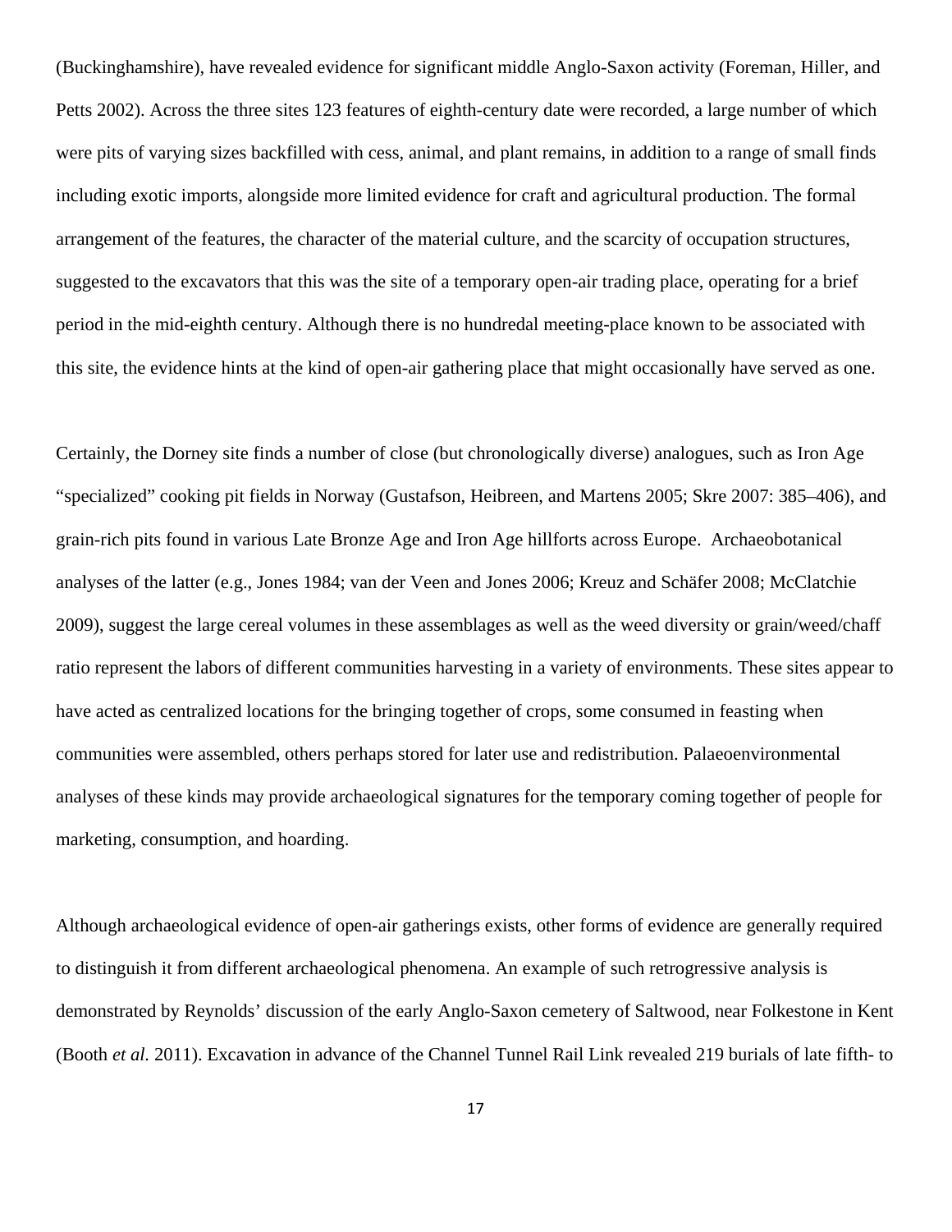(Buckinghamshire), have revealed evidence for significant middle Anglo-Saxon activity (Foreman, Hiller, and Petts 2002). Across the three sites 123 features of eighth-century date were recorded, a large number of which were pits of varying sizes backfilled with cess, animal, and plant remains, in addition to a range of small finds including exotic imports, alongside more limited evidence for craft and agricultural production. The formal arrangement of the features, the character of the material culture, and the scarcity of occupation structures, suggested to the excavators that this was the site of a temporary open-air trading place, operating for a brief period in the mid-eighth century. Although there is no hundredal meeting-place known to be associated with this site, the evidence hints at the kind of open-air gathering place that might occasionally have served as one.

Certainly, the Dorney site finds a number of close (but chronologically diverse) analogues, such as Iron Age "specialized" cooking pit fields in Norway (Gustafson, Heibreen, and Martens 2005; Skre 2007: 385–406), and grain-rich pits found in various Late Bronze Age and Iron Age hillforts across Europe. Archaeobotanical analyses of the latter (e.g., Jones 1984; van der Veen and Jones 2006; Kreuz and Schäfer 2008; McClatchie 2009), suggest the large cereal volumes in these assemblages as well as the weed diversity or grain/weed/chaff ratio represent the labors of different communities harvesting in a variety of environments. These sites appear to have acted as centralized locations for the bringing together of crops, some consumed in feasting when communities were assembled, others perhaps stored for later use and redistribution. Palaeoenvironmental analyses of these kinds may provide archaeological signatures for the temporary coming together of people for marketing, consumption, and hoarding.

Although archaeological evidence of open-air gatherings exists, other forms of evidence are generally required to distinguish it from different archaeological phenomena. An example of such retrogressive analysis is demonstrated by Reynolds' discussion of the early Anglo-Saxon cemetery of Saltwood, near Folkestone in Kent (Booth *et al.* 2011). Excavation in advance of the Channel Tunnel Rail Link revealed 219 burials of late fifth- to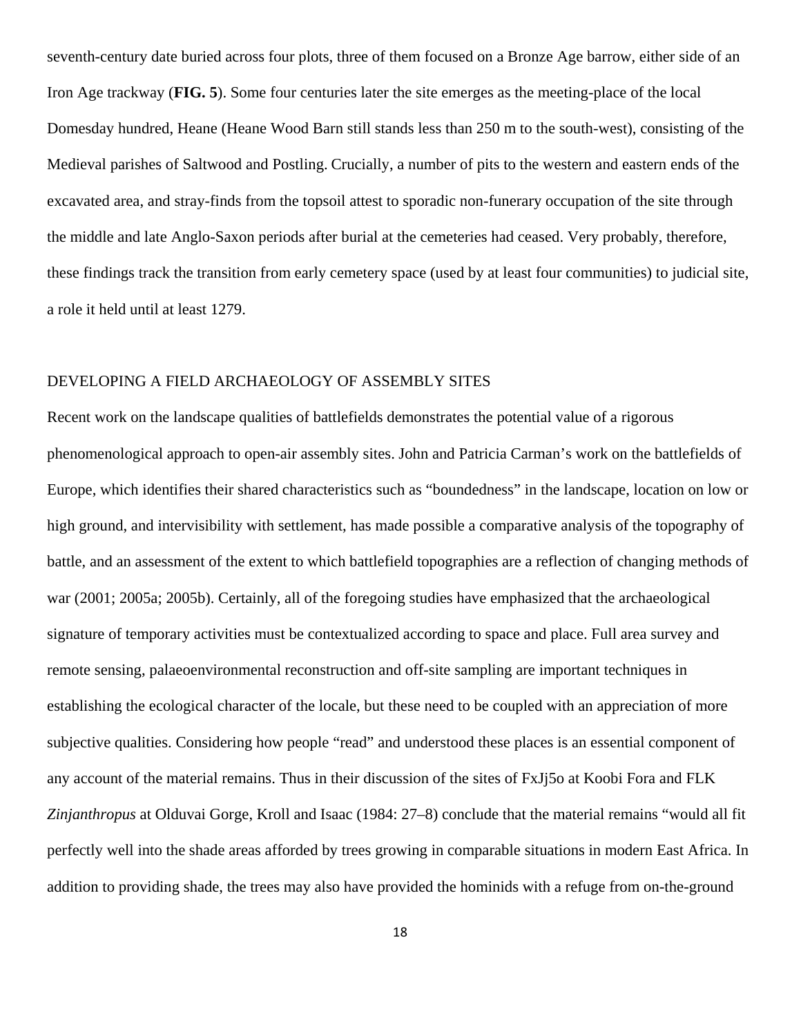seventh-century date buried across four plots, three of them focused on a Bronze Age barrow, either side of an Iron Age trackway (**FIG. 5**). Some four centuries later the site emerges as the meeting-place of the local Domesday hundred, Heane (Heane Wood Barn still stands less than 250 m to the south-west), consisting of the Medieval parishes of Saltwood and Postling. Crucially, a number of pits to the western and eastern ends of the excavated area, and stray-finds from the topsoil attest to sporadic non-funerary occupation of the site through the middle and late Anglo-Saxon periods after burial at the cemeteries had ceased. Very probably, therefore, these findings track the transition from early cemetery space (used by at least four communities) to judicial site, a role it held until at least 1279.

## DEVELOPING A FIELD ARCHAEOLOGY OF ASSEMBLY SITES

Recent work on the landscape qualities of battlefields demonstrates the potential value of a rigorous phenomenological approach to open-air assembly sites. John and Patricia Carman's work on the battlefields of Europe, which identifies their shared characteristics such as "boundedness" in the landscape, location on low or high ground, and intervisibility with settlement, has made possible a comparative analysis of the topography of battle, and an assessment of the extent to which battlefield topographies are a reflection of changing methods of war (2001; 2005a; 2005b). Certainly, all of the foregoing studies have emphasized that the archaeological signature of temporary activities must be contextualized according to space and place. Full area survey and remote sensing, palaeoenvironmental reconstruction and off-site sampling are important techniques in establishing the ecological character of the locale, but these need to be coupled with an appreciation of more subjective qualities. Considering how people "read" and understood these places is an essential component of any account of the material remains. Thus in their discussion of the sites of FxJj5o at Koobi Fora and FLK *Zinjanthropus* at Olduvai Gorge, Kroll and Isaac (1984: 27–8) conclude that the material remains "would all fit perfectly well into the shade areas afforded by trees growing in comparable situations in modern East Africa. In addition to providing shade, the trees may also have provided the hominids with a refuge from on-the-ground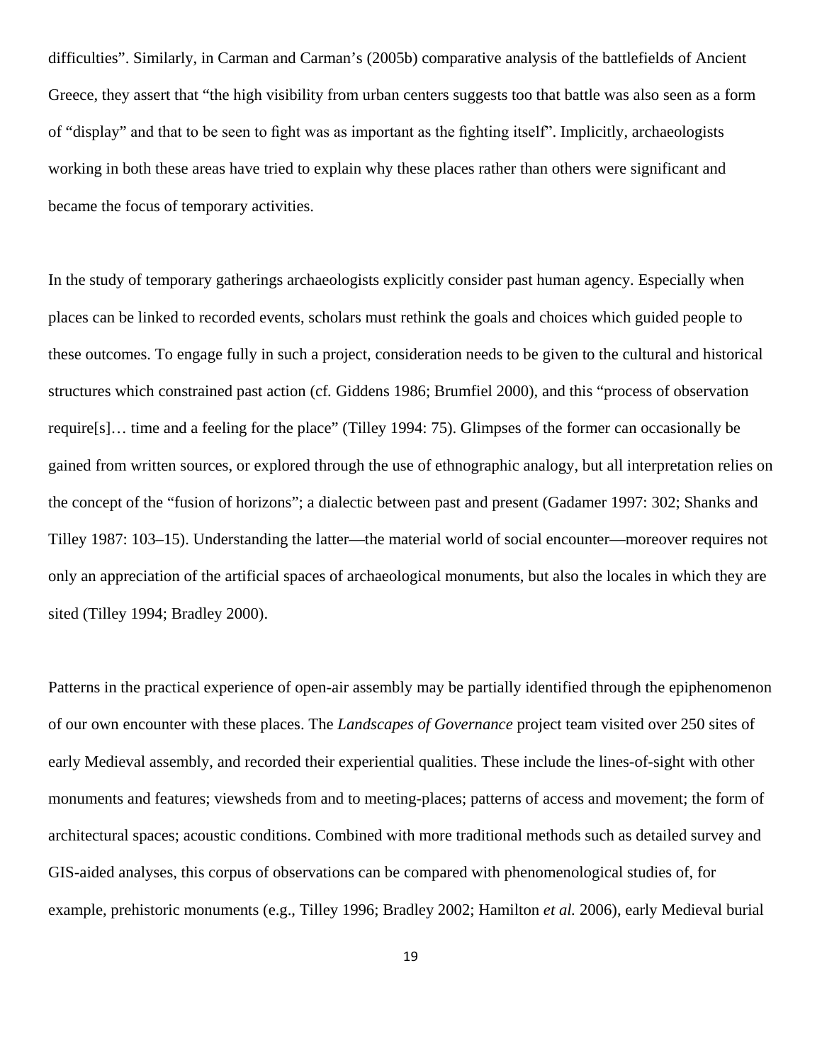difficulties". Similarly, in Carman and Carman's (2005b) comparative analysis of the battlefields of Ancient Greece, they assert that "the high visibility from urban centers suggests too that battle was also seen as a form of "display" and that to be seen to fight was as important as the fighting itself". Implicitly, archaeologists working in both these areas have tried to explain why these places rather than others were significant and became the focus of temporary activities.

In the study of temporary gatherings archaeologists explicitly consider past human agency. Especially when places can be linked to recorded events, scholars must rethink the goals and choices which guided people to these outcomes. To engage fully in such a project, consideration needs to be given to the cultural and historical structures which constrained past action (cf. Giddens 1986; Brumfiel 2000), and this "process of observation require[s]… time and a feeling for the place" (Tilley 1994: 75). Glimpses of the former can occasionally be gained from written sources, or explored through the use of ethnographic analogy, but all interpretation relies on the concept of the "fusion of horizons"; a dialectic between past and present (Gadamer 1997: 302; Shanks and Tilley 1987: 103–15). Understanding the latter—the material world of social encounter—moreover requires not only an appreciation of the artificial spaces of archaeological monuments, but also the locales in which they are sited (Tilley 1994; Bradley 2000).

Patterns in the practical experience of open-air assembly may be partially identified through the epiphenomenon of our own encounter with these places. The *Landscapes of Governance* project team visited over 250 sites of early Medieval assembly, and recorded their experiential qualities. These include the lines-of-sight with other monuments and features; viewsheds from and to meeting-places; patterns of access and movement; the form of architectural spaces; acoustic conditions. Combined with more traditional methods such as detailed survey and GIS-aided analyses, this corpus of observations can be compared with phenomenological studies of, for example, prehistoric monuments (e.g., Tilley 1996; Bradley 2002; Hamilton *et al.* 2006), early Medieval burial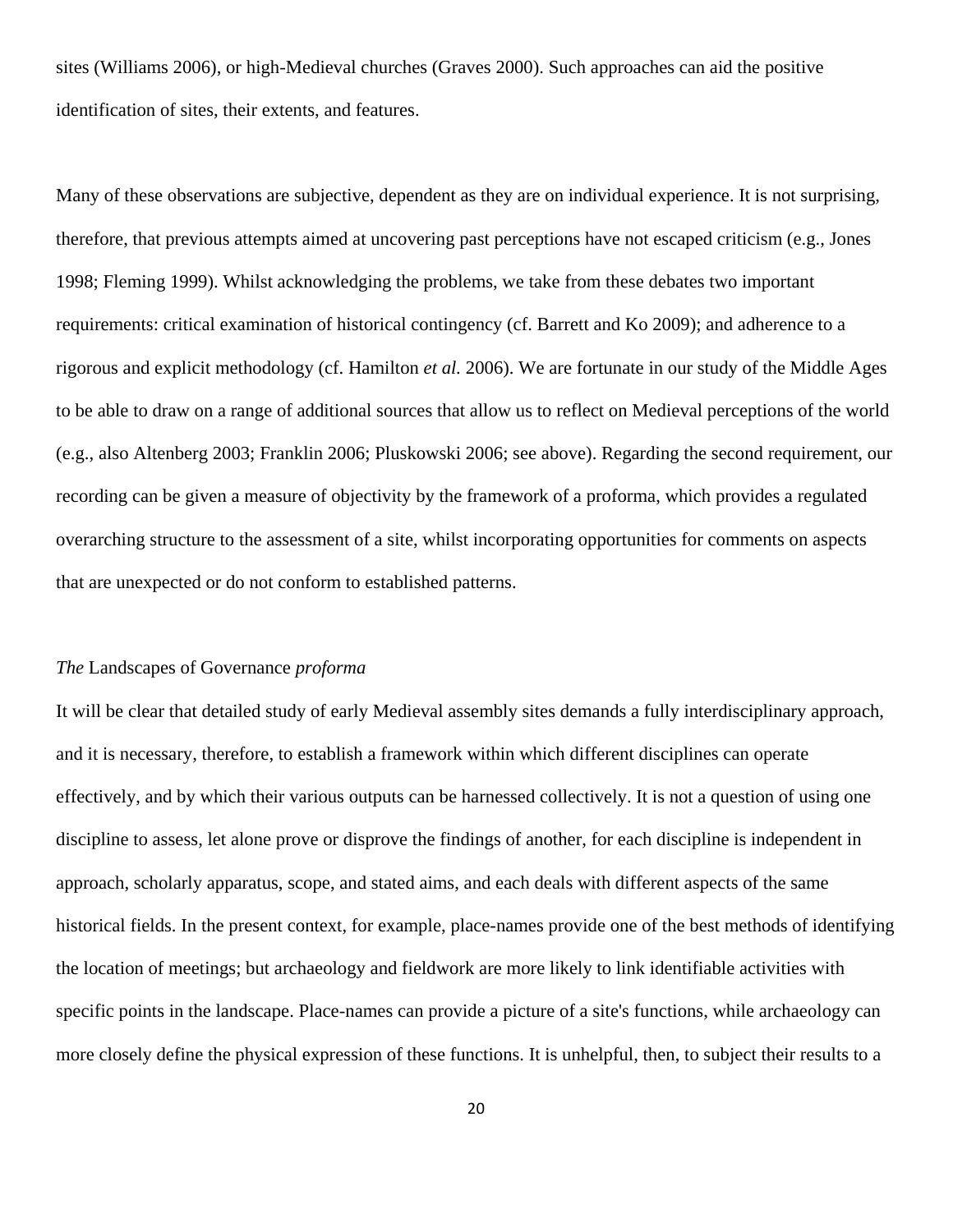sites (Williams 2006), or high-Medieval churches (Graves 2000). Such approaches can aid the positive identification of sites, their extents, and features.

Many of these observations are subjective, dependent as they are on individual experience. It is not surprising, therefore, that previous attempts aimed at uncovering past perceptions have not escaped criticism (e.g., Jones 1998; Fleming 1999). Whilst acknowledging the problems, we take from these debates two important requirements: critical examination of historical contingency (cf. Barrett and Ko 2009); and adherence to a rigorous and explicit methodology (cf. Hamilton *et al.* 2006). We are fortunate in our study of the Middle Ages to be able to draw on a range of additional sources that allow us to reflect on Medieval perceptions of the world (e.g., also Altenberg 2003; Franklin 2006; Pluskowski 2006; see above). Regarding the second requirement, our recording can be given a measure of objectivity by the framework of a proforma, which provides a regulated overarching structure to the assessment of a site, whilst incorporating opportunities for comments on aspects that are unexpected or do not conform to established patterns.

### *The* Landscapes of Governance *proforma*

It will be clear that detailed study of early Medieval assembly sites demands a fully interdisciplinary approach, and it is necessary, therefore, to establish a framework within which different disciplines can operate effectively, and by which their various outputs can be harnessed collectively. It is not a question of using one discipline to assess, let alone prove or disprove the findings of another, for each discipline is independent in approach, scholarly apparatus, scope, and stated aims, and each deals with different aspects of the same historical fields. In the present context, for example, place-names provide one of the best methods of identifying the location of meetings; but archaeology and fieldwork are more likely to link identifiable activities with specific points in the landscape. Place-names can provide a picture of a site's functions, while archaeology can more closely define the physical expression of these functions. It is unhelpful, then, to subject their results to a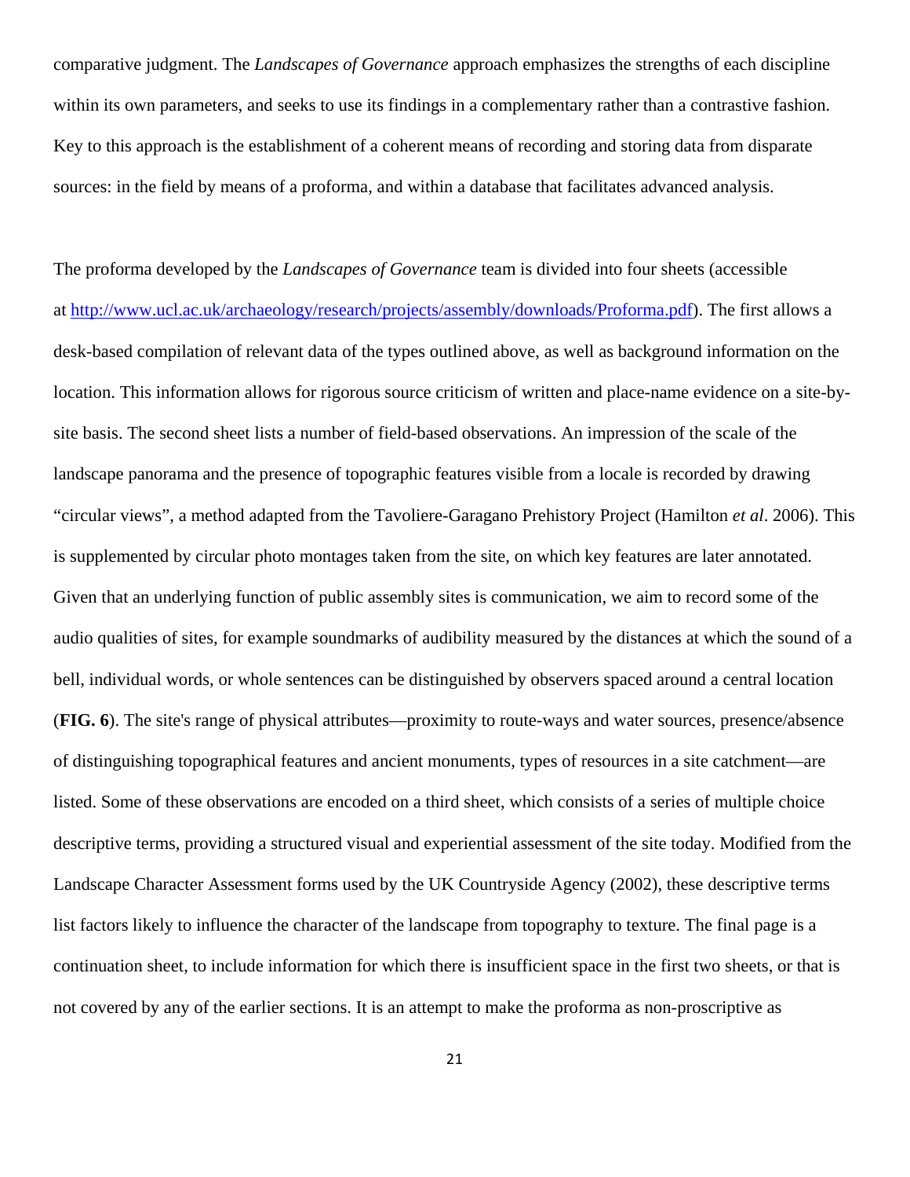comparative judgment. The *Landscapes of Governance* approach emphasizes the strengths of each discipline within its own parameters, and seeks to use its findings in a complementary rather than a contrastive fashion. Key to this approach is the establishment of a coherent means of recording and storing data from disparate sources: in the field by means of a proforma, and within a database that facilitates advanced analysis.

The proforma developed by the *Landscapes of Governance* team is divided into four sheets (accessible at http://www.ucl.ac.uk/archaeology/research/projects/assembly/downloads/Proforma.pdf). The first allows a desk-based compilation of relevant data of the types outlined above, as well as background information on the location. This information allows for rigorous source criticism of written and place-name evidence on a site-by-site basis. The second sheet lists a number of field-based observations. An impression of the scale of the landscape panorama and the presence of topographic features visible from a locale is recorded by drawing "circular views", a method adapted from the Tavoliere-Garagano Prehistory Project (Hamilton *et al*. 2006). This is supplemented by circular photo montages taken from the site, on which key features are later annotated. Given that an underlying function of public assembly sites is communication, we aim to record some of the audio qualities of sites, for example soundmarks of audibility measured by the distances at which the sound of a bell, individual words, or whole sentences can be distinguished by observers spaced around a central location (**FIG. 6**). The site's range of physical attributes—proximity to route-ways and water sources, presence/absence of distinguishing topographical features and ancient monuments, types of resources in a site catchment—are listed. Some of these observations are encoded on a third sheet, which consists of a series of multiple choice descriptive terms, providing a structured visual and experiential assessment of the site today. Modified from the Landscape Character Assessment forms used by the UK Countryside Agency (2002), these descriptive terms list factors likely to influence the character of the landscape from topography to texture. The final page is a continuation sheet, to include information for which there is insufficient space in the first two sheets, or that is not covered by any of the earlier sections. It is an attempt to make the proforma as non-proscriptive as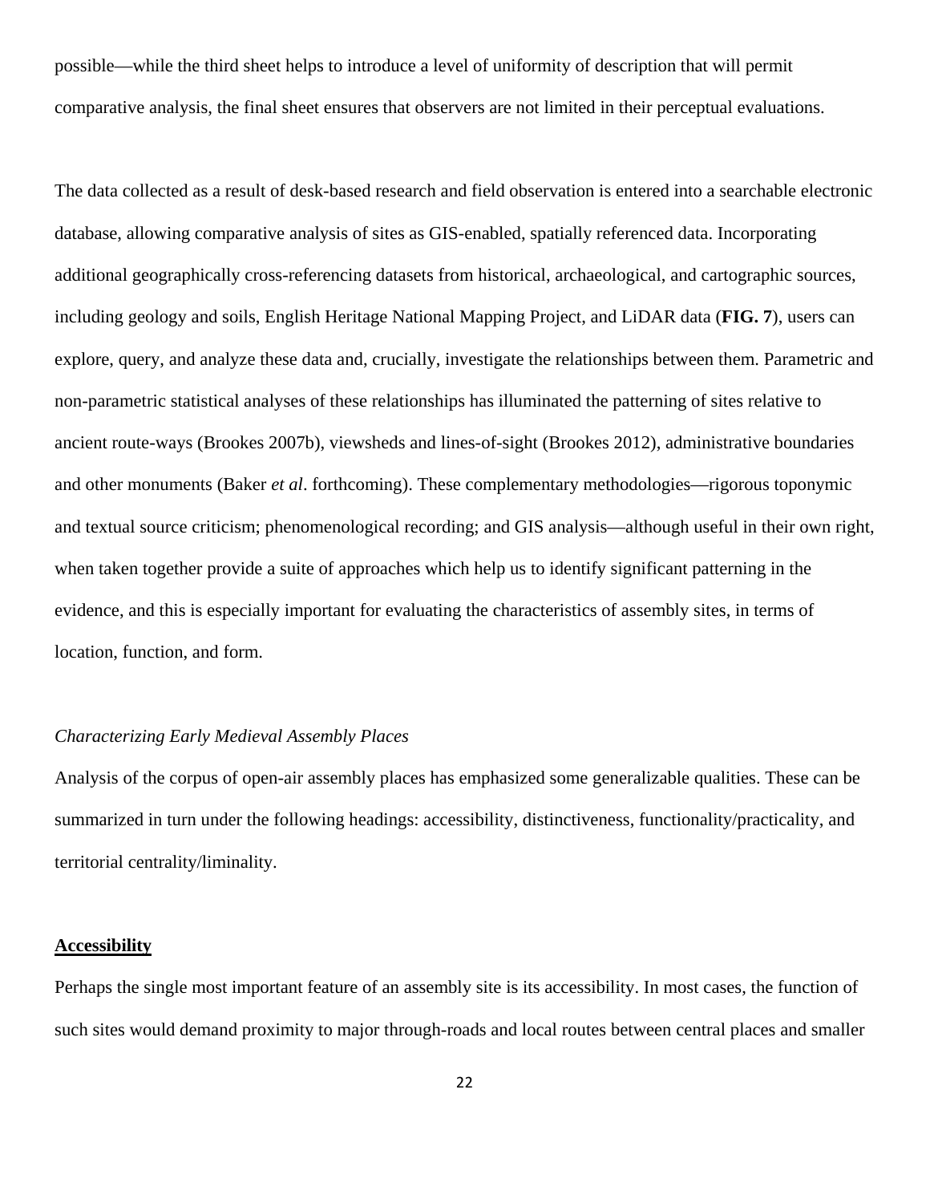possible—while the third sheet helps to introduce a level of uniformity of description that will permit comparative analysis, the final sheet ensures that observers are not limited in their perceptual evaluations.

The data collected as a result of desk-based research and field observation is entered into a searchable electronic database, allowing comparative analysis of sites as GIS-enabled, spatially referenced data. Incorporating additional geographically cross-referencing datasets from historical, archaeological, and cartographic sources, including geology and soils, English Heritage National Mapping Project, and LiDAR data (**FIG. 7**), users can explore, query, and analyze these data and, crucially, investigate the relationships between them. Parametric and non-parametric statistical analyses of these relationships has illuminated the patterning of sites relative to ancient route-ways (Brookes 2007b), viewsheds and lines-of-sight (Brookes 2012), administrative boundaries and other monuments (Baker *et al*. forthcoming). These complementary methodologies—rigorous toponymic and textual source criticism; phenomenological recording; and GIS analysis—although useful in their own right, when taken together provide a suite of approaches which help us to identify significant patterning in the evidence, and this is especially important for evaluating the characteristics of assembly sites, in terms of location, function, and form.

### *Characterizing Early Medieval Assembly Places*

Analysis of the corpus of open-air assembly places has emphasized some generalizable qualities. These can be summarized in turn under the following headings: accessibility, distinctiveness, functionality/practicality, and territorial centrality/liminality.

#### **Accessibility**

Perhaps the single most important feature of an assembly site is its accessibility. In most cases, the function of such sites would demand proximity to major through-roads and local routes between central places and smaller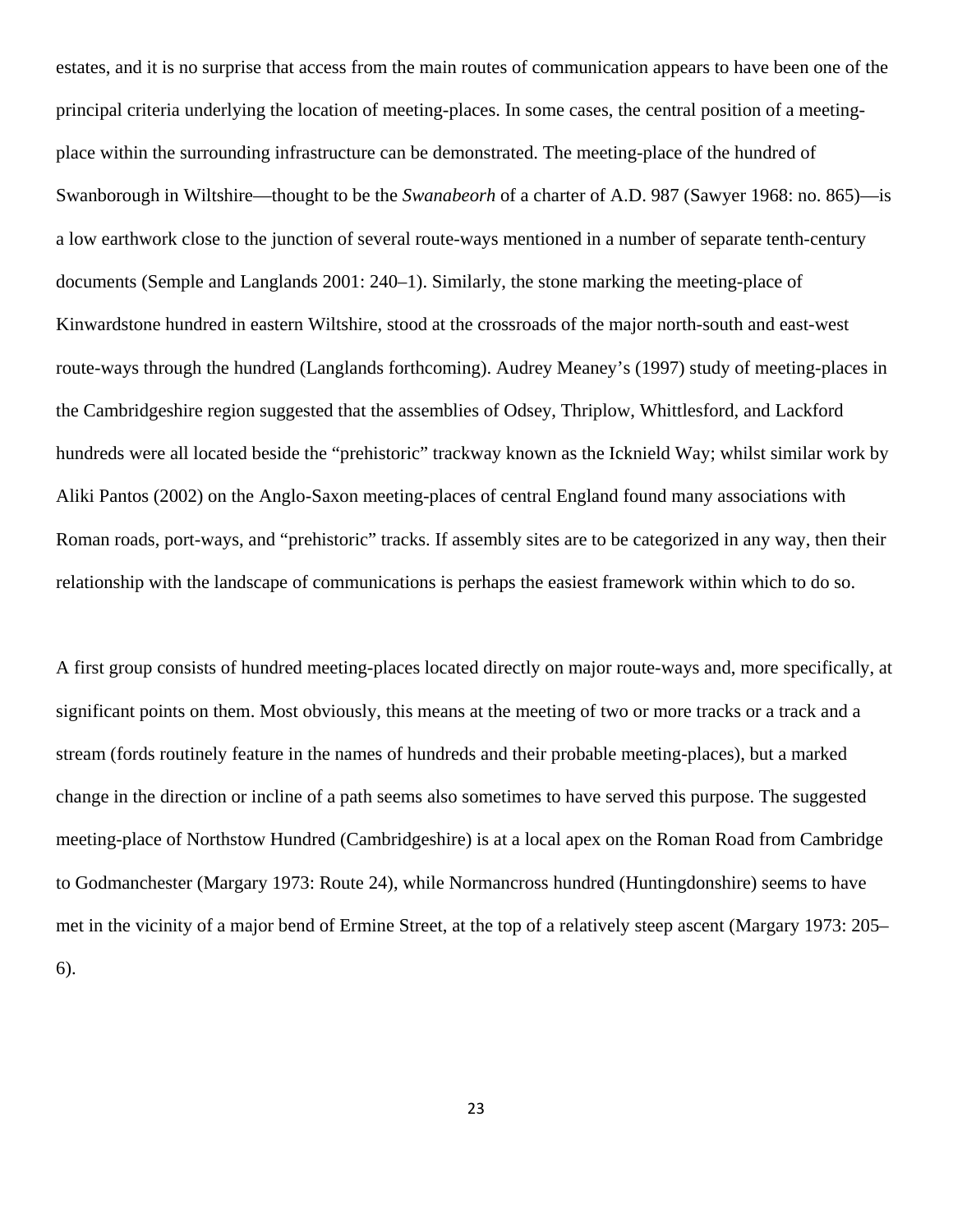estates, and it is no surprise that access from the main routes of communication appears to have been one of the principal criteria underlying the location of meeting-places. In some cases, the central position of a meeting-place within the surrounding infrastructure can be demonstrated. The meeting-place of the hundred of Swanborough in Wiltshire—thought to be the *Swanabeorh* of a charter of A.D. 987 (Sawyer 1968: no. 865)—is a low earthwork close to the junction of several route-ways mentioned in a number of separate tenth-century documents (Semple and Langlands 2001: 240–1). Similarly, the stone marking the meeting-place of Kinwardstone hundred in eastern Wiltshire, stood at the crossroads of the major north-south and east-west route-ways through the hundred (Langlands forthcoming). Audrey Meaney's (1997) study of meeting-places in the Cambridgeshire region suggested that the assemblies of Odsey, Thriplow, Whittlesford, and Lackford hundreds were all located beside the "prehistoric" trackway known as the Icknield Way; whilst similar work by Aliki Pantos (2002) on the Anglo-Saxon meeting-places of central England found many associations with Roman roads, port-ways, and "prehistoric" tracks. If assembly sites are to be categorized in any way, then their relationship with the landscape of communications is perhaps the easiest framework within which to do so.

A first group consists of hundred meeting-places located directly on major route-ways and, more specifically, at significant points on them. Most obviously, this means at the meeting of two or more tracks or a track and a stream (fords routinely feature in the names of hundreds and their probable meeting-places), but a marked change in the direction or incline of a path seems also sometimes to have served this purpose. The suggested meeting-place of Northstow Hundred (Cambridgeshire) is at a local apex on the Roman Road from Cambridge to Godmanchester (Margary 1973: Route 24), while Normancross hundred (Huntingdonshire) seems to have met in the vicinity of a major bend of Ermine Street, at the top of a relatively steep ascent (Margary 1973: 205–6).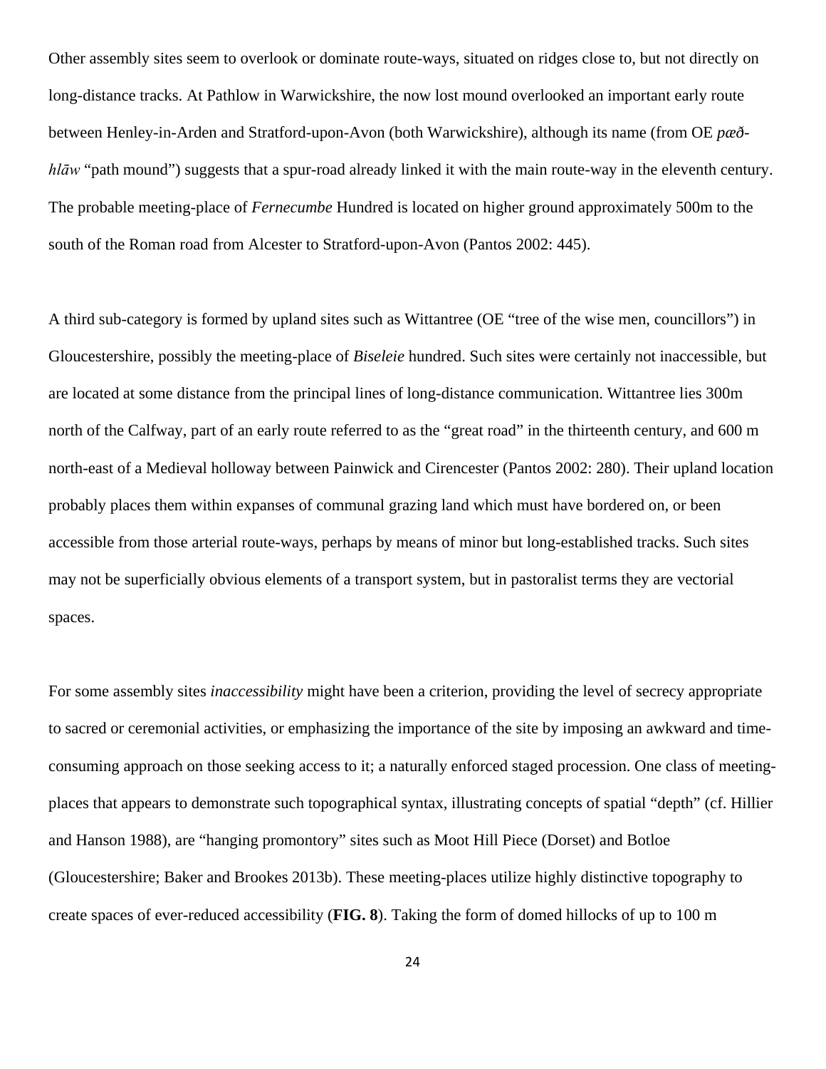Other assembly sites seem to overlook or dominate route-ways, situated on ridges close to, but not directly on long-distance tracks. At Pathlow in Warwickshire, the now lost mound overlooked an important early route between Henley-in-Arden and Stratford-upon-Avon (both Warwickshire), although its name (from OE *pæð-hlāw* "path mound") suggests that a spur-road already linked it with the main route-way in the eleventh century. The probable meeting-place of *Fernecumbe* Hundred is located on higher ground approximately 500m to the south of the Roman road from Alcester to Stratford-upon-Avon (Pantos 2002: 445).

A third sub-category is formed by upland sites such as Wittantree (OE "tree of the wise men, councillors") in Gloucestershire, possibly the meeting-place of *Biseleie* hundred. Such sites were certainly not inaccessible, but are located at some distance from the principal lines of long-distance communication. Wittantree lies 300m north of the Calfway, part of an early route referred to as the "great road" in the thirteenth century, and 600 m north-east of a Medieval holloway between Painwick and Cirencester (Pantos 2002: 280). Their upland location probably places them within expanses of communal grazing land which must have bordered on, or been accessible from those arterial route-ways, perhaps by means of minor but long-established tracks. Such sites may not be superficially obvious elements of a transport system, but in pastoralist terms they are vectorial spaces.

For some assembly sites *inaccessibility* might have been a criterion, providing the level of secrecy appropriate to sacred or ceremonial activities, or emphasizing the importance of the site by imposing an awkward and time-consuming approach on those seeking access to it; a naturally enforced staged procession. One class of meeting-places that appears to demonstrate such topographical syntax, illustrating concepts of spatial "depth" (cf. Hillier and Hanson 1988), are "hanging promontory" sites such as Moot Hill Piece (Dorset) and Botloe (Gloucestershire; Baker and Brookes 2013b). These meeting-places utilize highly distinctive topography to create spaces of ever-reduced accessibility (**FIG. 8**). Taking the form of domed hillocks of up to 100 m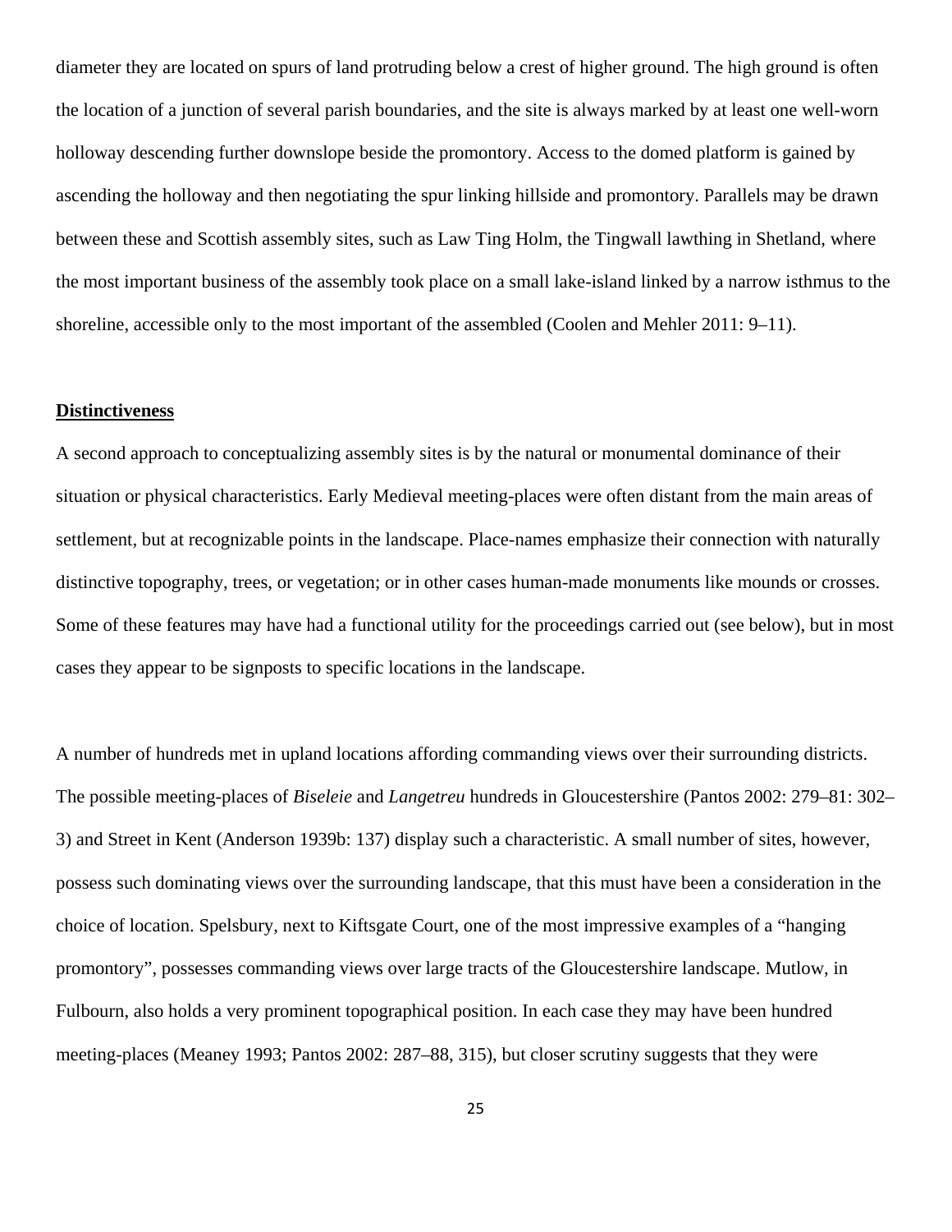diameter they are located on spurs of land protruding below a crest of higher ground. The high ground is often the location of a junction of several parish boundaries, and the site is always marked by at least one well-worn holloway descending further downslope beside the promontory. Access to the domed platform is gained by ascending the holloway and then negotiating the spur linking hillside and promontory. Parallels may be drawn between these and Scottish assembly sites, such as Law Ting Holm, the Tingwall lawthing in Shetland, where the most important business of the assembly took place on a small lake-island linked by a narrow isthmus to the shoreline, accessible only to the most important of the assembled (Coolen and Mehler 2011: 9–11).

**Distinctiveness**

A second approach to conceptualizing assembly sites is by the natural or monumental dominance of their situation or physical characteristics. Early Medieval meeting-places were often distant from the main areas of settlement, but at recognizable points in the landscape. Place-names emphasize their connection with naturally distinctive topography, trees, or vegetation; or in other cases human-made monuments like mounds or crosses. Some of these features may have had a functional utility for the proceedings carried out (see below), but in most cases they appear to be signposts to specific locations in the landscape.

A number of hundreds met in upland locations affording commanding views over their surrounding districts. The possible meeting-places of *Biseleie* and *Langetreu* hundreds in Gloucestershire (Pantos 2002: 279–81: 302–3) and Street in Kent (Anderson 1939b: 137) display such a characteristic. A small number of sites, however, possess such dominating views over the surrounding landscape, that this must have been a consideration in the choice of location. Spelsbury, next to Kiftsgate Court, one of the most impressive examples of a "hanging promontory", possesses commanding views over large tracts of the Gloucestershire landscape. Mutlow, in Fulbourn, also holds a very prominent topographical position. In each case they may have been hundred meeting-places (Meaney 1993; Pantos 2002: 287–88, 315), but closer scrutiny suggests that they were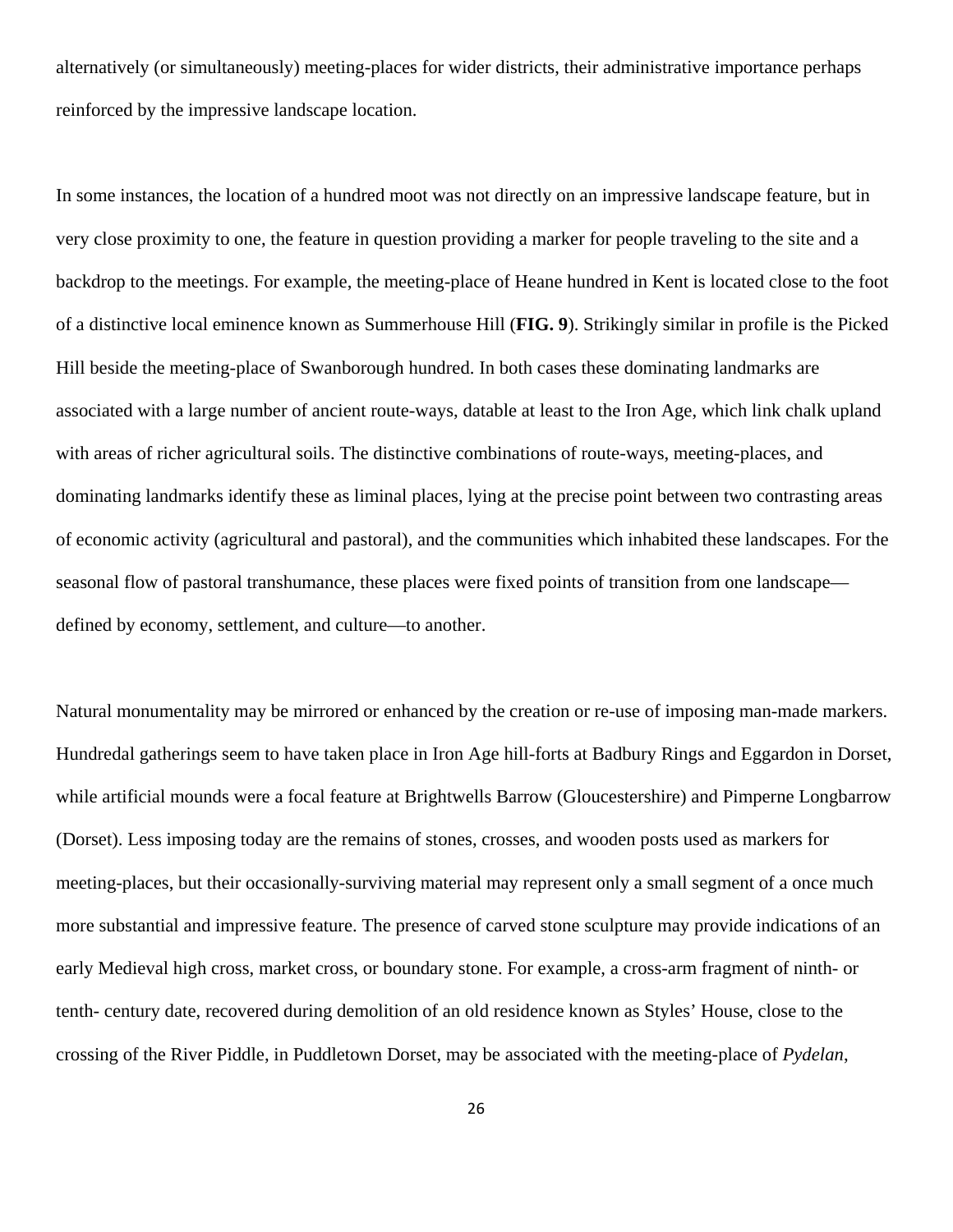alternatively (or simultaneously) meeting-places for wider districts, their administrative importance perhaps reinforced by the impressive landscape location.

In some instances, the location of a hundred moot was not directly on an impressive landscape feature, but in very close proximity to one, the feature in question providing a marker for people traveling to the site and a backdrop to the meetings. For example, the meeting-place of Heane hundred in Kent is located close to the foot of a distinctive local eminence known as Summerhouse Hill (**FIG. 9**). Strikingly similar in profile is the Picked Hill beside the meeting-place of Swanborough hundred. In both cases these dominating landmarks are associated with a large number of ancient route-ways, datable at least to the Iron Age, which link chalk upland with areas of richer agricultural soils. The distinctive combinations of route-ways, meeting-places, and dominating landmarks identify these as liminal places, lying at the precise point between two contrasting areas of economic activity (agricultural and pastoral), and the communities which inhabited these landscapes. For the seasonal flow of pastoral transhumance, these places were fixed points of transition from one landscape—defined by economy, settlement, and culture—to another.

Natural monumentality may be mirrored or enhanced by the creation or re-use of imposing man-made markers. Hundredal gatherings seem to have taken place in Iron Age hill-forts at Badbury Rings and Eggardon in Dorset, while artificial mounds were a focal feature at Brightwells Barrow (Gloucestershire) and Pimperne Longbarrow (Dorset). Less imposing today are the remains of stones, crosses, and wooden posts used as markers for meeting-places, but their occasionally-surviving material may represent only a small segment of a once much more substantial and impressive feature. The presence of carved stone sculpture may provide indications of an early Medieval high cross, market cross, or boundary stone. For example, a cross-arm fragment of ninth- or tenth- century date, recovered during demolition of an old residence known as Styles' House, close to the crossing of the River Piddle, in Puddletown Dorset, may be associated with the meeting-place of *Pydelan*,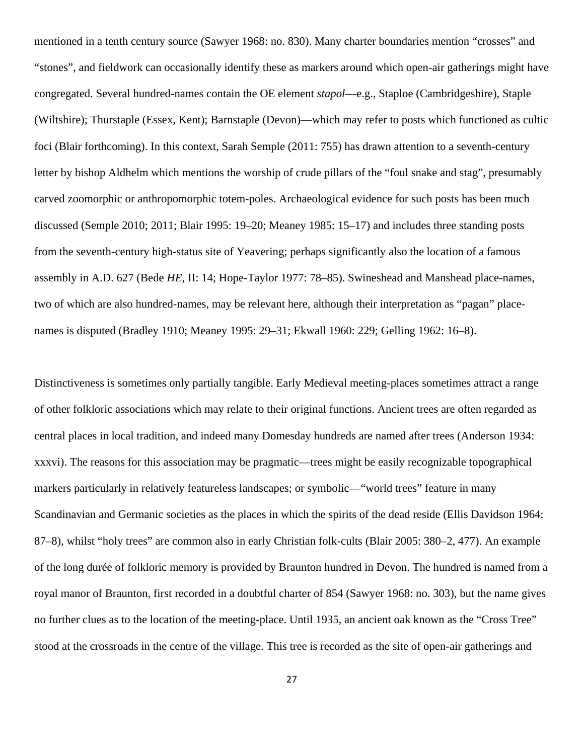mentioned in a tenth century source (Sawyer 1968: no. 830). Many charter boundaries mention "crosses" and "stones", and fieldwork can occasionally identify these as markers around which open-air gatherings might have congregated. Several hundred-names contain the OE element *stapol*—e.g., Staploe (Cambridgeshire), Staple (Wiltshire); Thurstaple (Essex, Kent); Barnstaple (Devon)—which may refer to posts which functioned as cultic foci (Blair forthcoming). In this context, Sarah Semple (2011: 755) has drawn attention to a seventh-century letter by bishop Aldhelm which mentions the worship of crude pillars of the "foul snake and stag", presumably carved zoomorphic or anthropomorphic totem-poles. Archaeological evidence for such posts has been much discussed (Semple 2010; 2011; Blair 1995: 19–20; Meaney 1985: 15–17) and includes three standing posts from the seventh-century high-status site of Yeavering; perhaps significantly also the location of a famous assembly in A.D. 627 (Bede *HE*, II: 14; Hope-Taylor 1977: 78–85). Swineshead and Manshead place-names, two of which are also hundred-names, may be relevant here, although their interpretation as "pagan" place-names is disputed (Bradley 1910; Meaney 1995: 29–31; Ekwall 1960: 229; Gelling 1962: 16–8).

Distinctiveness is sometimes only partially tangible. Early Medieval meeting-places sometimes attract a range of other folkloric associations which may relate to their original functions. Ancient trees are often regarded as central places in local tradition, and indeed many Domesday hundreds are named after trees (Anderson 1934: xxxvi). The reasons for this association may be pragmatic—trees might be easily recognizable topographical markers particularly in relatively featureless landscapes; or symbolic—"world trees" feature in many Scandinavian and Germanic societies as the places in which the spirits of the dead reside (Ellis Davidson 1964: 87–8), whilst "holy trees" are common also in early Christian folk-cults (Blair 2005: 380–2, 477). An example of the long durée of folkloric memory is provided by Braunton hundred in Devon. The hundred is named from a royal manor of Braunton, first recorded in a doubtful charter of 854 (Sawyer 1968: no. 303), but the name gives no further clues as to the location of the meeting-place. Until 1935, an ancient oak known as the "Cross Tree" stood at the crossroads in the centre of the village. This tree is recorded as the site of open-air gatherings and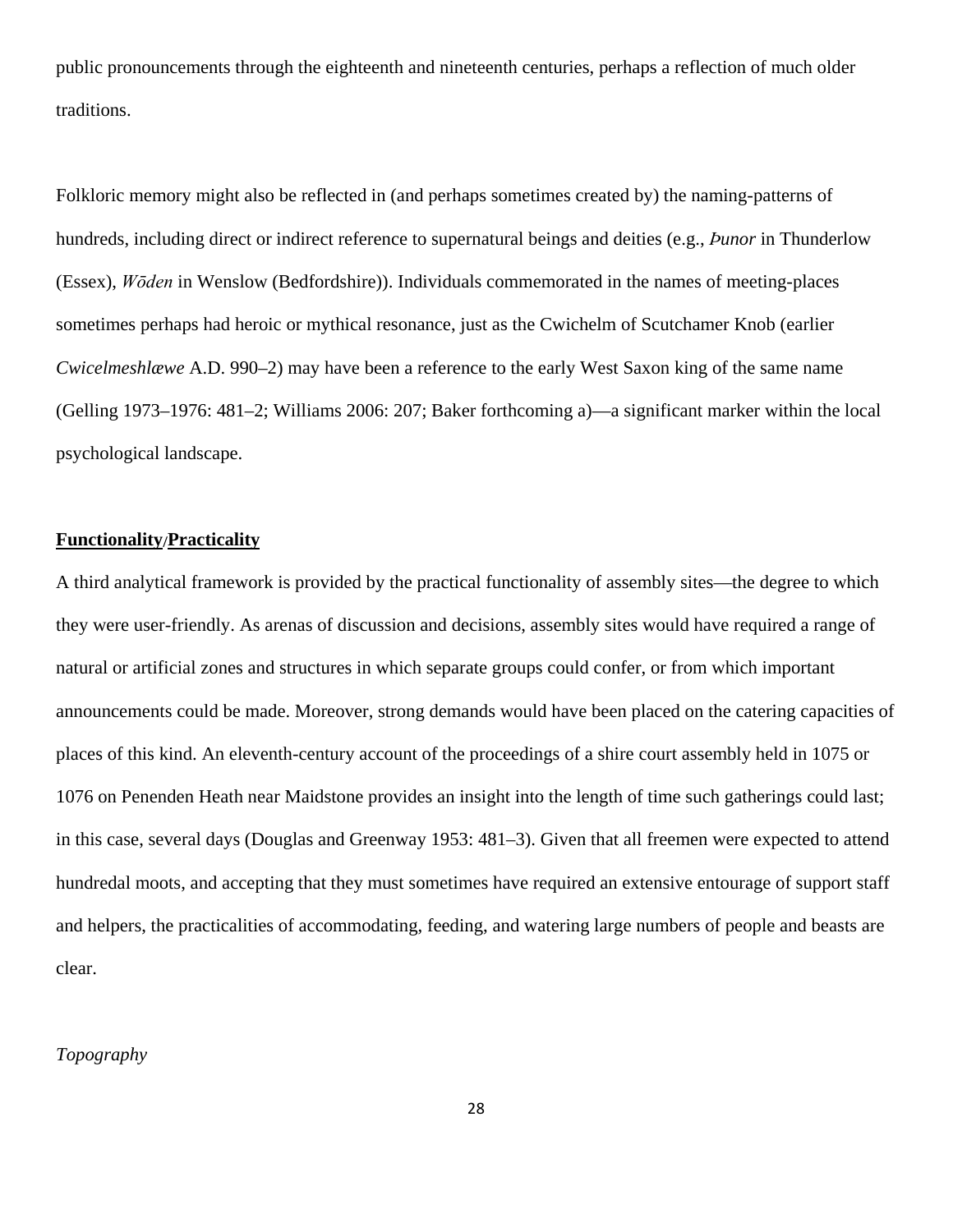public pronouncements through the eighteenth and nineteenth centuries, perhaps a reflection of much older traditions.

Folkloric memory might also be reflected in (and perhaps sometimes created by) the naming-patterns of hundreds, including direct or indirect reference to supernatural beings and deities (e.g., *Þunor* in Thunderlow (Essex), *Wōden* in Wenslow (Bedfordshire)). Individuals commemorated in the names of meeting-places sometimes perhaps had heroic or mythical resonance, just as the Cwichelm of Scutchamer Knob (earlier *Cwicelmeshlæwe* A.D. 990–2) may have been a reference to the early West Saxon king of the same name (Gelling 1973–1976: 481–2; Williams 2006: 207; Baker forthcoming a)—a significant marker within the local psychological landscape.

**Functionality/Practicality**

A third analytical framework is provided by the practical functionality of assembly sites—the degree to which they were user-friendly. As arenas of discussion and decisions, assembly sites would have required a range of natural or artificial zones and structures in which separate groups could confer, or from which important announcements could be made. Moreover, strong demands would have been placed on the catering capacities of places of this kind. An eleventh-century account of the proceedings of a shire court assembly held in 1075 or 1076 on Penenden Heath near Maidstone provides an insight into the length of time such gatherings could last; in this case, several days (Douglas and Greenway 1953: 481–3). Given that all freemen were expected to attend hundredal moots, and accepting that they must sometimes have required an extensive entourage of support staff and helpers, the practicalities of accommodating, feeding, and watering large numbers of people and beasts are clear.

*Topography*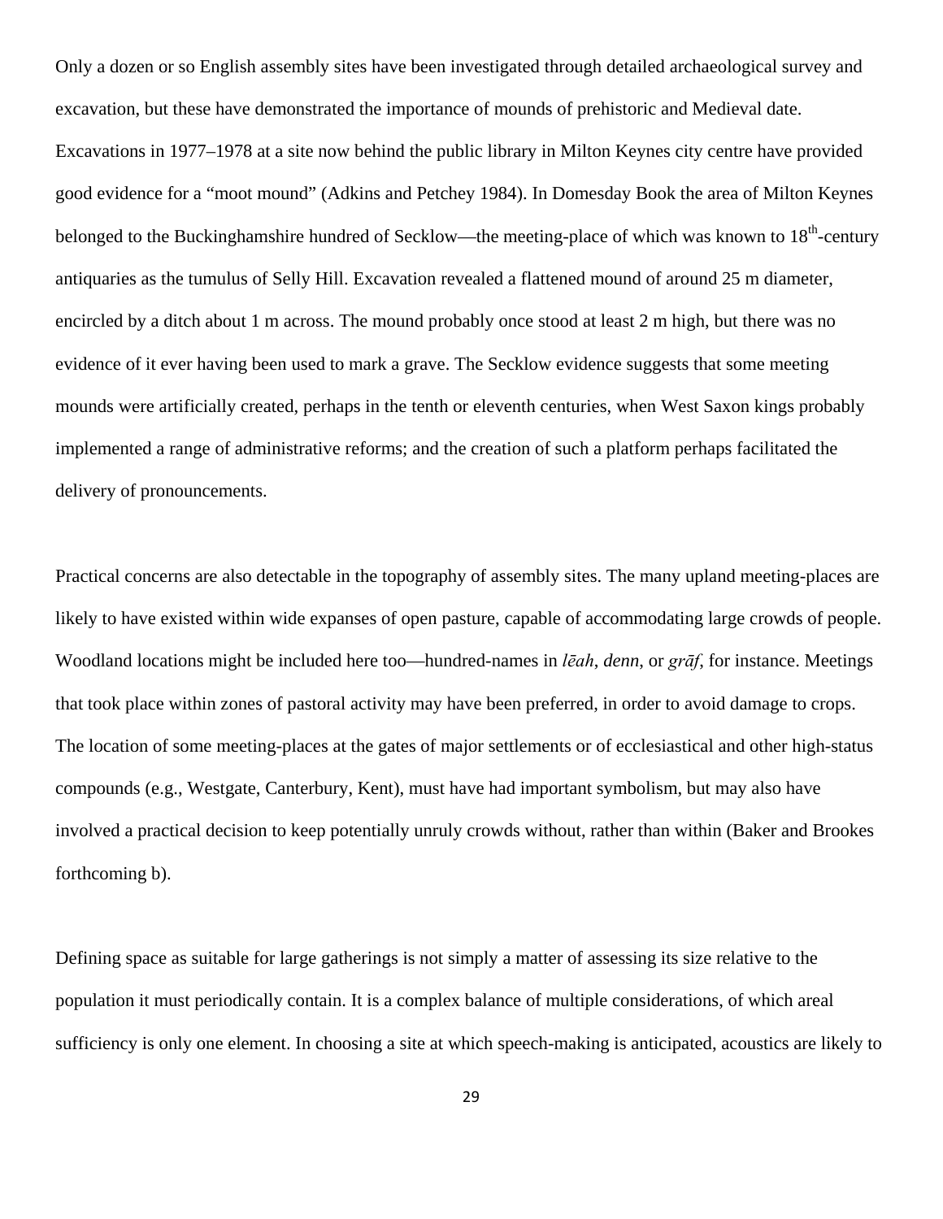Only a dozen or so English assembly sites have been investigated through detailed archaeological survey and excavation, but these have demonstrated the importance of mounds of prehistoric and Medieval date. Excavations in 1977–1978 at a site now behind the public library in Milton Keynes city centre have provided good evidence for a "moot mound" (Adkins and Petchey 1984). In Domesday Book the area of Milton Keynes belonged to the Buckinghamshire hundred of Secklow—the meeting-place of which was known to 18th-century antiquaries as the tumulus of Selly Hill. Excavation revealed a flattened mound of around 25 m diameter, encircled by a ditch about 1 m across. The mound probably once stood at least 2 m high, but there was no evidence of it ever having been used to mark a grave. The Secklow evidence suggests that some meeting mounds were artificially created, perhaps in the tenth or eleventh centuries, when West Saxon kings probably implemented a range of administrative reforms; and the creation of such a platform perhaps facilitated the delivery of pronouncements.

Practical concerns are also detectable in the topography of assembly sites. The many upland meeting-places are likely to have existed within wide expanses of open pasture, capable of accommodating large crowds of people. Woodland locations might be included here too—hundred-names in *lēah*, *denn*, or *grāf*, for instance. Meetings that took place within zones of pastoral activity may have been preferred, in order to avoid damage to crops. The location of some meeting-places at the gates of major settlements or of ecclesiastical and other high-status compounds (e.g., Westgate, Canterbury, Kent), must have had important symbolism, but may also have involved a practical decision to keep potentially unruly crowds without, rather than within (Baker and Brookes forthcoming b).

Defining space as suitable for large gatherings is not simply a matter of assessing its size relative to the population it must periodically contain. It is a complex balance of multiple considerations, of which areal sufficiency is only one element. In choosing a site at which speech-making is anticipated, acoustics are likely to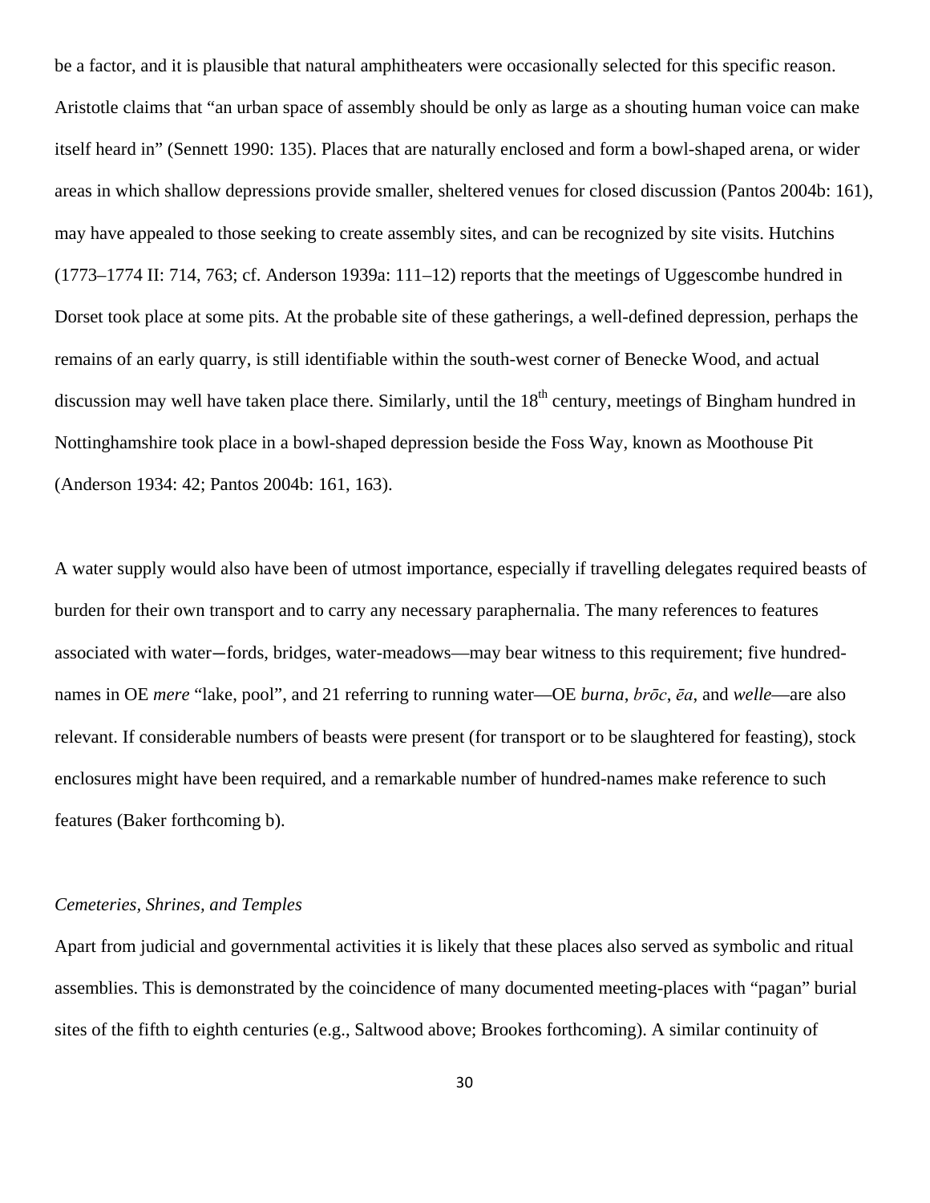be a factor, and it is plausible that natural amphitheaters were occasionally selected for this specific reason. Aristotle claims that "an urban space of assembly should be only as large as a shouting human voice can make itself heard in" (Sennett 1990: 135). Places that are naturally enclosed and form a bowl-shaped arena, or wider areas in which shallow depressions provide smaller, sheltered venues for closed discussion (Pantos 2004b: 161), may have appealed to those seeking to create assembly sites, and can be recognized by site visits. Hutchins (1773–1774 II: 714, 763; cf. Anderson 1939a: 111–12) reports that the meetings of Uggescombe hundred in Dorset took place at some pits. At the probable site of these gatherings, a well-defined depression, perhaps the remains of an early quarry, is still identifiable within the south-west corner of Benecke Wood, and actual discussion may well have taken place there. Similarly, until the 18th century, meetings of Bingham hundred in Nottinghamshire took place in a bowl-shaped depression beside the Foss Way, known as Moothouse Pit (Anderson 1934: 42; Pantos 2004b: 161, 163).

A water supply would also have been of utmost importance, especially if travelling delegates required beasts of burden for their own transport and to carry any necessary paraphernalia. The many references to features associated with water—fords, bridges, water-meadows—may bear witness to this requirement; five hundred-names in OE *mere* "lake, pool", and 21 referring to running water—OE *burna*, *brōc*, *ēa*, and *welle*—are also relevant. If considerable numbers of beasts were present (for transport or to be slaughtered for feasting), stock enclosures might have been required, and a remarkable number of hundred-names make reference to such features (Baker forthcoming b).

### *Cemeteries, Shrines, and Temples*

Apart from judicial and governmental activities it is likely that these places also served as symbolic and ritual assemblies. This is demonstrated by the coincidence of many documented meeting-places with "pagan" burial sites of the fifth to eighth centuries (e.g., Saltwood above; Brookes forthcoming). A similar continuity of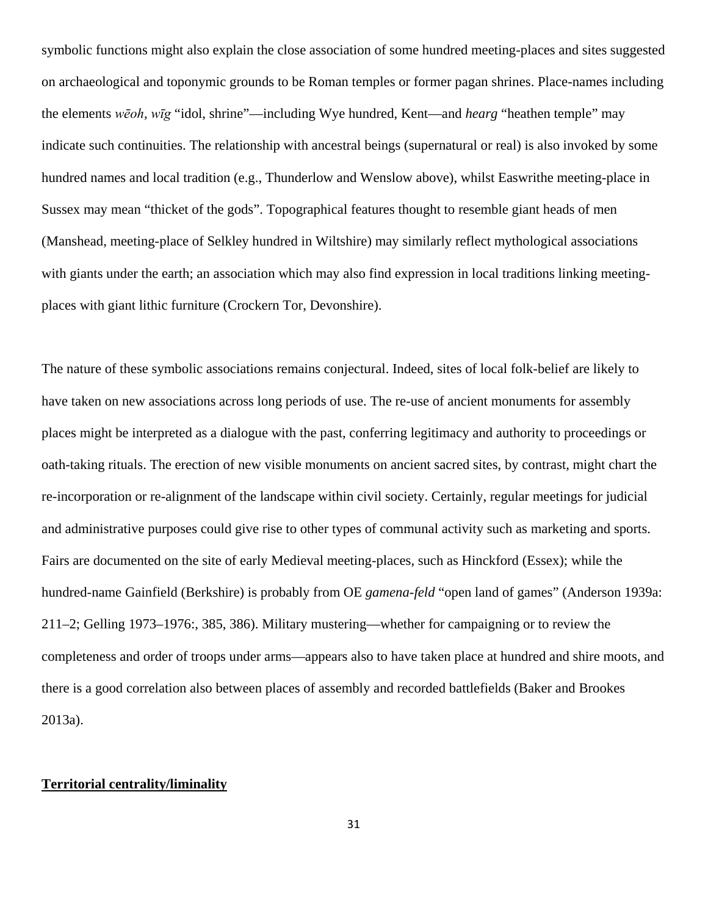symbolic functions might also explain the close association of some hundred meeting-places and sites suggested on archaeological and toponymic grounds to be Roman temples or former pagan shrines. Place-names including the elements *wēoh, wīg* "idol, shrine"—including Wye hundred, Kent—and *hearg* "heathen temple" may indicate such continuities. The relationship with ancestral beings (supernatural or real) is also invoked by some hundred names and local tradition (e.g., Thunderlow and Wenslow above), whilst Easwrithe meeting-place in Sussex may mean "thicket of the gods". Topographical features thought to resemble giant heads of men (Manshead, meeting-place of Selkley hundred in Wiltshire) may similarly reflect mythological associations with giants under the earth; an association which may also find expression in local traditions linking meeting-places with giant lithic furniture (Crockern Tor, Devonshire).

The nature of these symbolic associations remains conjectural. Indeed, sites of local folk-belief are likely to have taken on new associations across long periods of use. The re-use of ancient monuments for assembly places might be interpreted as a dialogue with the past, conferring legitimacy and authority to proceedings or oath-taking rituals. The erection of new visible monuments on ancient sacred sites, by contrast, might chart the re-incorporation or re-alignment of the landscape within civil society. Certainly, regular meetings for judicial and administrative purposes could give rise to other types of communal activity such as marketing and sports. Fairs are documented on the site of early Medieval meeting-places, such as Hinckford (Essex); while the hundred-name Gainfield (Berkshire) is probably from OE *gamena-feld* "open land of games" (Anderson 1939a: 211–2; Gelling 1973–1976:, 385, 386). Military mustering—whether for campaigning or to review the completeness and order of troops under arms—appears also to have taken place at hundred and shire moots, and there is a good correlation also between places of assembly and recorded battlefields (Baker and Brookes 2013a).

**Territorial centrality/liminality**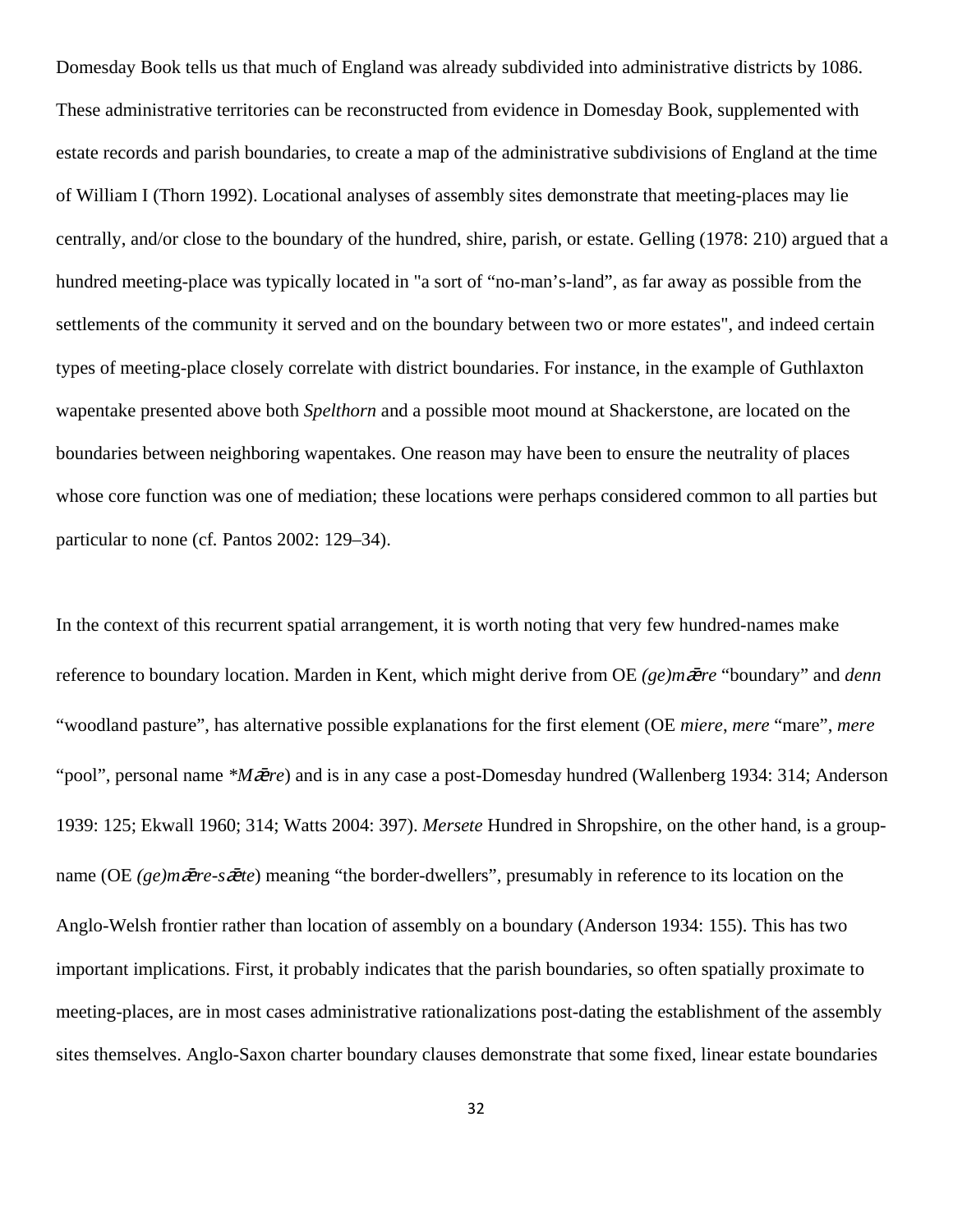Domesday Book tells us that much of England was already subdivided into administrative districts by 1086. These administrative territories can be reconstructed from evidence in Domesday Book, supplemented with estate records and parish boundaries, to create a map of the administrative subdivisions of England at the time of William I (Thorn 1992). Locational analyses of assembly sites demonstrate that meeting-places may lie centrally, and/or close to the boundary of the hundred, shire, parish, or estate. Gelling (1978: 210) argued that a hundred meeting-place was typically located in "a sort of “no-man’s-land”, as far away as possible from the settlements of the community it served and on the boundary between two or more estates", and indeed certain types of meeting-place closely correlate with district boundaries. For instance, in the example of Guthlaxton wapentake presented above both *Spelthorn* and a possible moot mound at Shackerstone, are located on the boundaries between neighboring wapentakes. One reason may have been to ensure the neutrality of places whose core function was one of mediation; these locations were perhaps considered common to all parties but particular to none (cf. Pantos 2002: 129–34).

In the context of this recurrent spatial arrangement, it is worth noting that very few hundred-names make reference to boundary location. Marden in Kent, which might derive from OE *(ge)mǣre* “boundary” and *denn* “woodland pasture”, has alternative possible explanations for the first element (OE *miere*, *mere* “mare”, *mere* “pool”, personal name *\*Mǣre*) and is in any case a post-Domesday hundred (Wallenberg 1934: 314; Anderson 1939: 125; Ekwall 1960; 314; Watts 2004: 397). *Mersete* Hundred in Shropshire, on the other hand, is a group-name (OE *(ge)mǣre-sǣte*) meaning “the border-dwellers”, presumably in reference to its location on the Anglo-Welsh frontier rather than location of assembly on a boundary (Anderson 1934: 155). This has two important implications. First, it probably indicates that the parish boundaries, so often spatially proximate to meeting-places, are in most cases administrative rationalizations post-dating the establishment of the assembly sites themselves. Anglo-Saxon charter boundary clauses demonstrate that some fixed, linear estate boundaries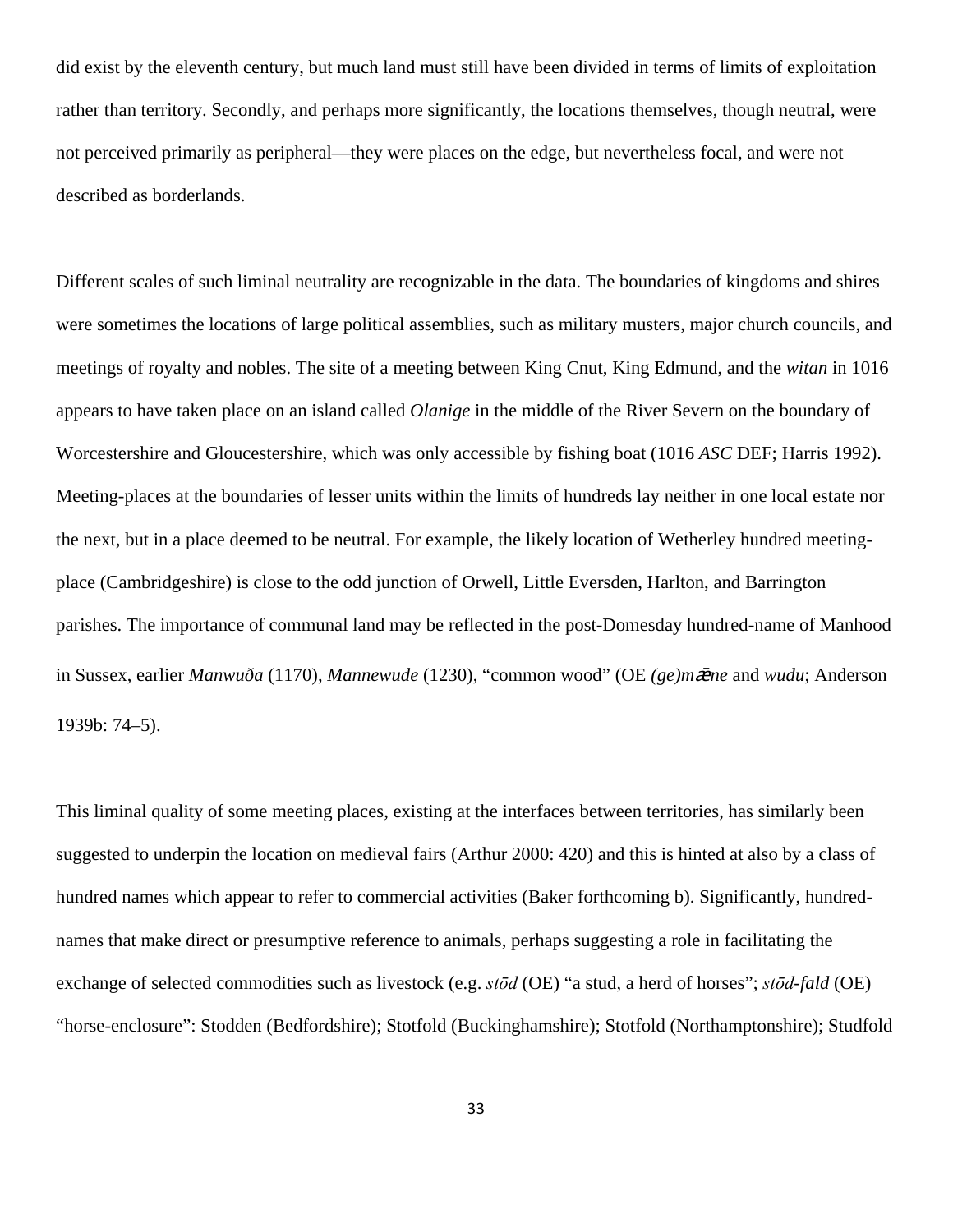did exist by the eleventh century, but much land must still have been divided in terms of limits of exploitation rather than territory. Secondly, and perhaps more significantly, the locations themselves, though neutral, were not perceived primarily as peripheral—they were places on the edge, but nevertheless focal, and were not described as borderlands.

Different scales of such liminal neutrality are recognizable in the data. The boundaries of kingdoms and shires were sometimes the locations of large political assemblies, such as military musters, major church councils, and meetings of royalty and nobles. The site of a meeting between King Cnut, King Edmund, and the *witan* in 1016 appears to have taken place on an island called *Olanige* in the middle of the River Severn on the boundary of Worcestershire and Gloucestershire, which was only accessible by fishing boat (1016 *ASC* DEF; Harris 1992). Meeting-places at the boundaries of lesser units within the limits of hundreds lay neither in one local estate nor the next, but in a place deemed to be neutral. For example, the likely location of Wetherley hundred meeting-place (Cambridgeshire) is close to the odd junction of Orwell, Little Eversden, Harlton, and Barrington parishes. The importance of communal land may be reflected in the post-Domesday hundred-name of Manhood in Sussex, earlier *Manwuða* (1170), *Mannewude* (1230), "common wood" (OE *(ge)mǣne* and *wudu*; Anderson 1939b: 74–5).

This liminal quality of some meeting places, existing at the interfaces between territories, has similarly been suggested to underpin the location on medieval fairs (Arthur 2000: 420) and this is hinted at also by a class of hundred names which appear to refer to commercial activities (Baker forthcoming b). Significantly, hundred-names that make direct or presumptive reference to animals, perhaps suggesting a role in facilitating the exchange of selected commodities such as livestock (e.g. *stōd* (OE) "a stud, a herd of horses"; *stōd-fald* (OE) "horse-enclosure": Stodden (Bedfordshire); Stotfold (Buckinghamshire); Stotfold (Northamptonshire); Studfold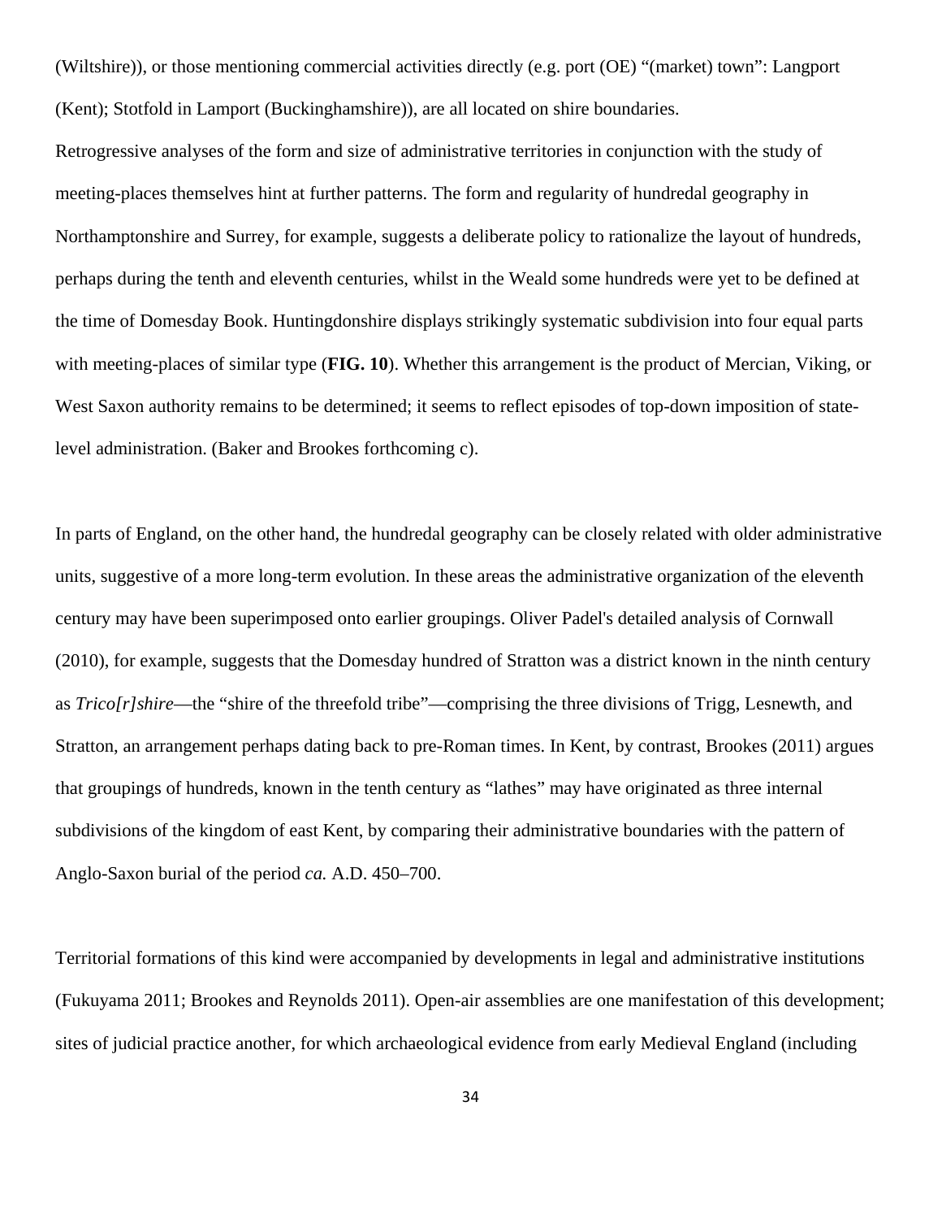(Wiltshire)), or those mentioning commercial activities directly (e.g. port (OE) "(market) town": Langport (Kent); Stotfold in Lamport (Buckinghamshire)), are all located on shire boundaries.

Retrogressive analyses of the form and size of administrative territories in conjunction with the study of meeting-places themselves hint at further patterns. The form and regularity of hundredal geography in Northamptonshire and Surrey, for example, suggests a deliberate policy to rationalize the layout of hundreds, perhaps during the tenth and eleventh centuries, whilst in the Weald some hundreds were yet to be defined at the time of Domesday Book. Huntingdonshire displays strikingly systematic subdivision into four equal parts with meeting-places of similar type (**FIG. 10**). Whether this arrangement is the product of Mercian, Viking, or West Saxon authority remains to be determined; it seems to reflect episodes of top-down imposition of state-level administration. (Baker and Brookes forthcoming c).

In parts of England, on the other hand, the hundredal geography can be closely related with older administrative units, suggestive of a more long-term evolution. In these areas the administrative organization of the eleventh century may have been superimposed onto earlier groupings. Oliver Padel's detailed analysis of Cornwall (2010), for example, suggests that the Domesday hundred of Stratton was a district known in the ninth century as *Trico[r]shire*—the "shire of the threefold tribe"—comprising the three divisions of Trigg, Lesnewth, and Stratton, an arrangement perhaps dating back to pre-Roman times. In Kent, by contrast, Brookes (2011) argues that groupings of hundreds, known in the tenth century as "lathes" may have originated as three internal subdivisions of the kingdom of east Kent, by comparing their administrative boundaries with the pattern of Anglo-Saxon burial of the period *ca.* A.D. 450–700.

Territorial formations of this kind were accompanied by developments in legal and administrative institutions (Fukuyama 2011; Brookes and Reynolds 2011). Open-air assemblies are one manifestation of this development; sites of judicial practice another, for which archaeological evidence from early Medieval England (including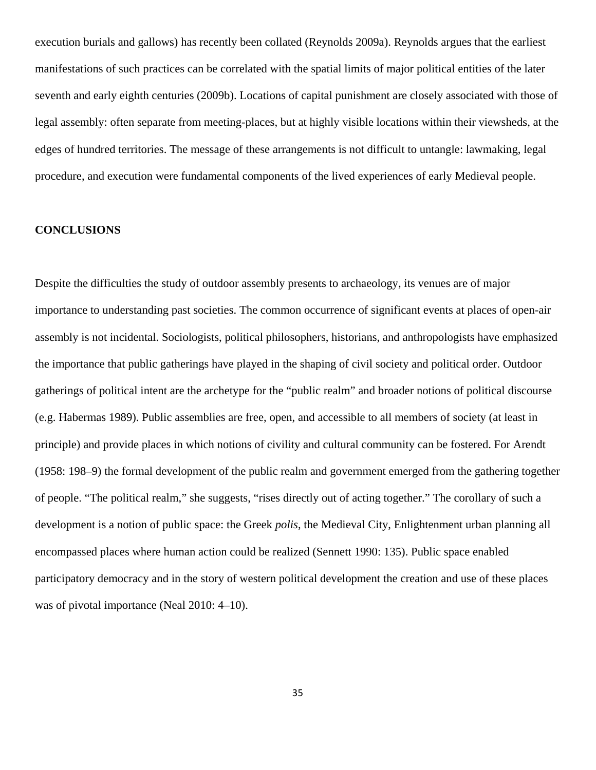execution burials and gallows) has recently been collated (Reynolds 2009a). Reynolds argues that the earliest manifestations of such practices can be correlated with the spatial limits of major political entities of the later seventh and early eighth centuries (2009b). Locations of capital punishment are closely associated with those of legal assembly: often separate from meeting-places, but at highly visible locations within their viewsheds, at the edges of hundred territories. The message of these arrangements is not difficult to untangle: lawmaking, legal procedure, and execution were fundamental components of the lived experiences of early Medieval people.

## CONCLUSIONS

Despite the difficulties the study of outdoor assembly presents to archaeology, its venues are of major importance to understanding past societies. The common occurrence of significant events at places of open-air assembly is not incidental. Sociologists, political philosophers, historians, and anthropologists have emphasized the importance that public gatherings have played in the shaping of civil society and political order. Outdoor gatherings of political intent are the archetype for the "public realm" and broader notions of political discourse (e.g. Habermas 1989). Public assemblies are free, open, and accessible to all members of society (at least in principle) and provide places in which notions of civility and cultural community can be fostered. For Arendt (1958: 198–9) the formal development of the public realm and government emerged from the gathering together of people. "The political realm," she suggests, "rises directly out of acting together." The corollary of such a development is a notion of public space: the Greek *polis*, the Medieval City, Enlightenment urban planning all encompassed places where human action could be realized (Sennett 1990: 135). Public space enabled participatory democracy and in the story of western political development the creation and use of these places was of pivotal importance (Neal 2010: 4–10).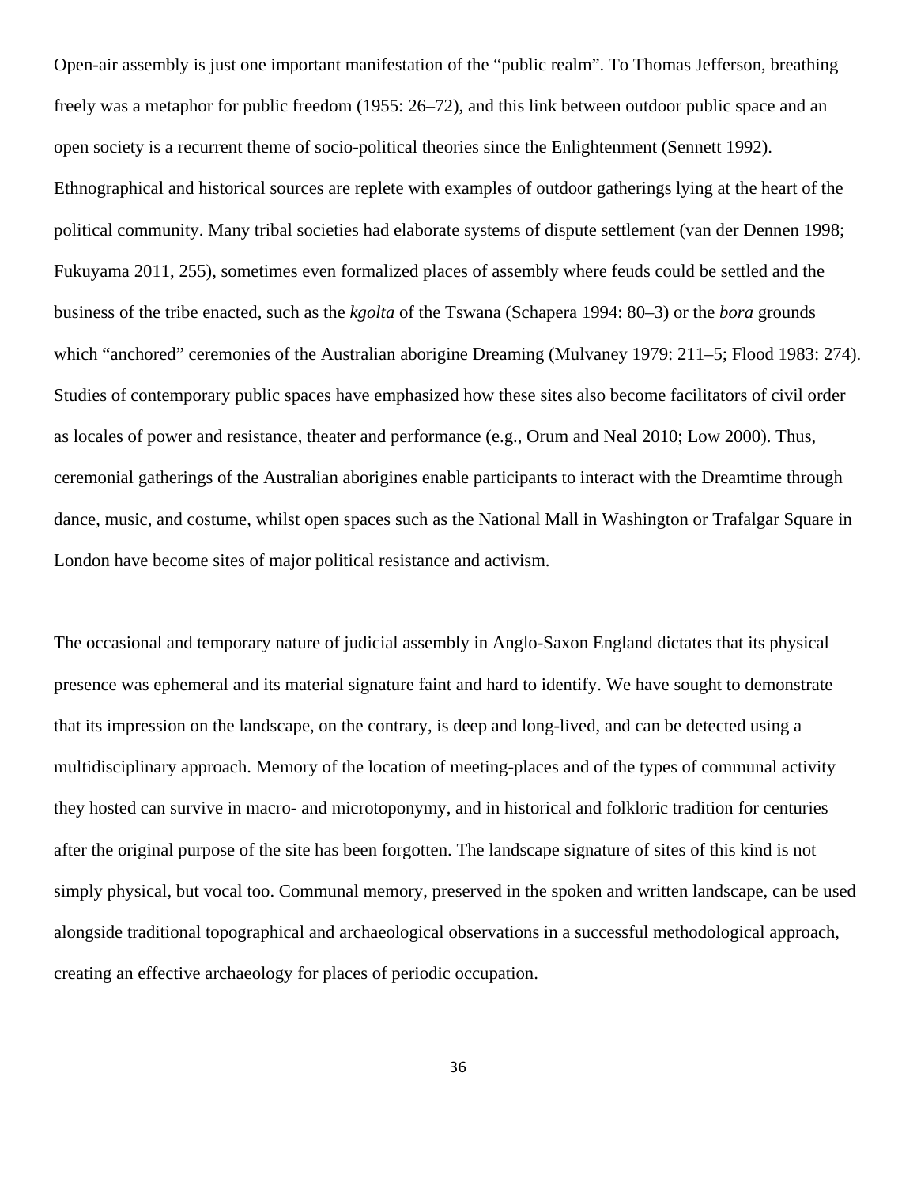Open-air assembly is just one important manifestation of the “public realm”. To Thomas Jefferson, breathing freely was a metaphor for public freedom (1955: 26–72), and this link between outdoor public space and an open society is a recurrent theme of socio-political theories since the Enlightenment (Sennett 1992). Ethnographical and historical sources are replete with examples of outdoor gatherings lying at the heart of the political community. Many tribal societies had elaborate systems of dispute settlement (van der Dennen 1998; Fukuyama 2011, 255), sometimes even formalized places of assembly where feuds could be settled and the business of the tribe enacted, such as the *kgolta* of the Tswana (Schapera 1994: 80–3) or the *bora* grounds which “anchored” ceremonies of the Australian aborigine Dreaming (Mulvaney 1979: 211–5; Flood 1983: 274). Studies of contemporary public spaces have emphasized how these sites also become facilitators of civil order as locales of power and resistance, theater and performance (e.g., Orum and Neal 2010; Low 2000). Thus, ceremonial gatherings of the Australian aborigines enable participants to interact with the Dreamtime through dance, music, and costume, whilst open spaces such as the National Mall in Washington or Trafalgar Square in London have become sites of major political resistance and activism.

The occasional and temporary nature of judicial assembly in Anglo-Saxon England dictates that its physical presence was ephemeral and its material signature faint and hard to identify. We have sought to demonstrate that its impression on the landscape, on the contrary, is deep and long-lived, and can be detected using a multidisciplinary approach. Memory of the location of meeting-places and of the types of communal activity they hosted can survive in macro- and microtoponymy, and in historical and folkloric tradition for centuries after the original purpose of the site has been forgotten. The landscape signature of sites of this kind is not simply physical, but vocal too. Communal memory, preserved in the spoken and written landscape, can be used alongside traditional topographical and archaeological observations in a successful methodological approach, creating an effective archaeology for places of periodic occupation.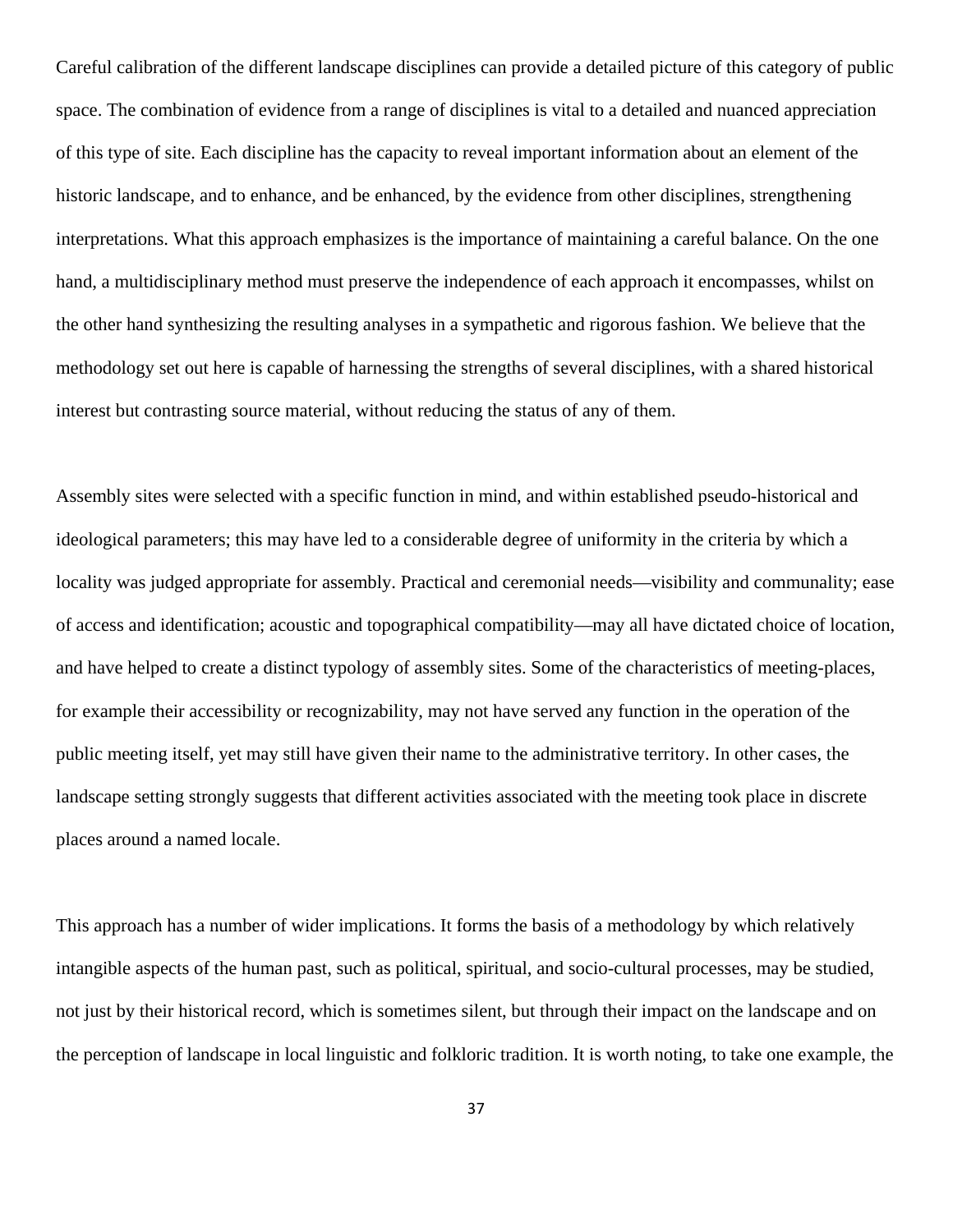Careful calibration of the different landscape disciplines can provide a detailed picture of this category of public space. The combination of evidence from a range of disciplines is vital to a detailed and nuanced appreciation of this type of site. Each discipline has the capacity to reveal important information about an element of the historic landscape, and to enhance, and be enhanced, by the evidence from other disciplines, strengthening interpretations. What this approach emphasizes is the importance of maintaining a careful balance. On the one hand, a multidisciplinary method must preserve the independence of each approach it encompasses, whilst on the other hand synthesizing the resulting analyses in a sympathetic and rigorous fashion. We believe that the methodology set out here is capable of harnessing the strengths of several disciplines, with a shared historical interest but contrasting source material, without reducing the status of any of them.

Assembly sites were selected with a specific function in mind, and within established pseudo-historical and ideological parameters; this may have led to a considerable degree of uniformity in the criteria by which a locality was judged appropriate for assembly. Practical and ceremonial needs—visibility and communality; ease of access and identification; acoustic and topographical compatibility—may all have dictated choice of location, and have helped to create a distinct typology of assembly sites. Some of the characteristics of meeting-places, for example their accessibility or recognizability, may not have served any function in the operation of the public meeting itself, yet may still have given their name to the administrative territory. In other cases, the landscape setting strongly suggests that different activities associated with the meeting took place in discrete places around a named locale.

This approach has a number of wider implications. It forms the basis of a methodology by which relatively intangible aspects of the human past, such as political, spiritual, and socio-cultural processes, may be studied, not just by their historical record, which is sometimes silent, but through their impact on the landscape and on the perception of landscape in local linguistic and folkloric tradition. It is worth noting, to take one example, the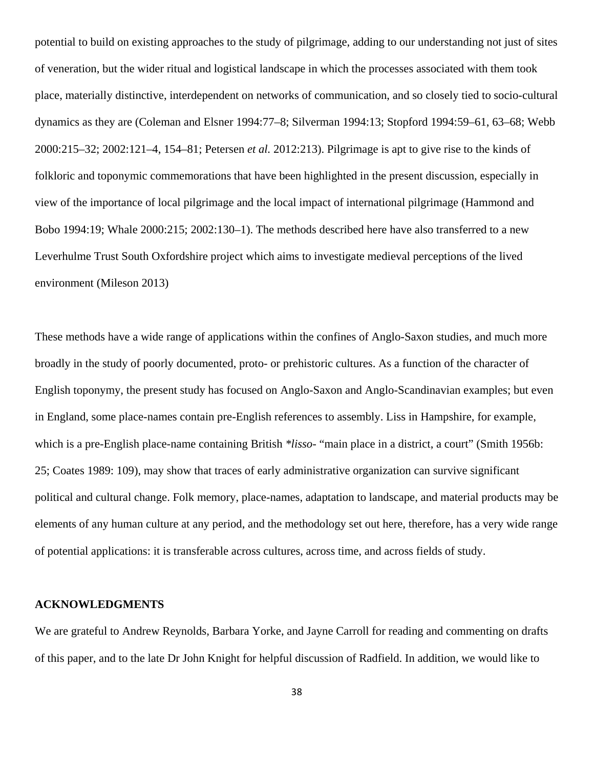potential to build on existing approaches to the study of pilgrimage, adding to our understanding not just of sites of veneration, but the wider ritual and logistical landscape in which the processes associated with them took place, materially distinctive, interdependent on networks of communication, and so closely tied to socio-cultural dynamics as they are (Coleman and Elsner 1994:77–8; Silverman 1994:13; Stopford 1994:59–61, 63–68; Webb 2000:215–32; 2002:121–4, 154–81; Petersen *et al.* 2012:213). Pilgrimage is apt to give rise to the kinds of folkloric and toponymic commemorations that have been highlighted in the present discussion, especially in view of the importance of local pilgrimage and the local impact of international pilgrimage (Hammond and Bobo 1994:19; Whale 2000:215; 2002:130–1). The methods described here have also transferred to a new Leverhulme Trust South Oxfordshire project which aims to investigate medieval perceptions of the lived environment (Mileson 2013)

These methods have a wide range of applications within the confines of Anglo-Saxon studies, and much more broadly in the study of poorly documented, proto- or prehistoric cultures. As a function of the character of English toponymy, the present study has focused on Anglo-Saxon and Anglo-Scandinavian examples; but even in England, some place-names contain pre-English references to assembly. Liss in Hampshire, for example, which is a pre-English place-name containing British *\*lisso-* "main place in a district, a court" (Smith 1956b: 25; Coates 1989: 109), may show that traces of early administrative organization can survive significant political and cultural change. Folk memory, place-names, adaptation to landscape, and material products may be elements of any human culture at any period, and the methodology set out here, therefore, has a very wide range of potential applications: it is transferable across cultures, across time, and across fields of study.

## ACKNOWLEDGMENTS

We are grateful to Andrew Reynolds, Barbara Yorke, and Jayne Carroll for reading and commenting on drafts of this paper, and to the late Dr John Knight for helpful discussion of Radfield. In addition, we would like to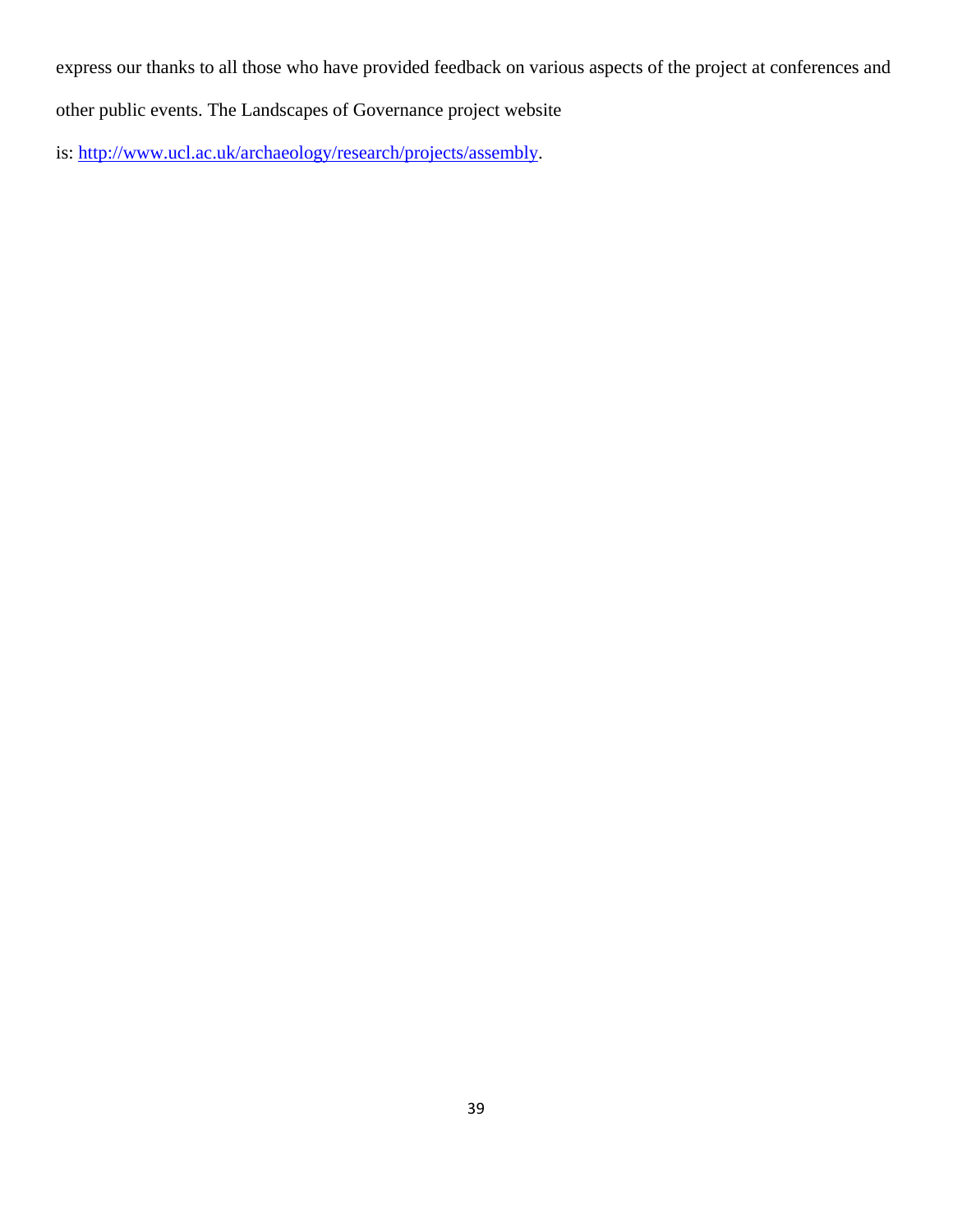express our thanks to all those who have provided feedback on various aspects of the project at conferences and other public events. The Landscapes of Governance project website is: [http://www.ucl.ac.uk/archaeology/research/projects/assembly](http://www.ucl.ac.uk/archaeology/research/projects/assembly).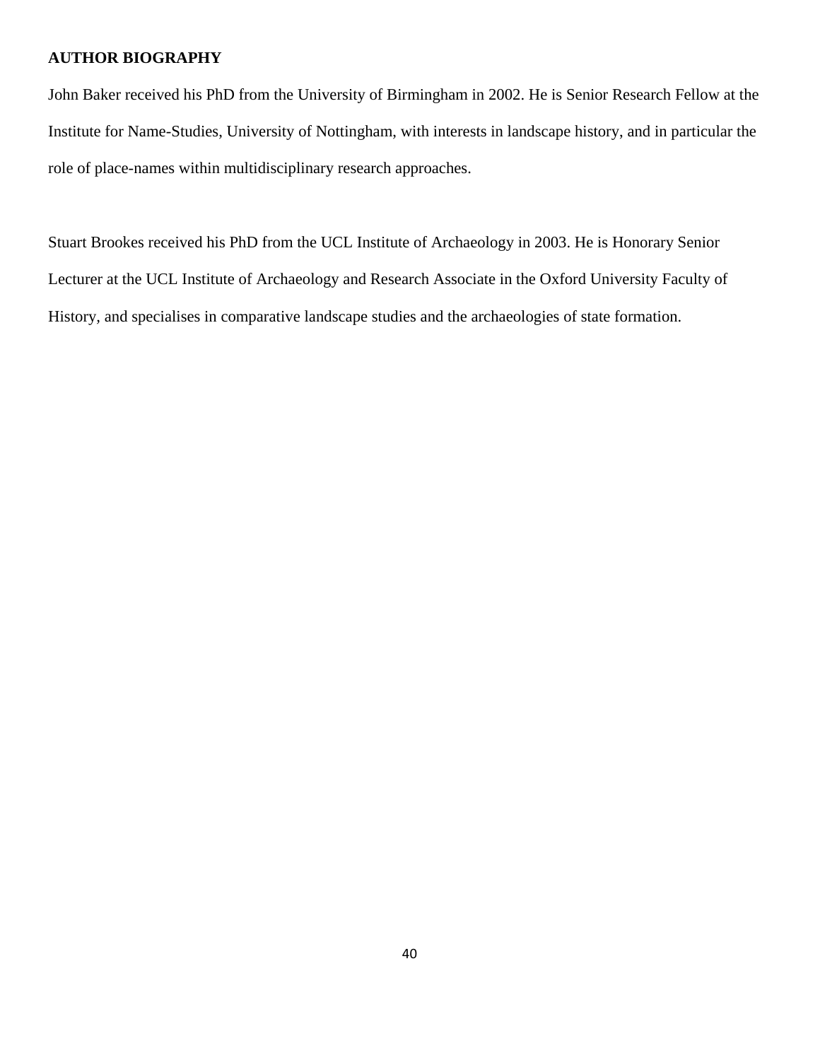## AUTHOR BIOGRAPHY

John Baker received his PhD from the University of Birmingham in 2002. He is Senior Research Fellow at the Institute for Name-Studies, University of Nottingham, with interests in landscape history, and in particular the role of place-names within multidisciplinary research approaches.

Stuart Brookes received his PhD from the UCL Institute of Archaeology in 2003. He is Honorary Senior Lecturer at the UCL Institute of Archaeology and Research Associate in the Oxford University Faculty of History, and specialises in comparative landscape studies and the archaeologies of state formation.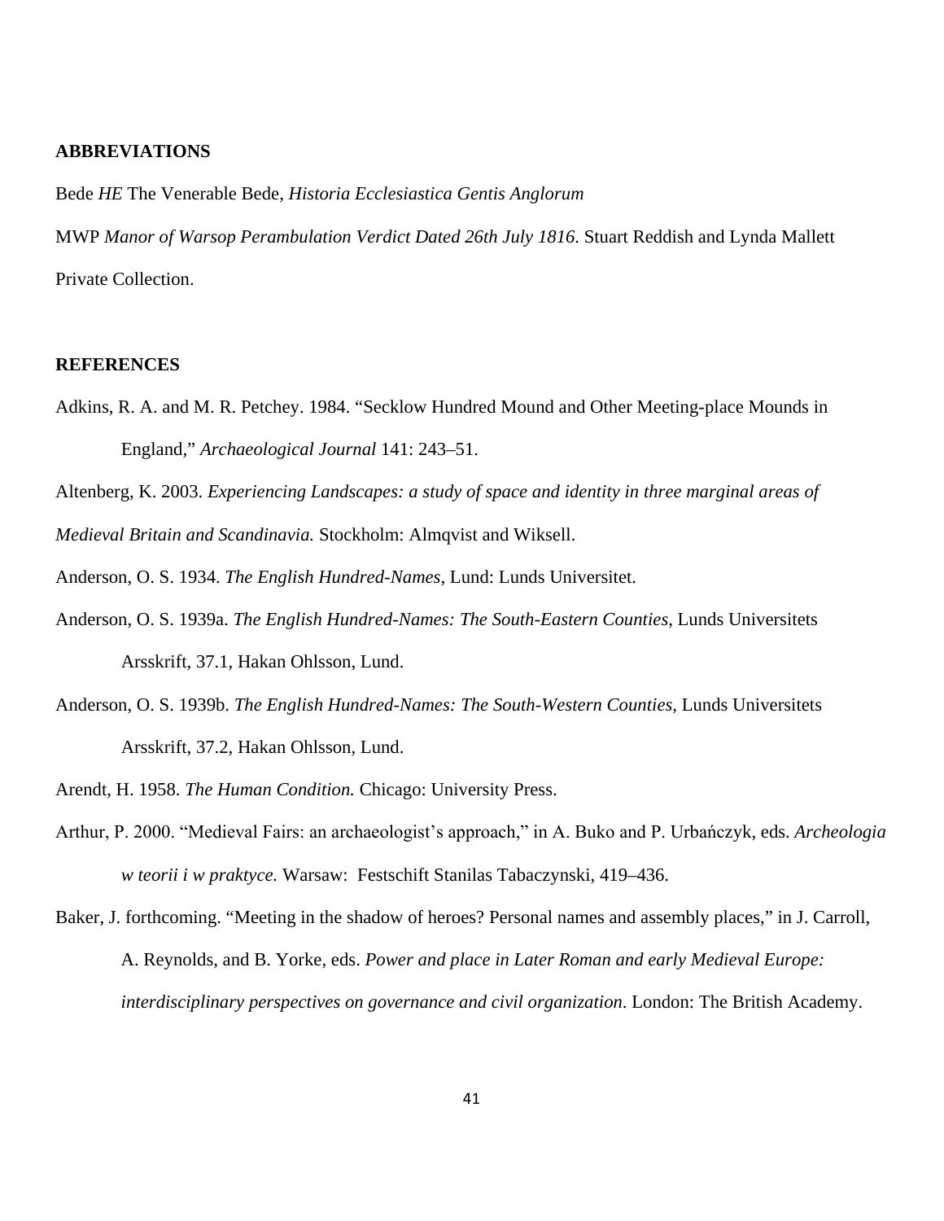## ABBREVIATIONS

Bede *HE* The Venerable Bede, *Historia Ecclesiastica Gentis Anglorum*

MWP *Manor of Warsop Perambulation Verdict Dated 26th July 1816*. Stuart Reddish and Lynda Mallett Private Collection.

## REFERENCES

Adkins, R. A. and M. R. Petchey. 1984. "Secklow Hundred Mound and Other Meeting-place Mounds in England," *Archaeological Journal* 141: 243–51.

Altenberg, K. 2003. *Experiencing Landscapes: a study of space and identity in three marginal areas of Medieval Britain and Scandinavia.* Stockholm: Almqvist and Wiksell.

Anderson, O. S. 1934. *The English Hundred-Names*, Lund: Lunds Universitet.

Anderson, O. S. 1939a. *The English Hundred-Names: The South-Eastern Counties*, Lunds Universitets Arsskrift, 37.1, Hakan Ohlsson, Lund.

Anderson, O. S. 1939b. *The English Hundred-Names: The South-Western Counties*, Lunds Universitets Arsskrift, 37.2, Hakan Ohlsson, Lund.

Arendt, H. 1958. *The Human Condition.* Chicago: University Press.

Arthur, P. 2000. "Medieval Fairs: an archaeologist's approach," in A. Buko and P. Urbańczyk, eds. *Archeologia w teorii i w praktyce.* Warsaw: Festschift Stanilas Tabaczynski, 419–436.

Baker, J. forthcoming. "Meeting in the shadow of heroes? Personal names and assembly places," in J. Carroll, A. Reynolds, and B. Yorke, eds. *Power and place in Later Roman and early Medieval Europe: interdisciplinary perspectives on governance and civil organization*. London: The British Academy.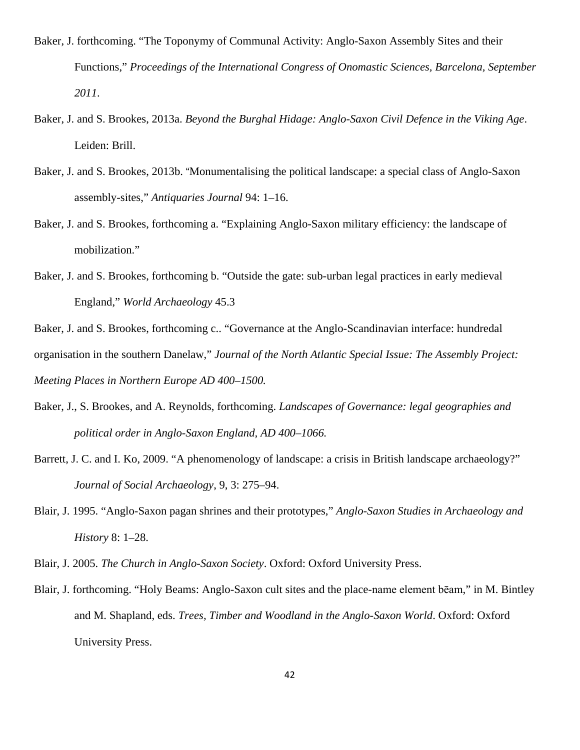Baker, J. forthcoming. "The Toponymy of Communal Activity: Anglo-Saxon Assembly Sites and their Functions," *Proceedings of the International Congress of Onomastic Sciences, Barcelona, September 2011*.

Baker, J. and S. Brookes, 2013a. *Beyond the Burghal Hidage: Anglo-Saxon Civil Defence in the Viking Age*. Leiden: Brill.

Baker, J. and S. Brookes, 2013b. "Monumentalising the political landscape: a special class of Anglo-Saxon assembly-sites," *Antiquaries Journal* 94: 1–16.

Baker, J. and S. Brookes, forthcoming a. "Explaining Anglo-Saxon military efficiency: the landscape of mobilization."

Baker, J. and S. Brookes, forthcoming b. "Outside the gate: sub-urban legal practices in early medieval England," *World Archaeology* 45.3

Baker, J. and S. Brookes, forthcoming c.. "Governance at the Anglo-Scandinavian interface: hundredal organisation in the southern Danelaw," *Journal of the North Atlantic Special Issue: The Assembly Project: Meeting Places in Northern Europe AD 400–1500.*

Baker, J., S. Brookes, and A. Reynolds, forthcoming. *Landscapes of Governance: legal geographies and political order in Anglo-Saxon England, AD 400–1066.*

Barrett, J. C. and I. Ko, 2009. "A phenomenology of landscape: a crisis in British landscape archaeology?" *Journal of Social Archaeology*, 9, 3: 275–94.

Blair, J. 1995. "Anglo-Saxon pagan shrines and their prototypes," *Anglo-Saxon Studies in Archaeology and History* 8: 1–28.

Blair, J. 2005. *The Church in Anglo-Saxon Society*. Oxford: Oxford University Press.

Blair, J. forthcoming. "Holy Beams: Anglo-Saxon cult sites and the place-name element bēam," in M. Bintley and M. Shapland, eds. *Trees, Timber and Woodland in the Anglo-Saxon World*. Oxford: Oxford University Press.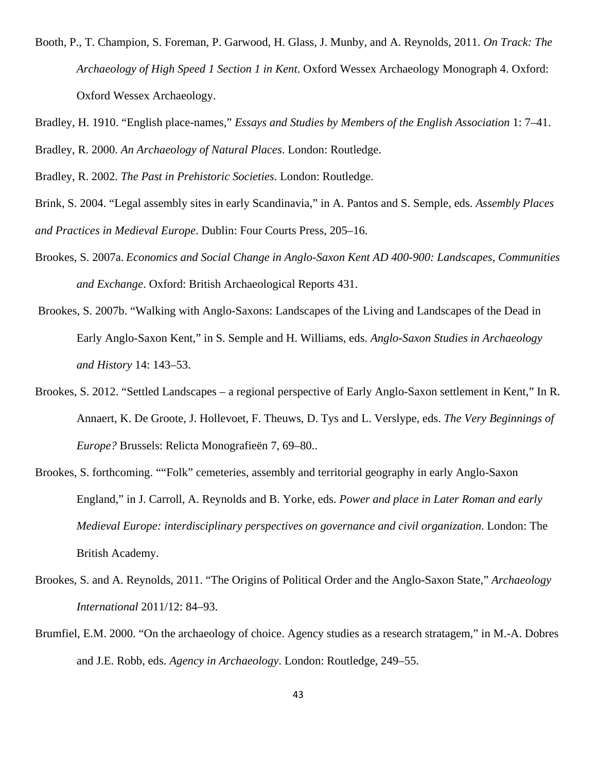Booth, P., T. Champion, S. Foreman, P. Garwood, H. Glass, J. Munby, and A. Reynolds, 2011. *On Track: The Archaeology of High Speed 1 Section 1 in Kent*. Oxford Wessex Archaeology Monograph 4. Oxford: Oxford Wessex Archaeology.

Bradley, H. 1910. "English place-names," *Essays and Studies by Members of the English Association* 1: 7–41.

Bradley, R. 2000. *An Archaeology of Natural Places*. London: Routledge.

Bradley, R. 2002. *The Past in Prehistoric Societies*. London: Routledge.

Brink, S. 2004. "Legal assembly sites in early Scandinavia," in A. Pantos and S. Semple, eds. *Assembly Places and Practices in Medieval Europe*. Dublin: Four Courts Press, 205–16.

Brookes, S. 2007a. *Economics and Social Change in Anglo-Saxon Kent AD 400-900: Landscapes, Communities and Exchange*. Oxford: British Archaeological Reports 431.

Brookes, S. 2007b. "Walking with Anglo-Saxons: Landscapes of the Living and Landscapes of the Dead in Early Anglo-Saxon Kent," in S. Semple and H. Williams, eds. *Anglo-Saxon Studies in Archaeology and History* 14: 143–53.

Brookes, S. 2012. "Settled Landscapes – a regional perspective of Early Anglo-Saxon settlement in Kent," In R. Annaert, K. De Groote, J. Hollevoet, F. Theuws, D. Tys and L. Verslype, eds. *The Very Beginnings of Europe?* Brussels: Relicta Monografieën 7, 69–80..

Brookes, S. forthcoming. ""Folk" cemeteries, assembly and territorial geography in early Anglo-Saxon England," in J. Carroll, A. Reynolds and B. Yorke, eds. *Power and place in Later Roman and early Medieval Europe: interdisciplinary perspectives on governance and civil organization*. London: The British Academy.

Brookes, S. and A. Reynolds, 2011. "The Origins of Political Order and the Anglo-Saxon State," *Archaeology International* 2011/12: 84–93.

Brumfiel, E.M. 2000. "On the archaeology of choice. Agency studies as a research stratagem," in M.-A. Dobres and J.E. Robb, eds. *Agency in Archaeology*. London: Routledge, 249–55.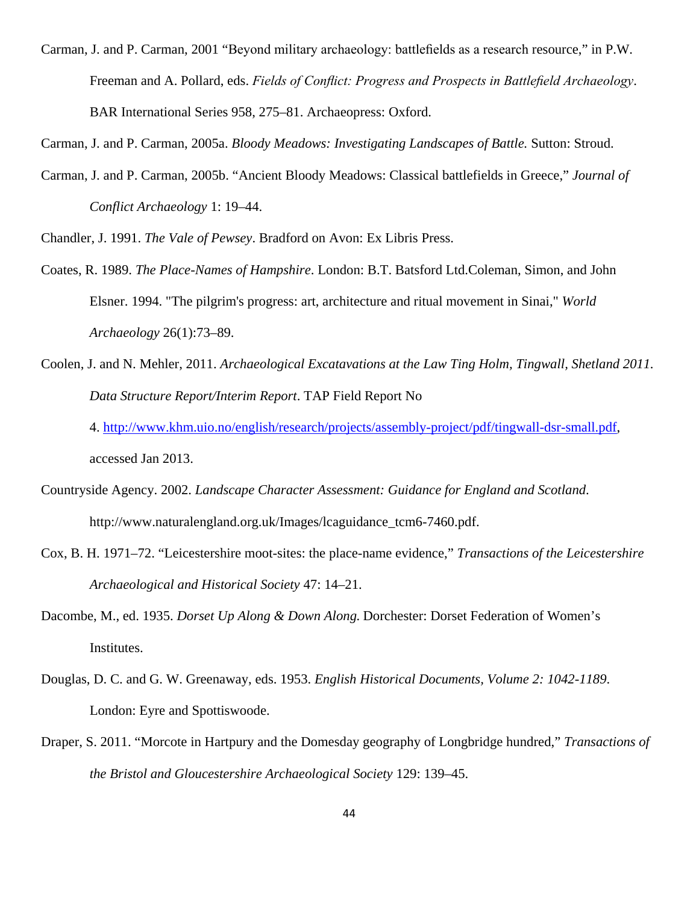Carman, J. and P. Carman, 2001 “Beyond military archaeology: battlefields as a research resource,” in P.W. Freeman and A. Pollard, eds. *Fields of Conflict: Progress and Prospects in Battlefield Archaeology*. BAR International Series 958, 275–81. Archaeopress: Oxford.

Carman, J. and P. Carman, 2005a. *Bloody Meadows: Investigating Landscapes of Battle.* Sutton: Stroud.

Carman, J. and P. Carman, 2005b. “Ancient Bloody Meadows: Classical battlefields in Greece,” *Journal of Conflict Archaeology* 1: 19–44.

Chandler, J. 1991. *The Vale of Pewsey*. Bradford on Avon: Ex Libris Press.

Coates, R. 1989. *The Place-Names of Hampshire*. London: B.T. Batsford Ltd.Coleman, Simon, and John Elsner. 1994. "The pilgrim's progress: art, architecture and ritual movement in Sinai," *World Archaeology* 26(1):73–89.

Coolen, J. and N. Mehler, 2011. *Archaeological Excatavations at the Law Ting Holm, Tingwall, Shetland 2011. Data Structure Report/Interim Report*. TAP Field Report No 4. http://www.khm.uio.no/english/research/projects/assembly-project/pdf/tingwall-dsr-small.pdf, accessed Jan 2013.

Countryside Agency. 2002. *Landscape Character Assessment: Guidance for England and Scotland*. http://www.naturalengland.org.uk/Images/lcaguidance_tcm6-7460.pdf.

Cox, B. H. 1971–72. “Leicestershire moot-sites: the place-name evidence,” *Transactions of the Leicestershire Archaeological and Historical Society* 47: 14–21.

Dacombe, M., ed. 1935. *Dorset Up Along & Down Along.* Dorchester: Dorset Federation of Women’s Institutes.

Douglas, D. C. and G. W. Greenaway, eds. 1953. *English Historical Documents, Volume 2: 1042-1189*. London: Eyre and Spottiswoode.

Draper, S. 2011. “Morcote in Hartpury and the Domesday geography of Longbridge hundred,” *Transactions of the Bristol and Gloucestershire Archaeological Society* 129: 139–45.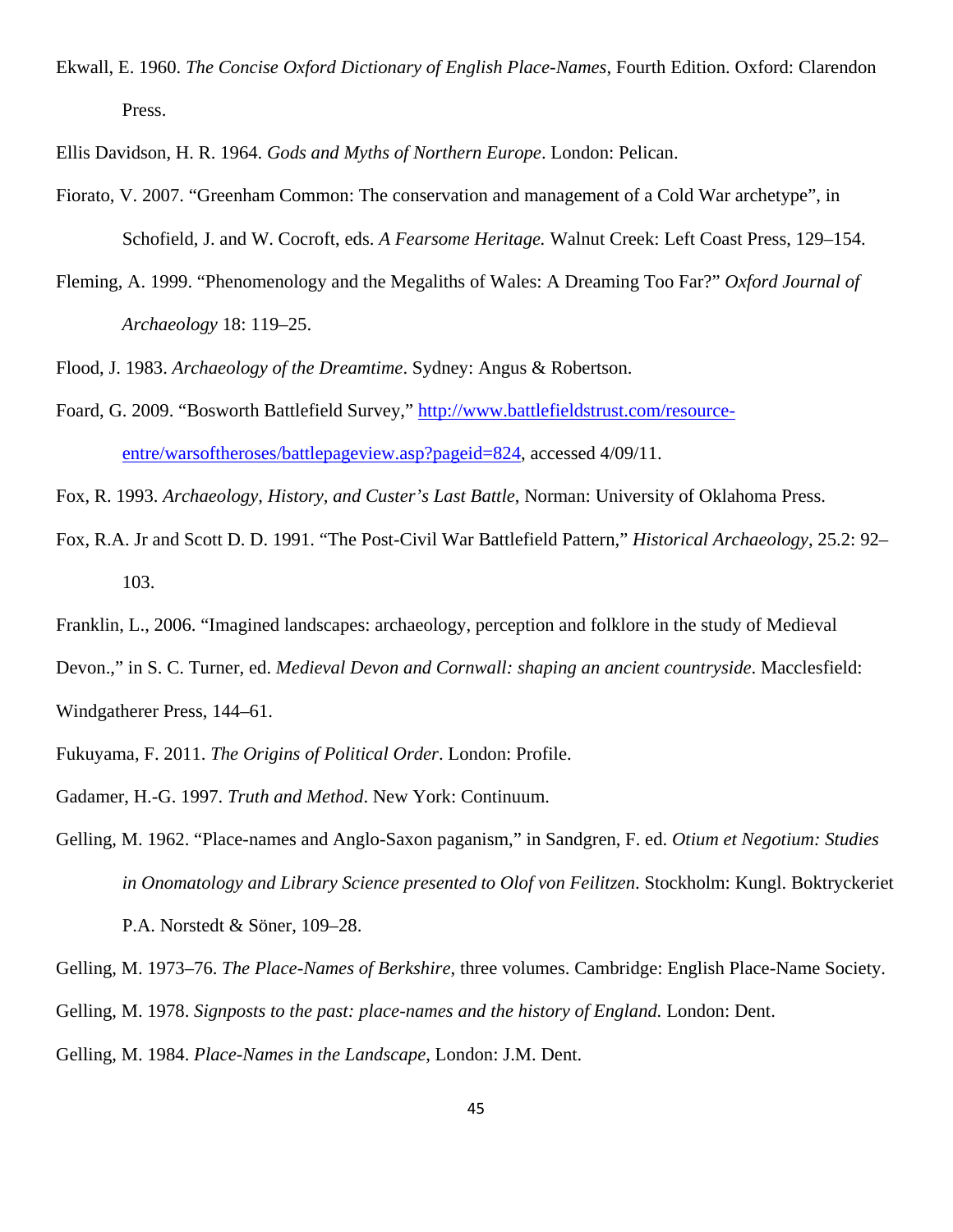Ekwall, E. 1960. *The Concise Oxford Dictionary of English Place-Names*, Fourth Edition. Oxford: Clarendon Press.

Ellis Davidson, H. R. 1964. *Gods and Myths of Northern Europe*. London: Pelican.

Fiorato, V. 2007. "Greenham Common: The conservation and management of a Cold War archetype", in Schofield, J. and W. Cocroft, eds. *A Fearsome Heritage.* Walnut Creek: Left Coast Press, 129–154.

Fleming, A. 1999. "Phenomenology and the Megaliths of Wales: A Dreaming Too Far?" *Oxford Journal of Archaeology* 18: 119–25.

Flood, J. 1983. *Archaeology of the Dreamtime*. Sydney: Angus & Robertson.

Foard, G. 2009. "Bosworth Battlefield Survey," [http://www.battlefieldstrust.com/resource-entre/warsoftheroses/battlepageview.asp?pageid=824](http://www.battlefieldstrust.com/resource-entre/warsoftheroses/battlepageview.asp?pageid=824), accessed 4/09/11.

Fox, R. 1993. *Archaeology, History, and Custer's Last Battle*, Norman: University of Oklahoma Press.

Fox, R.A. Jr and Scott D. D. 1991. "The Post-Civil War Battlefield Pattern," *Historical Archaeology*, 25.2: 92–103.

Franklin, L., 2006. "Imagined landscapes: archaeology, perception and folklore in the study of Medieval Devon.," in S. C. Turner, ed. *Medieval Devon and Cornwall: shaping an ancient countryside*. Macclesfield: Windgatherer Press, 144–61.

Fukuyama, F. 2011. *The Origins of Political Order*. London: Profile.

Gadamer, H.-G. 1997. *Truth and Method*. New York: Continuum.

Gelling, M. 1962. "Place-names and Anglo-Saxon paganism," in Sandgren, F. ed. *Otium et Negotium: Studies in Onomatology and Library Science presented to Olof von Feilitzen*. Stockholm: Kungl. Boktryckeriet P.A. Norstedt & Söner, 109–28.

Gelling, M. 1973–76. *The Place-Names of Berkshire*, three volumes. Cambridge: English Place-Name Society.

Gelling, M. 1978. *Signposts to the past: place-names and the history of England.* London: Dent.

Gelling, M. 1984. *Place-Names in the Landscape*, London: J.M. Dent.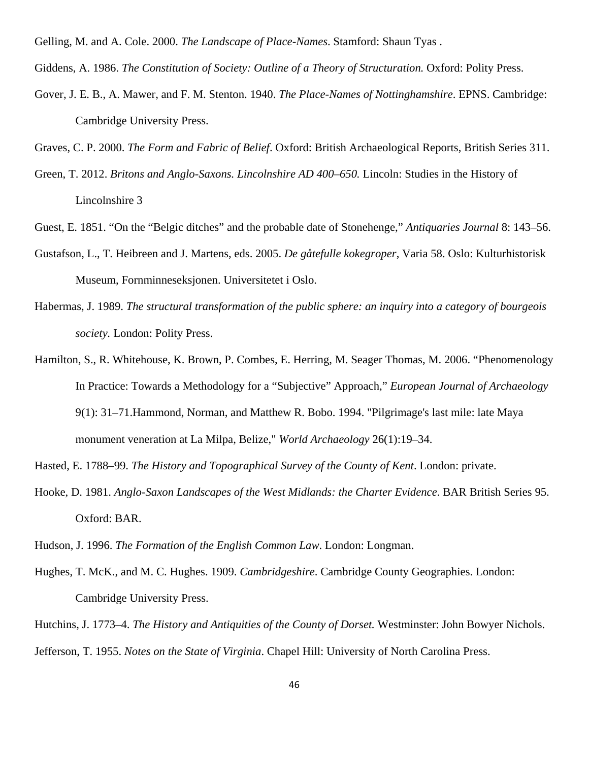Gelling, M. and A. Cole. 2000. *The Landscape of Place-Names*. Stamford: Shaun Tyas .

Giddens, A. 1986. *The Constitution of Society: Outline of a Theory of Structuration.* Oxford: Polity Press.

Gover, J. E. B., A. Mawer, and F. M. Stenton. 1940. *The Place-Names of Nottinghamshire*. EPNS. Cambridge: Cambridge University Press.

Graves, C. P. 2000. *The Form and Fabric of Belief*. Oxford: British Archaeological Reports, British Series 311.

Green, T. 2012. *Britons and Anglo-Saxons. Lincolnshire AD 400–650.* Lincoln: Studies in the History of Lincolnshire 3

Guest, E. 1851. "On the "Belgic ditches" and the probable date of Stonehenge," *Antiquaries Journal* 8: 143–56.

Gustafson, L., T. Heibreen and J. Martens, eds. 2005. *De gåtefulle kokegroper*, Varia 58. Oslo: Kulturhistorisk Museum, Fornminneseksjonen. Universitetet i Oslo.

Habermas, J. 1989. *The structural transformation of the public sphere: an inquiry into a category of bourgeois society.* London: Polity Press.

Hamilton, S., R. Whitehouse, K. Brown, P. Combes, E. Herring, M. Seager Thomas, M. 2006. "Phenomenology In Practice: Towards a Methodology for a "Subjective" Approach," *European Journal of Archaeology* 9(1): 31–71.Hammond, Norman, and Matthew R. Bobo. 1994. "Pilgrimage's last mile: late Maya monument veneration at La Milpa, Belize," *World Archaeology* 26(1):19–34.

Hasted, E. 1788–99. *The History and Topographical Survey of the County of Kent*. London: private.

Hooke, D. 1981. *Anglo-Saxon Landscapes of the West Midlands: the Charter Evidence*. BAR British Series 95. Oxford: BAR.

Hudson, J. 1996. *The Formation of the English Common Law*. London: Longman.

Hughes, T. McK., and M. C. Hughes. 1909. *Cambridgeshire*. Cambridge County Geographies. London: Cambridge University Press.

Hutchins, J. 1773–4. *The History and Antiquities of the County of Dorset.* Westminster: John Bowyer Nichols.

Jefferson, T. 1955. *Notes on the State of Virginia*. Chapel Hill: University of North Carolina Press.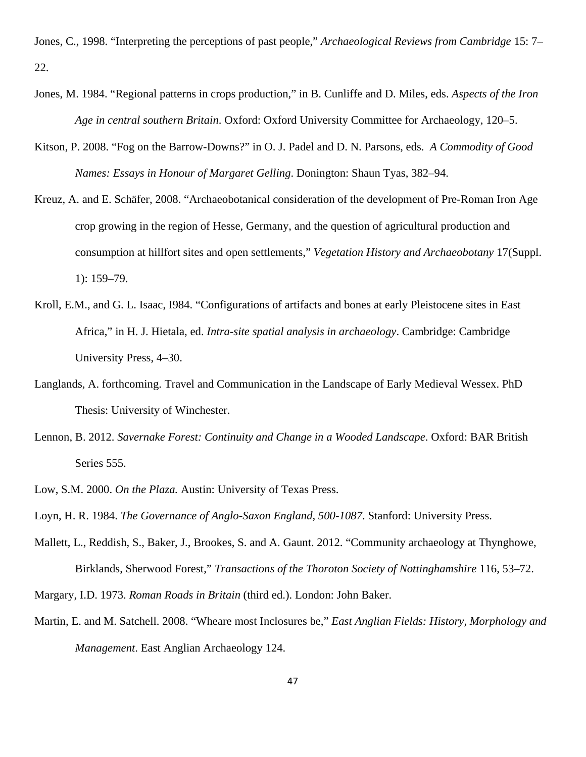Jones, C., 1998. "Interpreting the perceptions of past people," *Archaeological Reviews from Cambridge* 15: 7–22.

Jones, M. 1984. "Regional patterns in crops production," in B. Cunliffe and D. Miles, eds. *Aspects of the Iron Age in central southern Britain*. Oxford: Oxford University Committee for Archaeology, 120–5.

Kitson, P. 2008. "Fog on the Barrow-Downs?" in O. J. Padel and D. N. Parsons, eds. *A Commodity of Good Names: Essays in Honour of Margaret Gelling*. Donington: Shaun Tyas, 382–94.

Kreuz, A. and E. Schäfer, 2008. "Archaeobotanical consideration of the development of Pre-Roman Iron Age crop growing in the region of Hesse, Germany, and the question of agricultural production and consumption at hillfort sites and open settlements," *Vegetation History and Archaeobotany* 17(Suppl. 1): 159–79.

Kroll, E.M., and G. L. Isaac, I984. "Configurations of artifacts and bones at early Pleistocene sites in East Africa," in H. J. Hietala, ed. *Intra-site spatial analysis in archaeology*. Cambridge: Cambridge University Press, 4–30.

Langlands, A. forthcoming. Travel and Communication in the Landscape of Early Medieval Wessex. PhD Thesis: University of Winchester.

Lennon, B. 2012. *Savernake Forest: Continuity and Change in a Wooded Landscape*. Oxford: BAR British Series 555.

Low, S.M. 2000. *On the Plaza.* Austin: University of Texas Press.

Loyn, H. R. 1984. *The Governance of Anglo-Saxon England, 500-1087*. Stanford: University Press.

Mallett, L., Reddish, S., Baker, J., Brookes, S. and A. Gaunt. 2012. "Community archaeology at Thynghowe, Birklands, Sherwood Forest," *Transactions of the Thoroton Society of Nottinghamshire* 116, 53–72.

Margary, I.D. 1973. *Roman Roads in Britain* (third ed.). London: John Baker.

Martin, E. and M. Satchell. 2008. "Wheare most Inclosures be," *East Anglian Fields: History, Morphology and Management*. East Anglian Archaeology 124.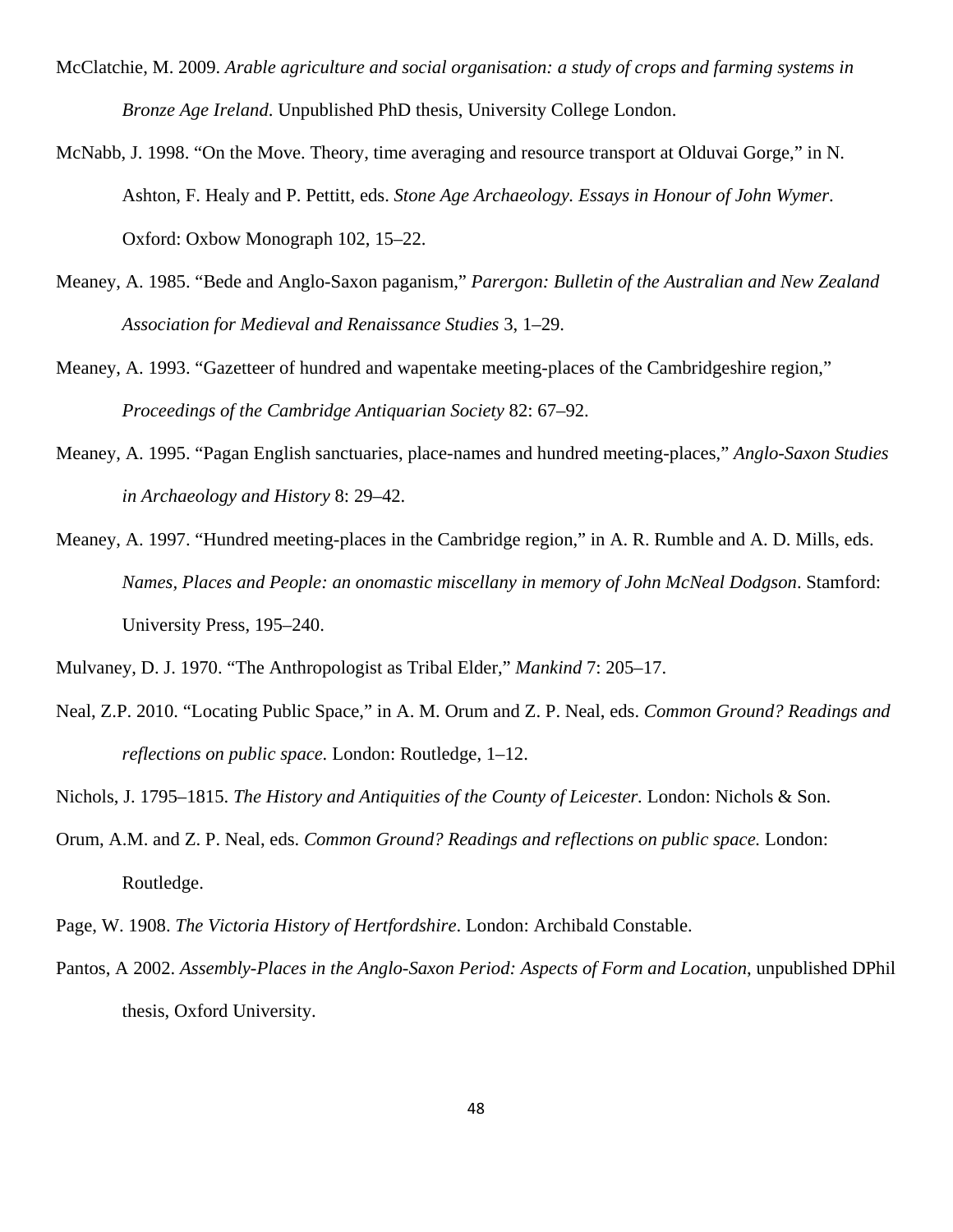McClatchie, M. 2009. *Arable agriculture and social organisation: a study of crops and farming systems in Bronze Age Ireland*. Unpublished PhD thesis, University College London.

McNabb, J. 1998. "On the Move. Theory, time averaging and resource transport at Olduvai Gorge," in N. Ashton, F. Healy and P. Pettitt, eds. *Stone Age Archaeology. Essays in Honour of John Wymer*. Oxford: Oxbow Monograph 102, 15–22.

Meaney, A. 1985. "Bede and Anglo-Saxon paganism," *Parergon: Bulletin of the Australian and New Zealand Association for Medieval and Renaissance Studies* 3, 1–29.

Meaney, A. 1993. "Gazetteer of hundred and wapentake meeting-places of the Cambridgeshire region," *Proceedings of the Cambridge Antiquarian Society* 82: 67–92.

Meaney, A. 1995. "Pagan English sanctuaries, place-names and hundred meeting-places," *Anglo-Saxon Studies in Archaeology and History* 8: 29–42.

Meaney, A. 1997. "Hundred meeting-places in the Cambridge region," in A. R. Rumble and A. D. Mills, eds. *Names, Places and People: an onomastic miscellany in memory of John McNeal Dodgson*. Stamford: University Press, 195–240.

Mulvaney, D. J. 1970. "The Anthropologist as Tribal Elder," *Mankind* 7: 205–17.

Neal, Z.P. 2010. "Locating Public Space," in A. M. Orum and Z. P. Neal, eds. *Common Ground? Readings and reflections on public space.* London: Routledge, 1–12.

Nichols, J. 1795–1815. *The History and Antiquities of the County of Leicester.* London: Nichols & Son.

Orum, A.M. and Z. P. Neal, eds. *Common Ground? Readings and reflections on public space.* London: Routledge.

Page, W. 1908. *The Victoria History of Hertfordshire*. London: Archibald Constable.

Pantos, A 2002. *Assembly-Places in the Anglo-Saxon Period: Aspects of Form and Location*, unpublished DPhil thesis, Oxford University.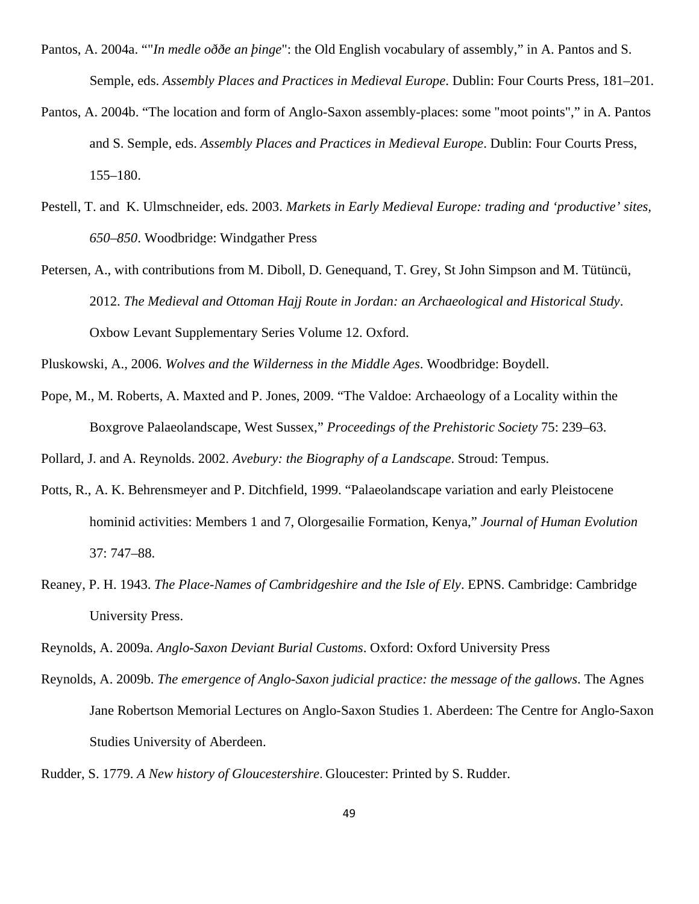Pantos, A. 2004a. “"*In medle oððe an þinge*": the Old English vocabulary of assembly,” in A. Pantos and S. Semple, eds. *Assembly Places and Practices in Medieval Europe*. Dublin: Four Courts Press, 181–201.

Pantos, A. 2004b. “The location and form of Anglo-Saxon assembly-places: some "moot points",” in A. Pantos and S. Semple, eds. *Assembly Places and Practices in Medieval Europe*. Dublin: Four Courts Press, 155–180.

Pestell, T. and K. Ulmschneider, eds. 2003. *Markets in Early Medieval Europe: trading and ‘productive’ sites, 650–850*. Woodbridge: Windgather Press

Petersen, A., with contributions from M. Diboll, D. Genequand, T. Grey, St John Simpson and M. Tütüncü, 2012. *The Medieval and Ottoman Hajj Route in Jordan: an Archaeological and Historical Study*. Oxbow Levant Supplementary Series Volume 12. Oxford.

Pluskowski, A., 2006. *Wolves and the Wilderness in the Middle Ages*. Woodbridge: Boydell.

Pope, M., M. Roberts, A. Maxted and P. Jones, 2009. “The Valdoe: Archaeology of a Locality within the Boxgrove Palaeolandscape, West Sussex,” *Proceedings of the Prehistoric Society* 75: 239–63.

Pollard, J. and A. Reynolds. 2002. *Avebury: the Biography of a Landscape*. Stroud: Tempus.

Potts, R., A. K. Behrensmeyer and P. Ditchfield, 1999. “Palaeolandscape variation and early Pleistocene hominid activities: Members 1 and 7, Olorgesailie Formation, Kenya,” *Journal of Human Evolution* 37: 747–88.

Reaney, P. H. 1943. *The Place-Names of Cambridgeshire and the Isle of Ely*. EPNS. Cambridge: Cambridge University Press.

Reynolds, A. 2009a. *Anglo-Saxon Deviant Burial Customs*. Oxford: Oxford University Press

Reynolds, A. 2009b. *The emergence of Anglo-Saxon judicial practice: the message of the gallows*. The Agnes Jane Robertson Memorial Lectures on Anglo-Saxon Studies 1. Aberdeen: The Centre for Anglo-Saxon Studies University of Aberdeen.

Rudder, S. 1779. *A New history of Gloucestershire*. Gloucester: Printed by S. Rudder.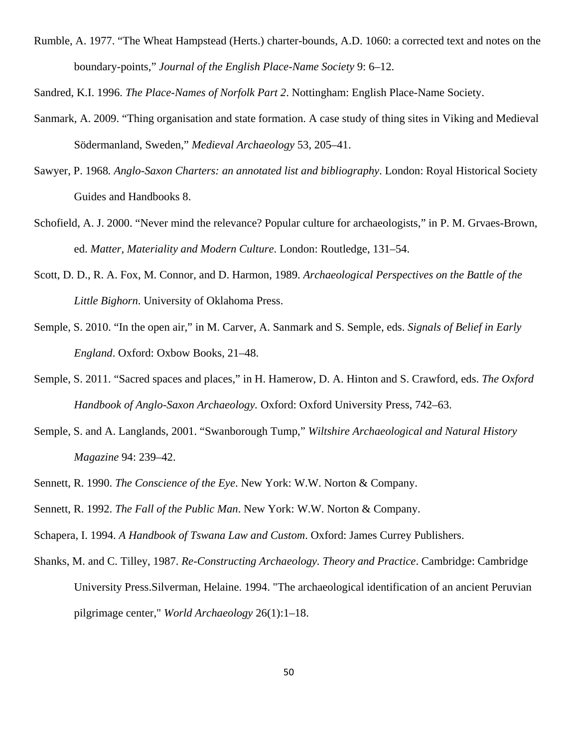Rumble, A. 1977. “The Wheat Hampstead (Herts.) charter-bounds, A.D. 1060: a corrected text and notes on the boundary-points,” *Journal of the English Place-Name Society* 9: 6–12.

Sandred, K.I. 1996. *The Place-Names of Norfolk Part 2*. Nottingham: English Place-Name Society.

Sanmark, A. 2009. “Thing organisation and state formation. A case study of thing sites in Viking and Medieval Södermanland, Sweden,” *Medieval Archaeology* 53, 205–41.

Sawyer, P. 1968*. Anglo-Saxon Charters: an annotated list and bibliography*. London: Royal Historical Society Guides and Handbooks 8.

Schofield, A. J. 2000. “Never mind the relevance? Popular culture for archaeologists,” in P. M. Grvaes-Brown, ed. *Matter, Materiality and Modern Culture*. London: Routledge, 131–54.

Scott, D. D., R. A. Fox, M. Connor, and D. Harmon, 1989. *Archaeological Perspectives on the Battle of the Little Bighorn*. University of Oklahoma Press.

Semple, S. 2010. “In the open air,” in M. Carver, A. Sanmark and S. Semple, eds. *Signals of Belief in Early England*. Oxford: Oxbow Books, 21–48.

Semple, S. 2011. “Sacred spaces and places,” in H. Hamerow, D. A. Hinton and S. Crawford, eds. *The Oxford Handbook of Anglo-Saxon Archaeology.* Oxford: Oxford University Press, 742–63.

Semple, S. and A. Langlands, 2001. “Swanborough Tump,” *Wiltshire Archaeological and Natural History Magazine* 94: 239–42.

Sennett, R. 1990. *The Conscience of the Eye*. New York: W.W. Norton & Company.

Sennett, R. 1992. *The Fall of the Public Man*. New York: W.W. Norton & Company.

Schapera, I. 1994. *A Handbook of Tswana Law and Custom*. Oxford: James Currey Publishers.

Shanks, M. and C. Tilley, 1987. *Re-Constructing Archaeology. Theory and Practice*. Cambridge: Cambridge University Press.Silverman, Helaine. 1994. "The archaeological identification of an ancient Peruvian pilgrimage center," *World Archaeology* 26(1):1–18.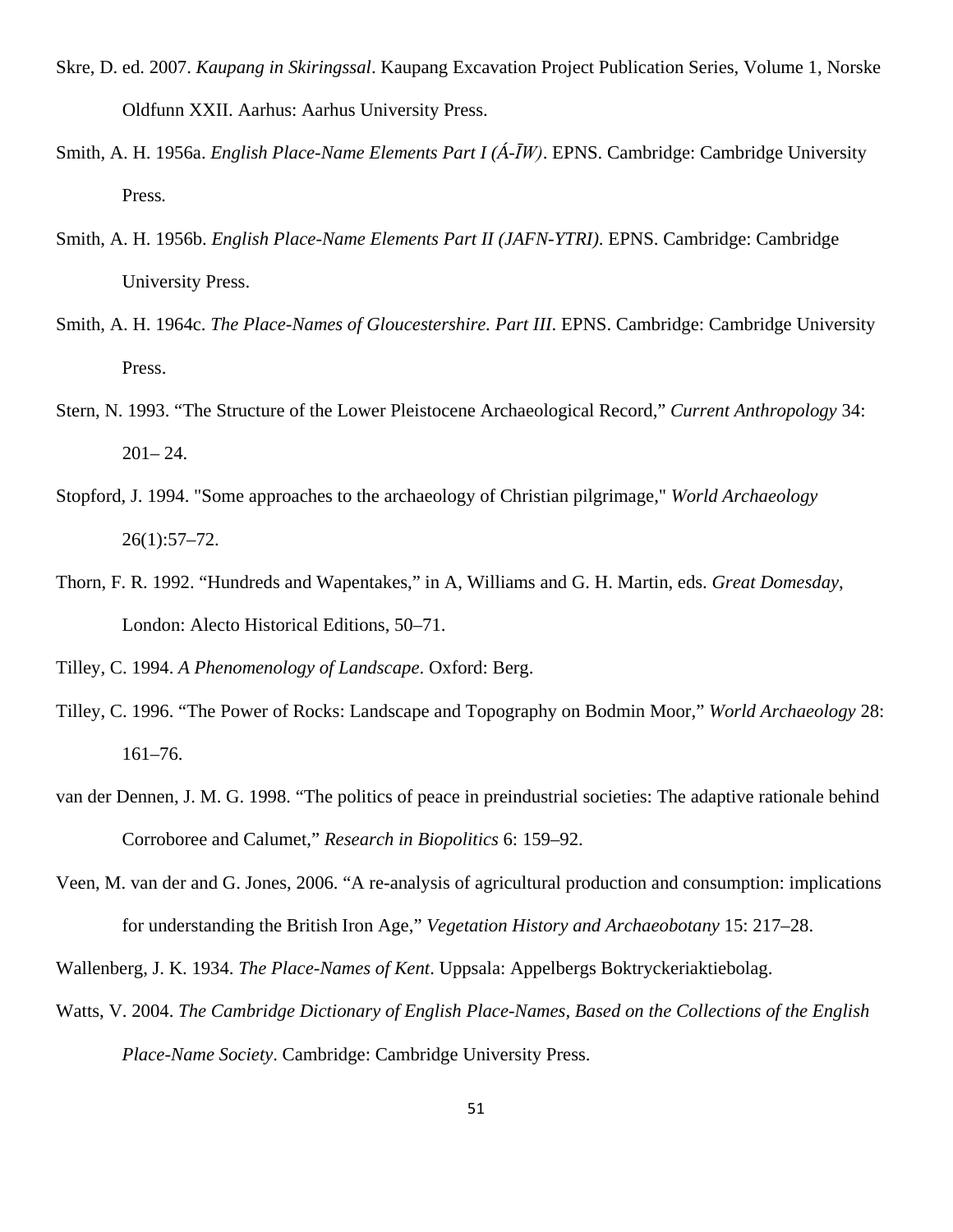Skre, D. ed. 2007. *Kaupang in Skiringssal*. Kaupang Excavation Project Publication Series, Volume 1, Norske Oldfunn XXII. Aarhus: Aarhus University Press.

Smith, A. H. 1956a. *English Place-Name Elements Part I (Á-ĪW)*. EPNS. Cambridge: Cambridge University Press.

Smith, A. H. 1956b. *English Place-Name Elements Part II (JAFN-YTRI)*. EPNS. Cambridge: Cambridge University Press.

Smith, A. H. 1964c. *The Place-Names of Gloucestershire. Part III*. EPNS. Cambridge: Cambridge University Press.

Stern, N. 1993. "The Structure of the Lower Pleistocene Archaeological Record," *Current Anthropology* 34: 201– 24.

Stopford, J. 1994. "Some approaches to the archaeology of Christian pilgrimage," *World Archaeology* 26(1):57–72.

Thorn, F. R. 1992. "Hundreds and Wapentakes," in A, Williams and G. H. Martin, eds. *Great Domesday*, London: Alecto Historical Editions, 50–71.

Tilley, C. 1994. *A Phenomenology of Landscape*. Oxford: Berg.

Tilley, C. 1996. "The Power of Rocks: Landscape and Topography on Bodmin Moor," *World Archaeology* 28: 161–76.

van der Dennen, J. M. G. 1998. "The politics of peace in preindustrial societies: The adaptive rationale behind Corroboree and Calumet," *Research in Biopolitics* 6: 159–92.

Veen, M. van der and G. Jones, 2006. "A re-analysis of agricultural production and consumption: implications for understanding the British Iron Age," *Vegetation History and Archaeobotany* 15: 217–28.

Wallenberg, J. K. 1934. *The Place-Names of Kent*. Uppsala: Appelbergs Boktryckeriaktiebolag.

Watts, V. 2004. *The Cambridge Dictionary of English Place-Names, Based on the Collections of the English Place-Name Society*. Cambridge: Cambridge University Press.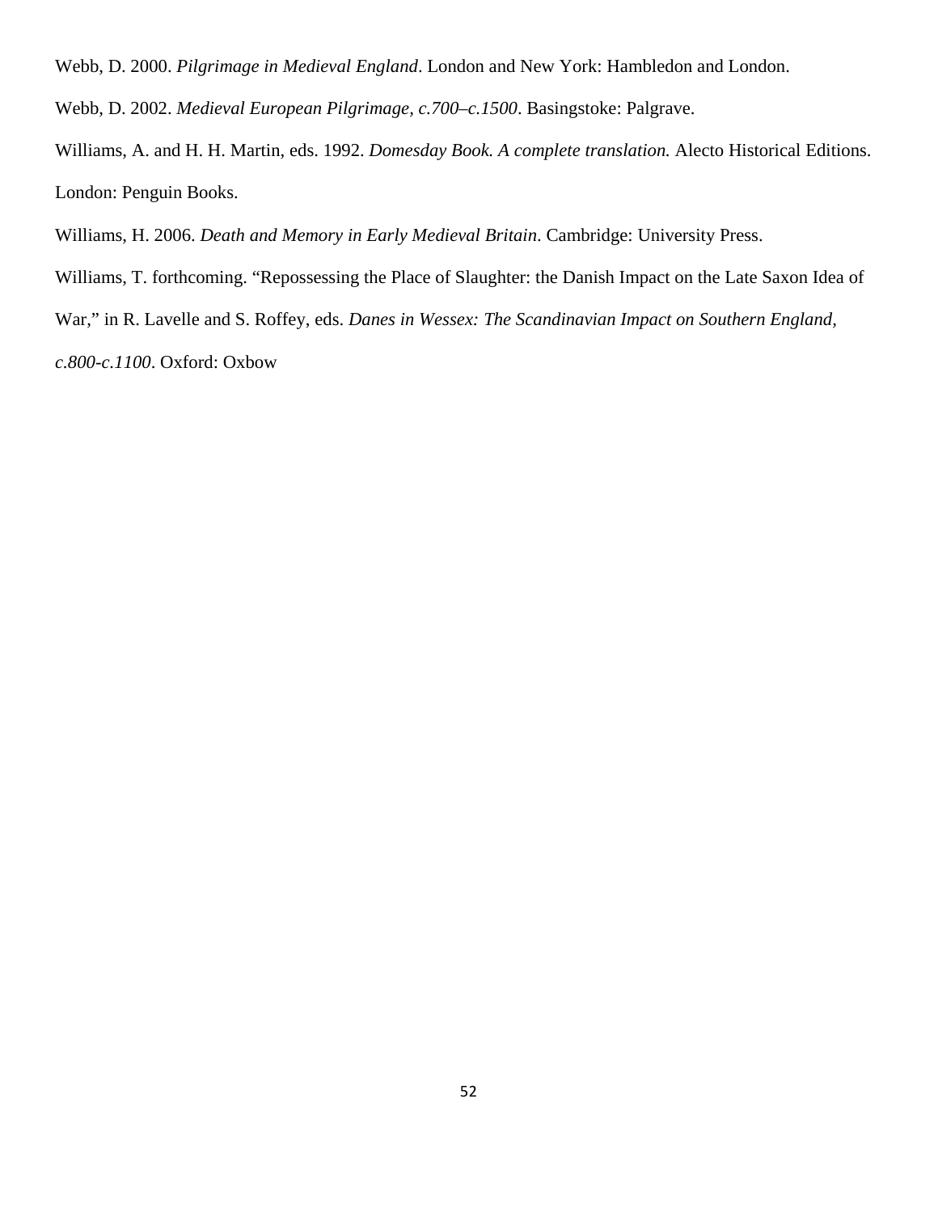Webb, D. 2000. *Pilgrimage in Medieval England*. London and New York: Hambledon and London.

Webb, D. 2002. *Medieval European Pilgrimage, c.700–c.1500*. Basingstoke: Palgrave.

Williams, A. and H. H. Martin, eds. 1992. *Domesday Book. A complete translation.* Alecto Historical Editions. London: Penguin Books.

Williams, H. 2006. *Death and Memory in Early Medieval Britain*. Cambridge: University Press.

Williams, T. forthcoming. "Repossessing the Place of Slaughter: the Danish Impact on the Late Saxon Idea of War," in R. Lavelle and S. Roffey, eds. *Danes in Wessex: The Scandinavian Impact on Southern England, c.800-c.1100*. Oxford: Oxbow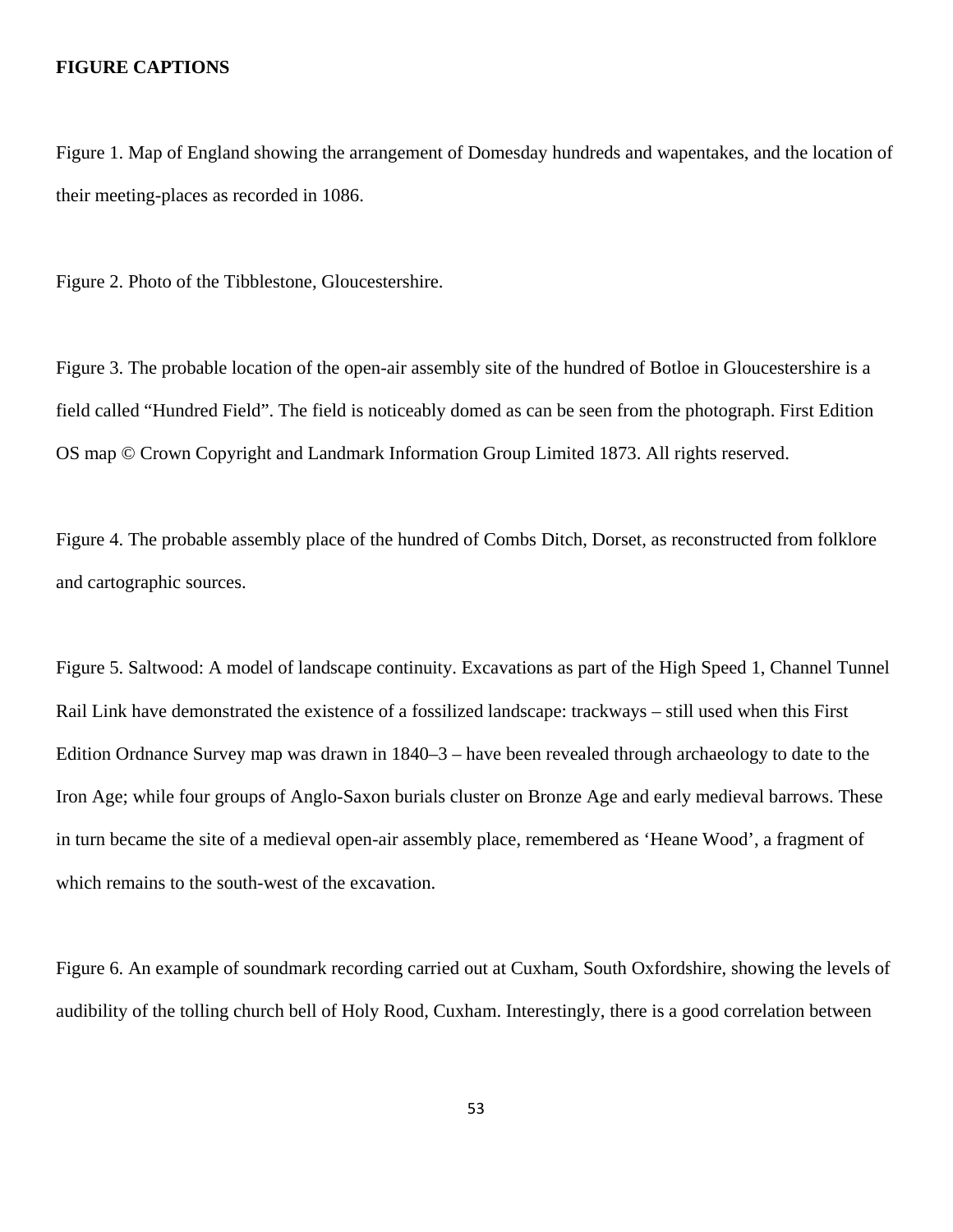**FIGURE CAPTIONS**

Figure 1. Map of England showing the arrangement of Domesday hundreds and wapentakes, and the location of their meeting-places as recorded in 1086.

Figure 2. Photo of the Tibblestone, Gloucestershire.

Figure 3. The probable location of the open-air assembly site of the hundred of Botloe in Gloucestershire is a field called "Hundred Field". The field is noticeably domed as can be seen from the photograph. First Edition OS map © Crown Copyright and Landmark Information Group Limited 1873. All rights reserved.

Figure 4. The probable assembly place of the hundred of Combs Ditch, Dorset, as reconstructed from folklore and cartographic sources.

Figure 5. Saltwood: A model of landscape continuity. Excavations as part of the High Speed 1, Channel Tunnel Rail Link have demonstrated the existence of a fossilized landscape: trackways – still used when this First Edition Ordnance Survey map was drawn in 1840–3 – have been revealed through archaeology to date to the Iron Age; while four groups of Anglo-Saxon burials cluster on Bronze Age and early medieval barrows. These in turn became the site of a medieval open-air assembly place, remembered as 'Heane Wood', a fragment of which remains to the south-west of the excavation.

Figure 6. An example of soundmark recording carried out at Cuxham, South Oxfordshire, showing the levels of audibility of the tolling church bell of Holy Rood, Cuxham. Interestingly, there is a good correlation between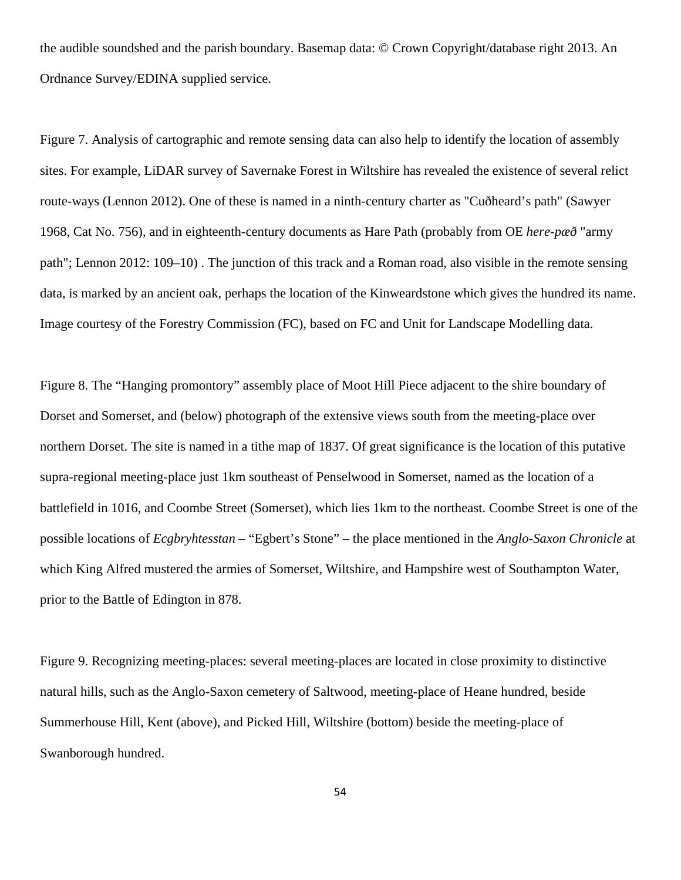the audible soundshed and the parish boundary. Basemap data: © Crown Copyright/database right 2013. An Ordnance Survey/EDINA supplied service.

Figure 7. Analysis of cartographic and remote sensing data can also help to identify the location of assembly sites. For example, LiDAR survey of Savernake Forest in Wiltshire has revealed the existence of several relict route-ways (Lennon 2012). One of these is named in a ninth-century charter as "Cuðheard's path" (Sawyer 1968, Cat No. 756), and in eighteenth-century documents as Hare Path (probably from OE *here-pæð* "army path"; Lennon 2012: 109–10) . The junction of this track and a Roman road, also visible in the remote sensing data, is marked by an ancient oak, perhaps the location of the Kinweardstone which gives the hundred its name. Image courtesy of the Forestry Commission (FC), based on FC and Unit for Landscape Modelling data.

Figure 8. The "Hanging promontory" assembly place of Moot Hill Piece adjacent to the shire boundary of Dorset and Somerset, and (below) photograph of the extensive views south from the meeting-place over northern Dorset. The site is named in a tithe map of 1837. Of great significance is the location of this putative supra-regional meeting-place just 1km southeast of Penselwood in Somerset, named as the location of a battlefield in 1016, and Coombe Street (Somerset), which lies 1km to the northeast. Coombe Street is one of the possible locations of *Ecgbryhtesstan* – "Egbert's Stone" – the place mentioned in the *Anglo-Saxon Chronicle* at which King Alfred mustered the armies of Somerset, Wiltshire, and Hampshire west of Southampton Water, prior to the Battle of Edington in 878.

Figure 9. Recognizing meeting-places: several meeting-places are located in close proximity to distinctive natural hills, such as the Anglo-Saxon cemetery of Saltwood, meeting-place of Heane hundred, beside Summerhouse Hill, Kent (above), and Picked Hill, Wiltshire (bottom) beside the meeting-place of Swanborough hundred.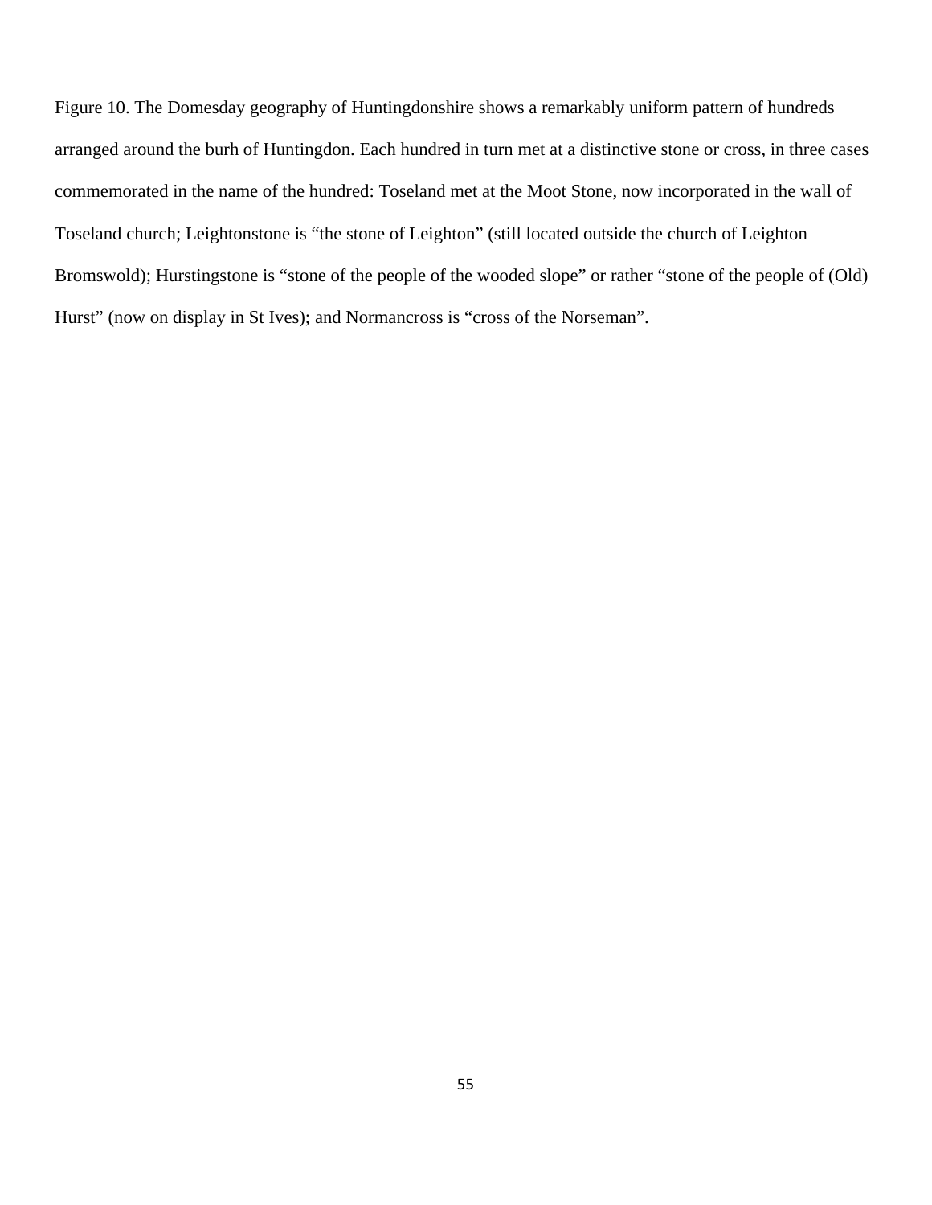Figure 10. The Domesday geography of Huntingdonshire shows a remarkably uniform pattern of hundreds arranged around the burh of Huntingdon. Each hundred in turn met at a distinctive stone or cross, in three cases commemorated in the name of the hundred: Toseland met at the Moot Stone, now incorporated in the wall of Toseland church; Leightonstone is “the stone of Leighton” (still located outside the church of Leighton Bromswold); Hurstingstone is “stone of the people of the wooded slope” or rather “stone of the people of (Old) Hurst” (now on display in St Ives); and Normancross is “cross of the Norseman”.